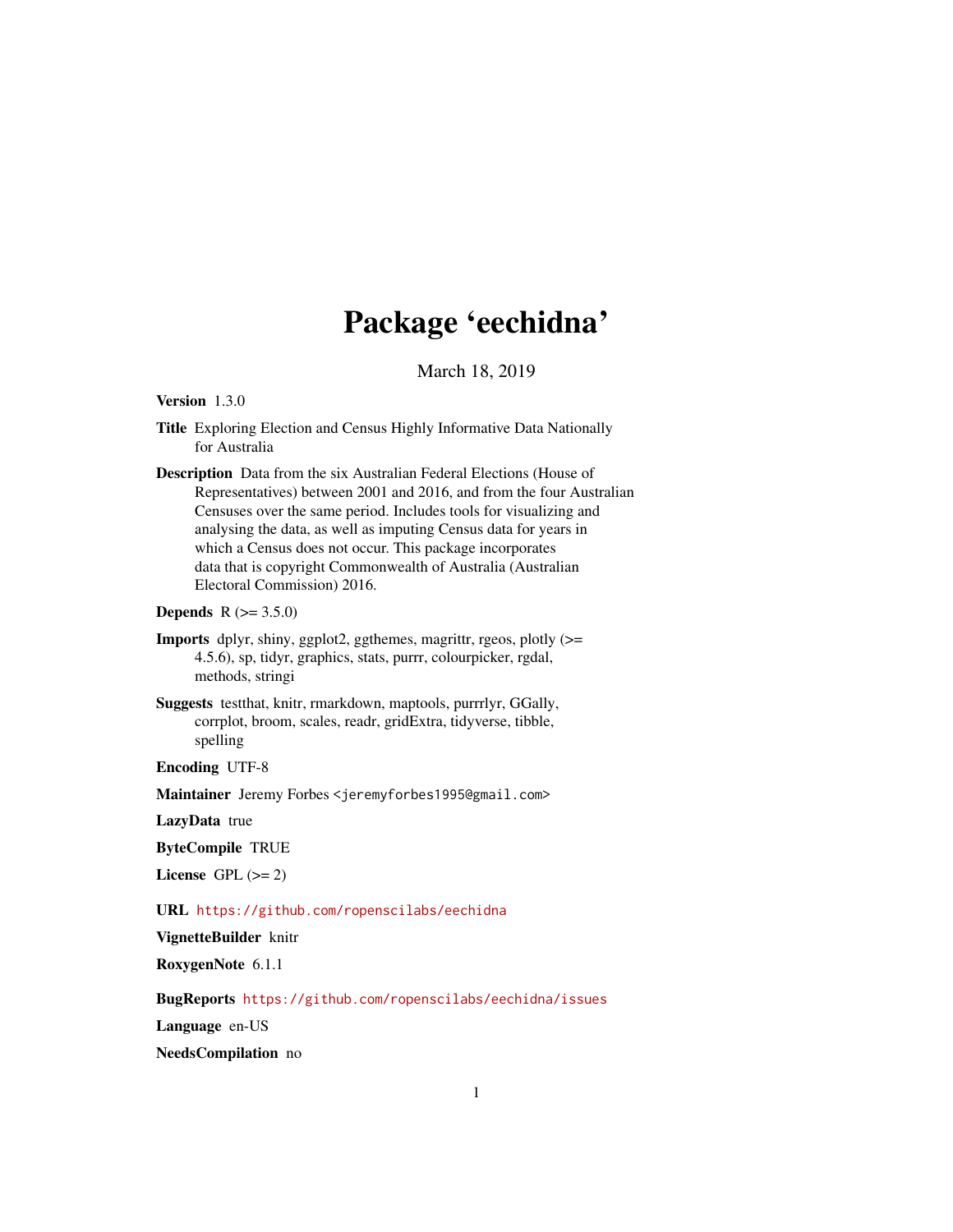# Package 'eechidna'

March 18, 2019

**Version** 1.3.0

**Title** Exploring Election and Census Highly Informative Data Nationally for Australia

**Description** Data from the six Australian Federal Elections (House of Representatives) between 2001 and 2016, and from the four Australian Censuses over the same period. Includes tools for visualizing and analysing the data, as well as imputing Census data for years in which a Census does not occur. This package incorporates data that is copyright Commonwealth of Australia (Australian Electoral Commission) 2016.

**Depends** R (>= 3.5.0)

**Imports** dplyr, shiny, ggplot2, ggthemes, magrittr, rgeos, plotly (>= 4.5.6), sp, tidyr, graphics, stats, purrr, colourpicker, rgdal, methods, stringi

**Suggests** testthat, knitr, rmarkdown, maptools, purrrlyr, GGally, corrplot, broom, scales, readr, gridExtra, tidyverse, tibble, spelling

**Encoding** UTF-8

**Maintainer** Jeremy Forbes <jeremyforbes1995@gmail.com>

**LazyData** true

**ByteCompile** TRUE

**License** GPL (>= 2)

**URL** https://github.com/ropenscilabs/eechidna

**VignetteBuilder** knitr

**RoxygenNote** 6.1.1

**BugReports** https://github.com/ropenscilabs/eechidna/issues

**Language** en-US

**NeedsCompilation** no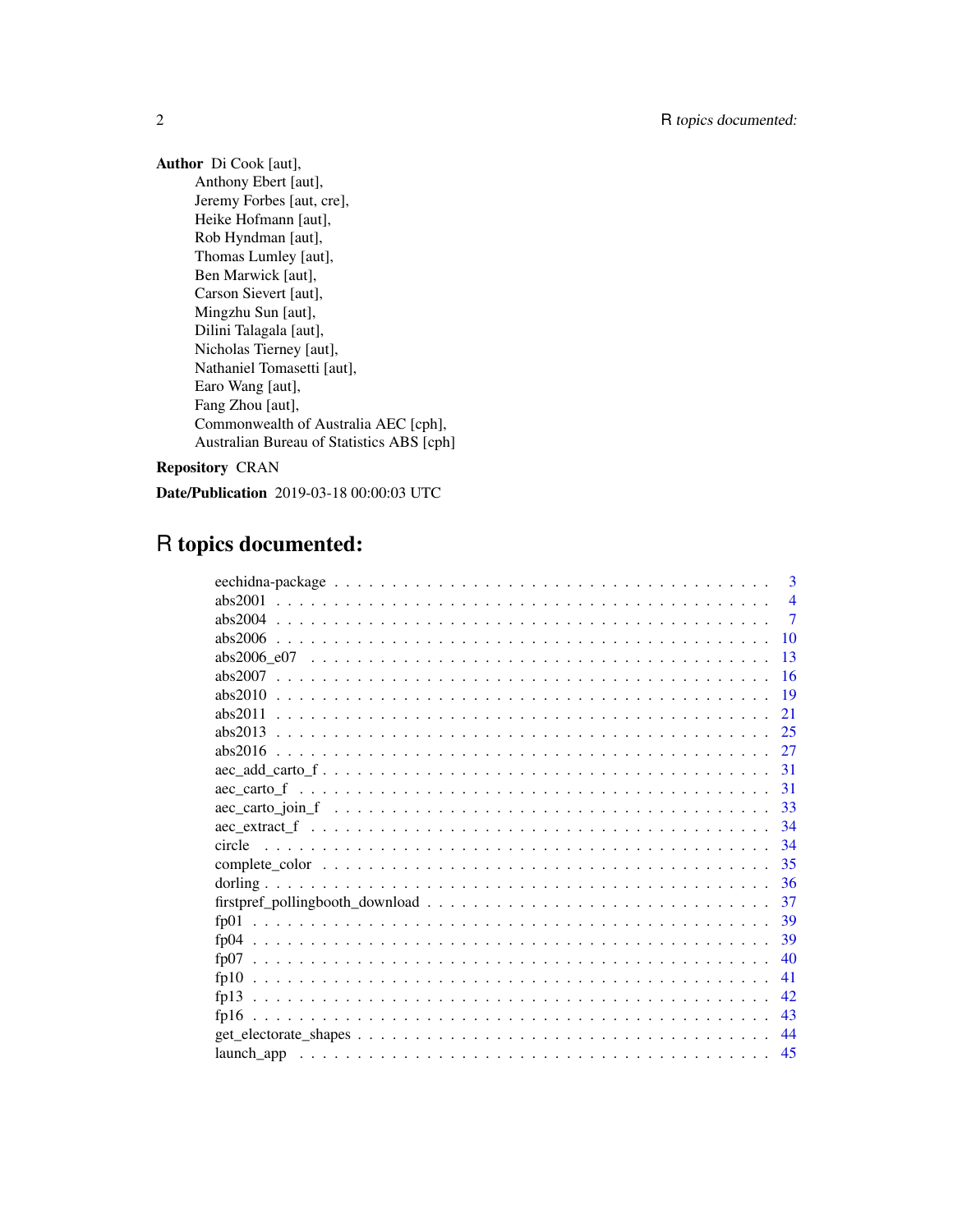**Author** Di Cook [aut],
Anthony Ebert [aut],
Jeremy Forbes [aut, cre],
Heike Hofmann [aut],
Rob Hyndman [aut],
Thomas Lumley [aut],
Ben Marwick [aut],
Carson Sievert [aut],
Mingzhu Sun [aut],
Dilini Talagala [aut],
Nicholas Tierney [aut],
Nathaniel Tomasetti [aut],
Earo Wang [aut],
Fang Zhou [aut],
Commonwealth of Australia AEC [cph],
Australian Bureau of Statistics ABS [cph]

**Repository** CRAN

**Date/Publication** 2019-03-18 00:00:03 UTC

# R topics documented:

| | |
|---|---|
| eechidna-package | 3 |
| abs2001 | 4 |
| abs2004 | 7 |
| abs2006 | 10 |
| abs2006_e07 | 13 |
| abs2007 | 16 |
| abs2010 | 19 |
| abs2011 | 21 |
| abs2013 | 25 |
| abs2016 | 27 |
| aec_add_carto_f | 31 |
| aec_carto_f | 31 |
| aec_carto_join_f | 33 |
| aec_extract_f | 34 |
| circle | 34 |
| complete_color | 35 |
| dorling | 36 |
| firstpref_pollingbooth_download | 37 |
| fp01 | 39 |
| fp04 | 39 |
| fp07 | 40 |
| fp10 | 41 |
| fp13 | 42 |
| fp16 | 43 |
| get_electorate_shapes | 44 |
| launch_app | 45 |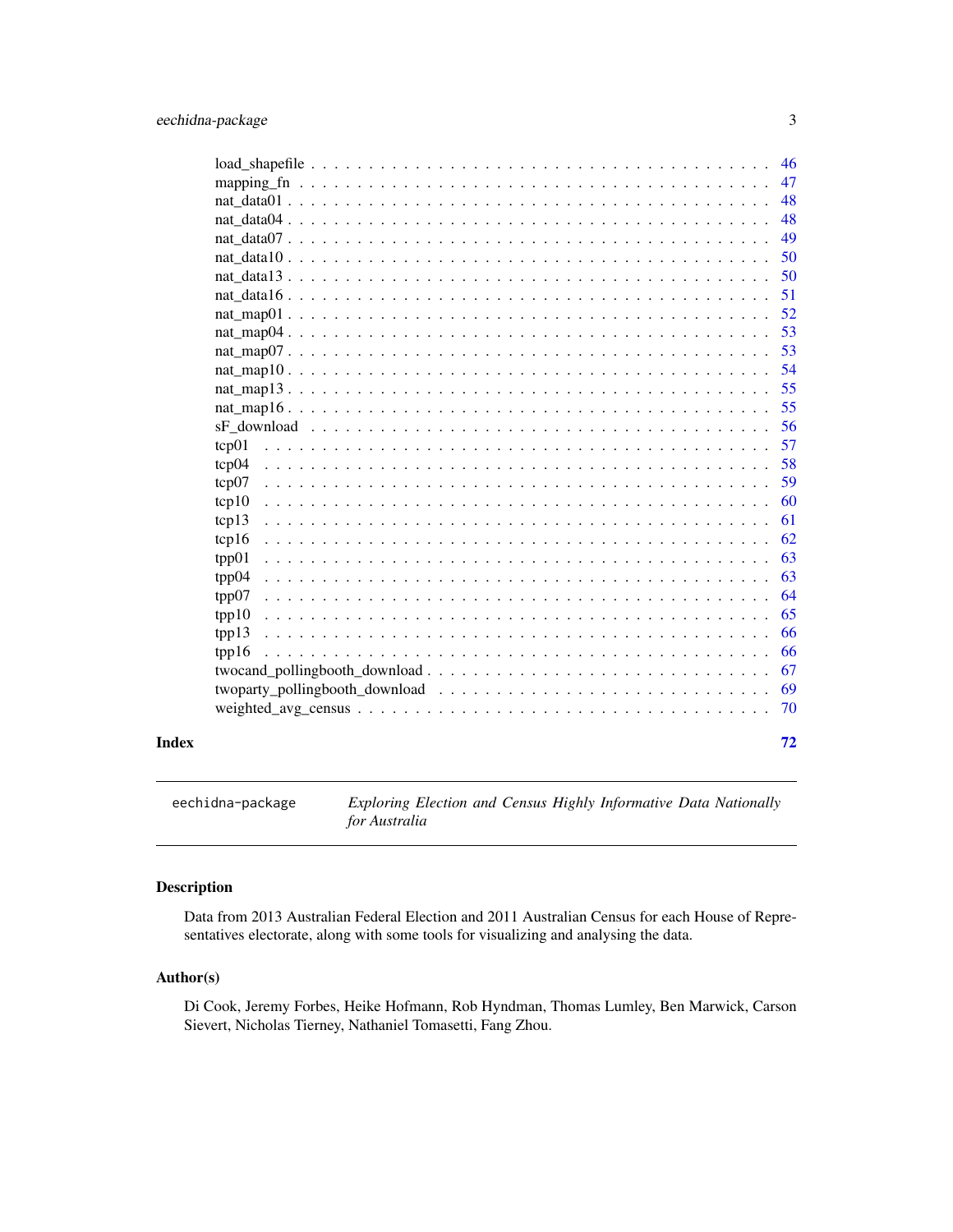load_shapefile . . . . . . . . . . . . . . . . . . . . . . . . . . . . . . . . . . . . 46
mapping_fn . . . . . . . . . . . . . . . . . . . . . . . . . . . . . . . . . . . . . . 47
nat_data01 . . . . . . . . . . . . . . . . . . . . . . . . . . . . . . . . . . . . . . 48
nat_data04 . . . . . . . . . . . . . . . . . . . . . . . . . . . . . . . . . . . . . . 48
nat_data07 . . . . . . . . . . . . . . . . . . . . . . . . . . . . . . . . . . . . . . 49
nat_data10 . . . . . . . . . . . . . . . . . . . . . . . . . . . . . . . . . . . . . . 50
nat_data13 . . . . . . . . . . . . . . . . . . . . . . . . . . . . . . . . . . . . . . 50
nat_data16 . . . . . . . . . . . . . . . . . . . . . . . . . . . . . . . . . . . . . . 51
nat_map01 . . . . . . . . . . . . . . . . . . . . . . . . . . . . . . . . . . . . . . 52
nat_map04 . . . . . . . . . . . . . . . . . . . . . . . . . . . . . . . . . . . . . . 53
nat_map07 . . . . . . . . . . . . . . . . . . . . . . . . . . . . . . . . . . . . . . 53
nat_map10 . . . . . . . . . . . . . . . . . . . . . . . . . . . . . . . . . . . . . . 54
nat_map13 . . . . . . . . . . . . . . . . . . . . . . . . . . . . . . . . . . . . . . 55
nat_map16 . . . . . . . . . . . . . . . . . . . . . . . . . . . . . . . . . . . . . . 55
sF_download . . . . . . . . . . . . . . . . . . . . . . . . . . . . . . . . . . . . . 56
tcp01 . . . . . . . . . . . . . . . . . . . . . . . . . . . . . . . . . . . . . . . . . 57
tcp04 . . . . . . . . . . . . . . . . . . . . . . . . . . . . . . . . . . . . . . . . . 58
tcp07 . . . . . . . . . . . . . . . . . . . . . . . . . . . . . . . . . . . . . . . . . 59
tcp10 . . . . . . . . . . . . . . . . . . . . . . . . . . . . . . . . . . . . . . . . . 60
tcp13 . . . . . . . . . . . . . . . . . . . . . . . . . . . . . . . . . . . . . . . . . 61
tcp16 . . . . . . . . . . . . . . . . . . . . . . . . . . . . . . . . . . . . . . . . . 62
tpp01 . . . . . . . . . . . . . . . . . . . . . . . . . . . . . . . . . . . . . . . . . 63
tpp04 . . . . . . . . . . . . . . . . . . . . . . . . . . . . . . . . . . . . . . . . . 63
tpp07 . . . . . . . . . . . . . . . . . . . . . . . . . . . . . . . . . . . . . . . . . 64
tpp10 . . . . . . . . . . . . . . . . . . . . . . . . . . . . . . . . . . . . . . . . . 65
tpp13 . . . . . . . . . . . . . . . . . . . . . . . . . . . . . . . . . . . . . . . . . 66
tpp16 . . . . . . . . . . . . . . . . . . . . . . . . . . . . . . . . . . . . . . . . . 66
twocand_pollingbooth_download . . . . . . . . . . . . . . . . . . . . . . . . . . . 67
twoparty_pollingbooth_download . . . . . . . . . . . . . . . . . . . . . . . . . . 69
weighted_avg_census . . . . . . . . . . . . . . . . . . . . . . . . . . . . . . . . . 70

**Index** 72

---

`eechidna-package` *Exploring Election and Census Highly Informative Data Nationally for Australia*

---

## Description

Data from 2013 Australian Federal Election and 2011 Australian Census for each House of Representatives electorate, along with some tools for visualizing and analysing the data.

## Author(s)

Di Cook, Jeremy Forbes, Heike Hofmann, Rob Hyndman, Thomas Lumley, Ben Marwick, Carson Sievert, Nicholas Tierney, Nathaniel Tomasetti, Fang Zhou.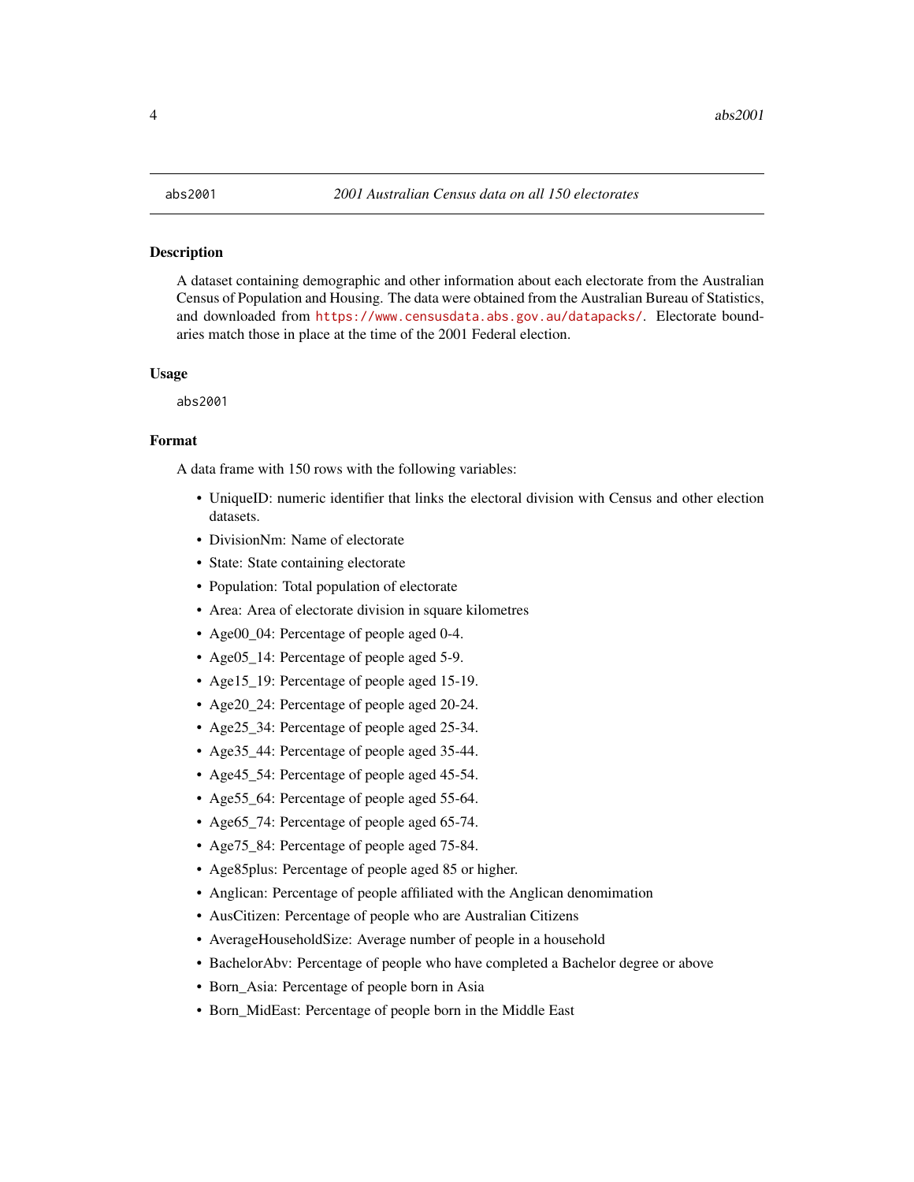abs2001 — *2001 Australian Census data on all 150 electorates*

## Description

A dataset containing demographic and other information about each electorate from the Australian Census of Population and Housing. The data were obtained from the Australian Bureau of Statistics, and downloaded from https://www.censusdata.abs.gov.au/datapacks/. Electorate boundaries match those in place at the time of the 2001 Federal election.

## Usage

```
abs2001
```

## Format

A data frame with 150 rows with the following variables:

- UniqueID: numeric identifier that links the electoral division with Census and other election datasets.
- DivisionNm: Name of electorate
- State: State containing electorate
- Population: Total population of electorate
- Area: Area of electorate division in square kilometres
- Age00_04: Percentage of people aged 0-4.
- Age05_14: Percentage of people aged 5-9.
- Age15_19: Percentage of people aged 15-19.
- Age20_24: Percentage of people aged 20-24.
- Age25_34: Percentage of people aged 25-34.
- Age35_44: Percentage of people aged 35-44.
- Age45_54: Percentage of people aged 45-54.
- Age55_64: Percentage of people aged 55-64.
- Age65_74: Percentage of people aged 65-74.
- Age75_84: Percentage of people aged 75-84.
- Age85plus: Percentage of people aged 85 or higher.
- Anglican: Percentage of people affiliated with the Anglican denomimation
- AusCitizen: Percentage of people who are Australian Citizens
- AverageHouseholdSize: Average number of people in a household
- BachelorAbv: Percentage of people who have completed a Bachelor degree or above
- Born_Asia: Percentage of people born in Asia
- Born_MidEast: Percentage of people born in the Middle East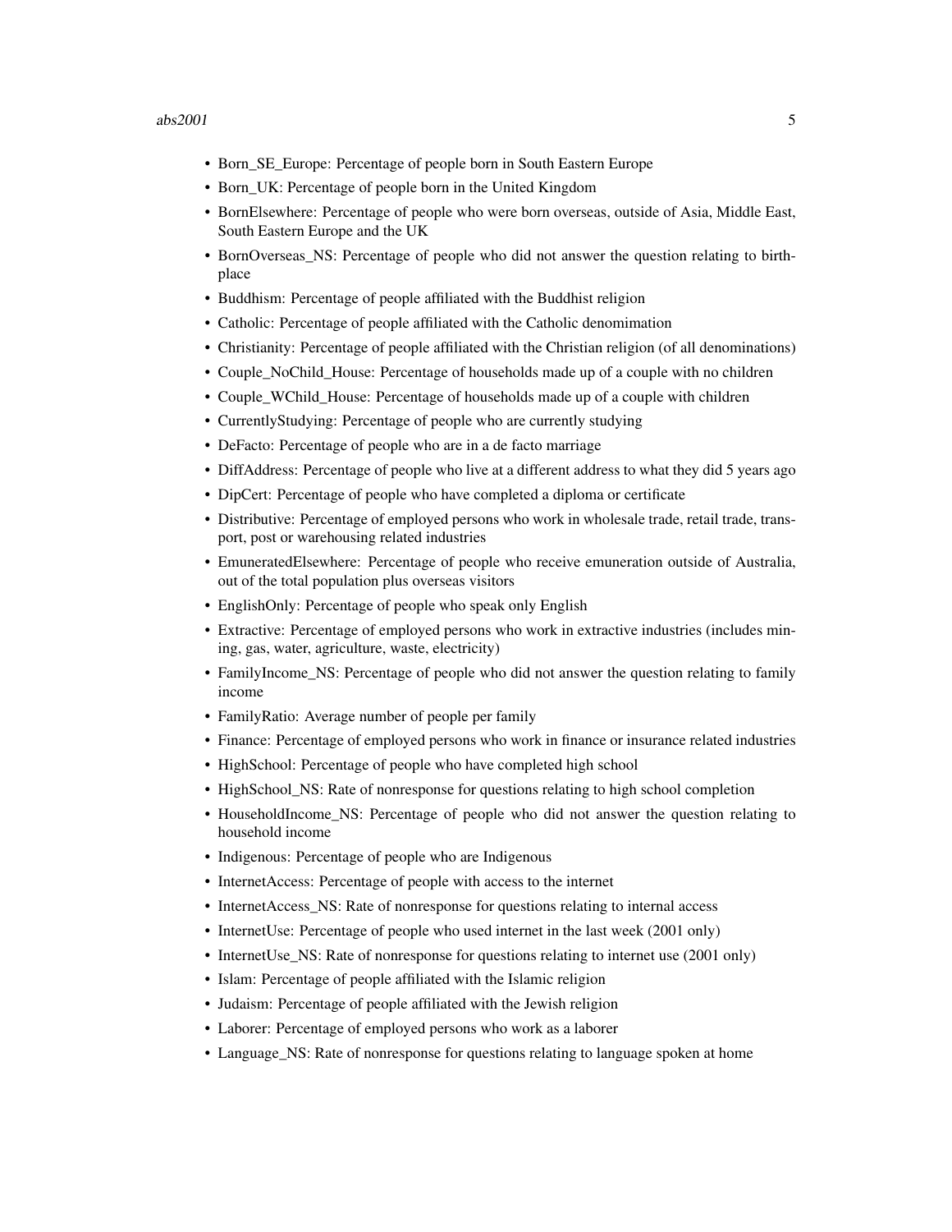- Born_SE_Europe: Percentage of people born in South Eastern Europe
- Born_UK: Percentage of people born in the United Kingdom
- BornElsewhere: Percentage of people who were born overseas, outside of Asia, Middle East, South Eastern Europe and the UK
- BornOverseas_NS: Percentage of people who did not answer the question relating to birthplace
- Buddhism: Percentage of people affiliated with the Buddhist religion
- Catholic: Percentage of people affiliated with the Catholic denomimation
- Christianity: Percentage of people affiliated with the Christian religion (of all denominations)
- Couple_NoChild_House: Percentage of households made up of a couple with no children
- Couple_WChild_House: Percentage of households made up of a couple with children
- CurrentlyStudying: Percentage of people who are currently studying
- DeFacto: Percentage of people who are in a de facto marriage
- DiffAddress: Percentage of people who live at a different address to what they did 5 years ago
- DipCert: Percentage of people who have completed a diploma or certificate
- Distributive: Percentage of employed persons who work in wholesale trade, retail trade, transport, post or warehousing related industries
- EmuneratedElsewhere: Percentage of people who receive emuneration outside of Australia, out of the total population plus overseas visitors
- EnglishOnly: Percentage of people who speak only English
- Extractive: Percentage of employed persons who work in extractive industries (includes mining, gas, water, agriculture, waste, electricity)
- FamilyIncome_NS: Percentage of people who did not answer the question relating to family income
- FamilyRatio: Average number of people per family
- Finance: Percentage of employed persons who work in finance or insurance related industries
- HighSchool: Percentage of people who have completed high school
- HighSchool_NS: Rate of nonresponse for questions relating to high school completion
- HouseholdIncome_NS: Percentage of people who did not answer the question relating to household income
- Indigenous: Percentage of people who are Indigenous
- InternetAccess: Percentage of people with access to the internet
- InternetAccess_NS: Rate of nonresponse for questions relating to internal access
- InternetUse: Percentage of people who used internet in the last week (2001 only)
- InternetUse_NS: Rate of nonresponse for questions relating to internet use (2001 only)
- Islam: Percentage of people affiliated with the Islamic religion
- Judaism: Percentage of people affiliated with the Jewish religion
- Laborer: Percentage of employed persons who work as a laborer
- Language_NS: Rate of nonresponse for questions relating to language spoken at home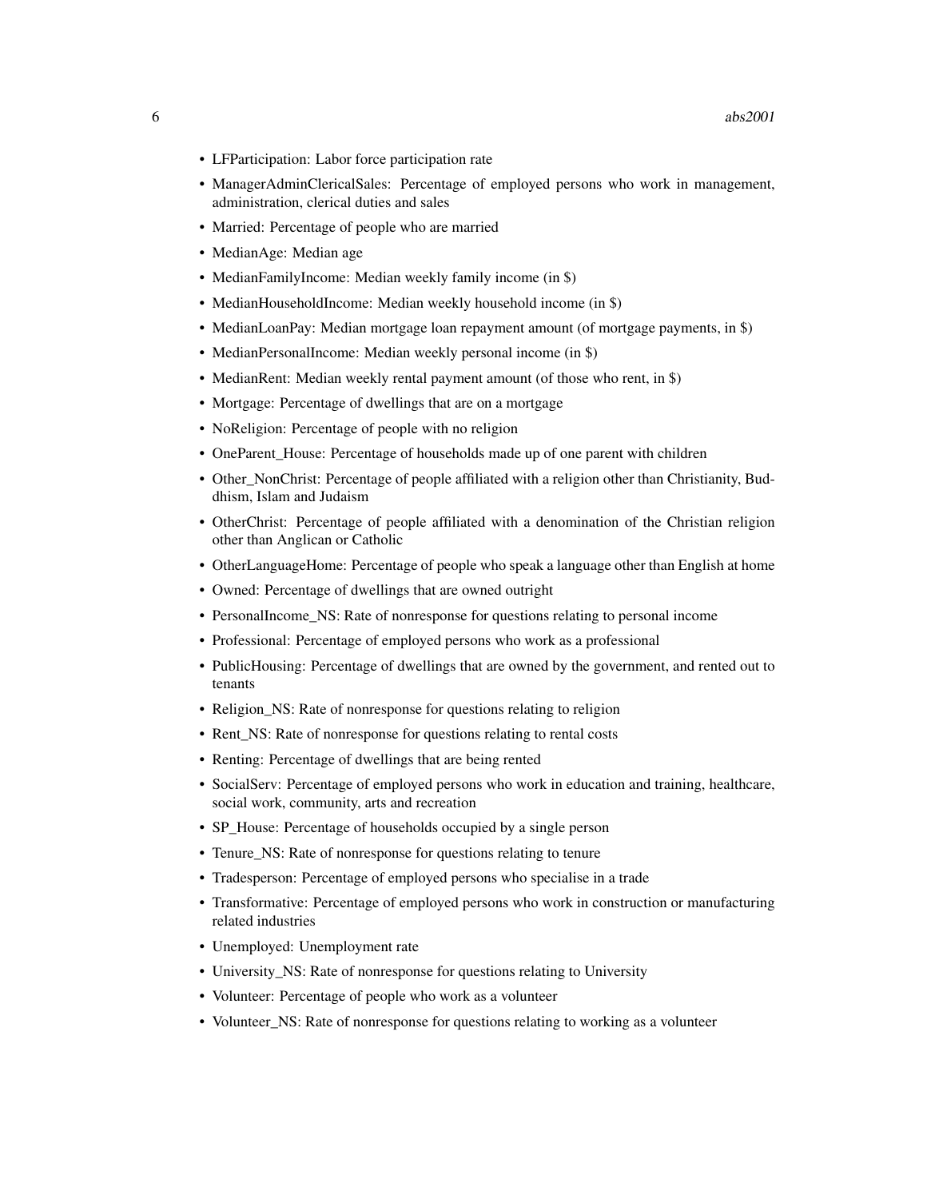- LFParticipation: Labor force participation rate
- ManagerAdminClericalSales: Percentage of employed persons who work in management, administration, clerical duties and sales
- Married: Percentage of people who are married
- MedianAge: Median age
- MedianFamilyIncome: Median weekly family income (in $)
- MedianHouseholdIncome: Median weekly household income (in $)
- MedianLoanPay: Median mortgage loan repayment amount (of mortgage payments, in $)
- MedianPersonalIncome: Median weekly personal income (in $)
- MedianRent: Median weekly rental payment amount (of those who rent, in $)
- Mortgage: Percentage of dwellings that are on a mortgage
- NoReligion: Percentage of people with no religion
- OneParent_House: Percentage of households made up of one parent with children
- Other_NonChrist: Percentage of people affiliated with a religion other than Christianity, Buddhism, Islam and Judaism
- OtherChrist: Percentage of people affiliated with a denomination of the Christian religion other than Anglican or Catholic
- OtherLanguageHome: Percentage of people who speak a language other than English at home
- Owned: Percentage of dwellings that are owned outright
- PersonalIncome_NS: Rate of nonresponse for questions relating to personal income
- Professional: Percentage of employed persons who work as a professional
- PublicHousing: Percentage of dwellings that are owned by the government, and rented out to tenants
- Religion_NS: Rate of nonresponse for questions relating to religion
- Rent_NS: Rate of nonresponse for questions relating to rental costs
- Renting: Percentage of dwellings that are being rented
- SocialServ: Percentage of employed persons who work in education and training, healthcare, social work, community, arts and recreation
- SP_House: Percentage of households occupied by a single person
- Tenure_NS: Rate of nonresponse for questions relating to tenure
- Tradesperson: Percentage of employed persons who specialise in a trade
- Transformative: Percentage of employed persons who work in construction or manufacturing related industries
- Unemployed: Unemployment rate
- University_NS: Rate of nonresponse for questions relating to University
- Volunteer: Percentage of people who work as a volunteer
- Volunteer_NS: Rate of nonresponse for questions relating to working as a volunteer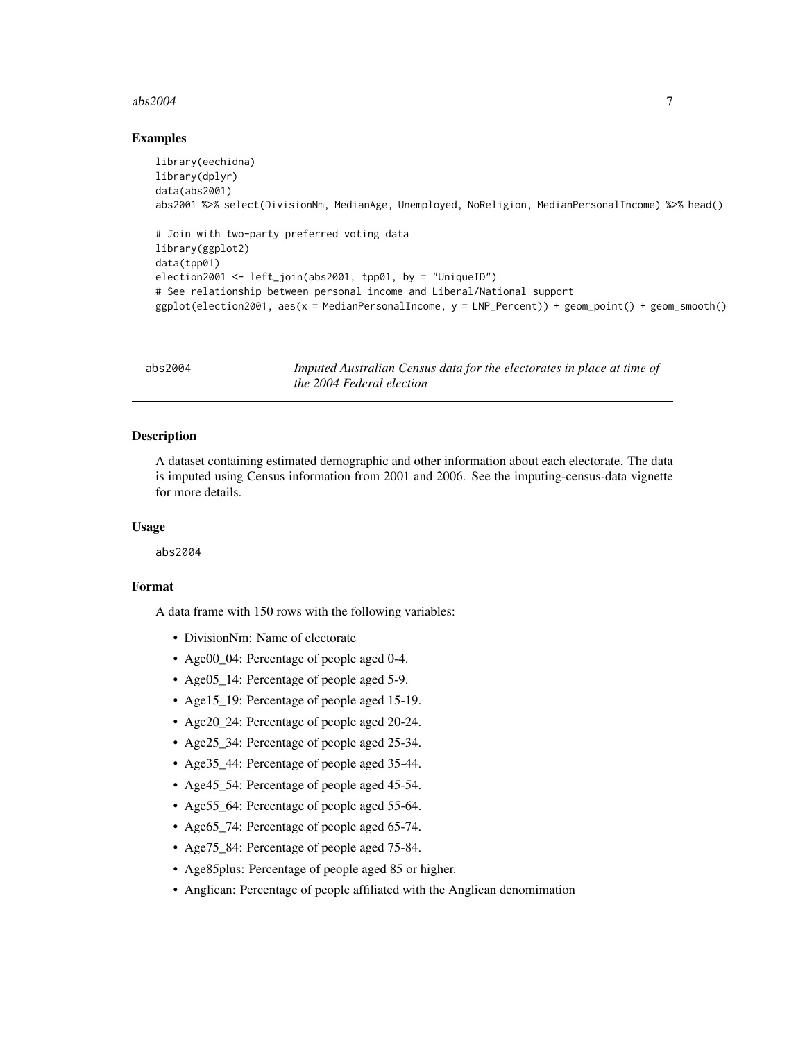## Examples

```
library(eechidna)
library(dplyr)
data(abs2001)
abs2001 %>% select(DivisionNm, MedianAge, Unemployed, NoReligion, MedianPersonalIncome) %>% head()

# Join with two-party preferred voting data
library(ggplot2)
data(tpp01)
election2001 <- left_join(abs2001, tpp01, by = "UniqueID")
# See relationship between personal income and Liberal/National support
ggplot(election2001, aes(x = MedianPersonalIncome, y = LNP_Percent)) + geom_point() + geom_smooth()
```

---

# abs2004 — *Imputed Australian Census data for the electorates in place at time of the 2004 Federal election*

---

## Description

A dataset containing estimated demographic and other information about each electorate. The data is imputed using Census information from 2001 and 2006. See the imputing-census-data vignette for more details.

## Usage

```
abs2004
```

## Format

A data frame with 150 rows with the following variables:

- DivisionNm: Name of electorate
- Age00_04: Percentage of people aged 0-4.
- Age05_14: Percentage of people aged 5-9.
- Age15_19: Percentage of people aged 15-19.
- Age20_24: Percentage of people aged 20-24.
- Age25_34: Percentage of people aged 25-34.
- Age35_44: Percentage of people aged 35-44.
- Age45_54: Percentage of people aged 45-54.
- Age55_64: Percentage of people aged 55-64.
- Age65_74: Percentage of people aged 65-74.
- Age75_84: Percentage of people aged 75-84.
- Age85plus: Percentage of people aged 85 or higher.
- Anglican: Percentage of people affiliated with the Anglican denomimation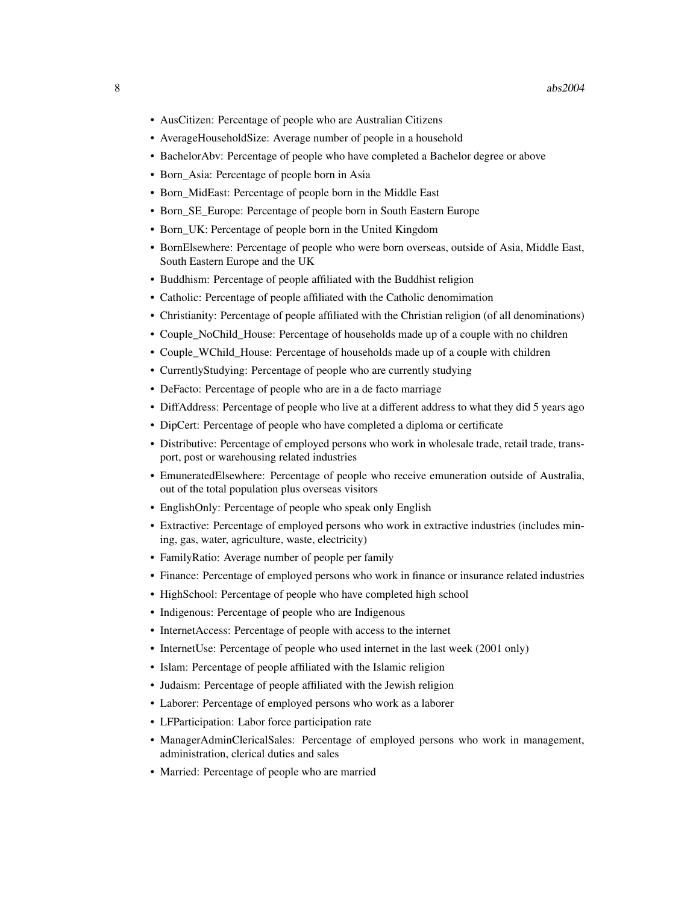- AusCitizen: Percentage of people who are Australian Citizens
- AverageHouseholdSize: Average number of people in a household
- BachelorAbv: Percentage of people who have completed a Bachelor degree or above
- Born_Asia: Percentage of people born in Asia
- Born_MidEast: Percentage of people born in the Middle East
- Born_SE_Europe: Percentage of people born in South Eastern Europe
- Born_UK: Percentage of people born in the United Kingdom
- BornElsewhere: Percentage of people who were born overseas, outside of Asia, Middle East, South Eastern Europe and the UK
- Buddhism: Percentage of people affiliated with the Buddhist religion
- Catholic: Percentage of people affiliated with the Catholic denomimation
- Christianity: Percentage of people affiliated with the Christian religion (of all denominations)
- Couple_NoChild_House: Percentage of households made up of a couple with no children
- Couple_WChild_House: Percentage of households made up of a couple with children
- CurrentlyStudying: Percentage of people who are currently studying
- DeFacto: Percentage of people who are in a de facto marriage
- DiffAddress: Percentage of people who live at a different address to what they did 5 years ago
- DipCert: Percentage of people who have completed a diploma or certificate
- Distributive: Percentage of employed persons who work in wholesale trade, retail trade, transport, post or warehousing related industries
- EmuneratedElsewhere: Percentage of people who receive emuneration outside of Australia, out of the total population plus overseas visitors
- EnglishOnly: Percentage of people who speak only English
- Extractive: Percentage of employed persons who work in extractive industries (includes mining, gas, water, agriculture, waste, electricity)
- FamilyRatio: Average number of people per family
- Finance: Percentage of employed persons who work in finance or insurance related industries
- HighSchool: Percentage of people who have completed high school
- Indigenous: Percentage of people who are Indigenous
- InternetAccess: Percentage of people with access to the internet
- InternetUse: Percentage of people who used internet in the last week (2001 only)
- Islam: Percentage of people affiliated with the Islamic religion
- Judaism: Percentage of people affiliated with the Jewish religion
- Laborer: Percentage of employed persons who work as a laborer
- LFParticipation: Labor force participation rate
- ManagerAdminClericalSales: Percentage of employed persons who work in management, administration, clerical duties and sales
- Married: Percentage of people who are married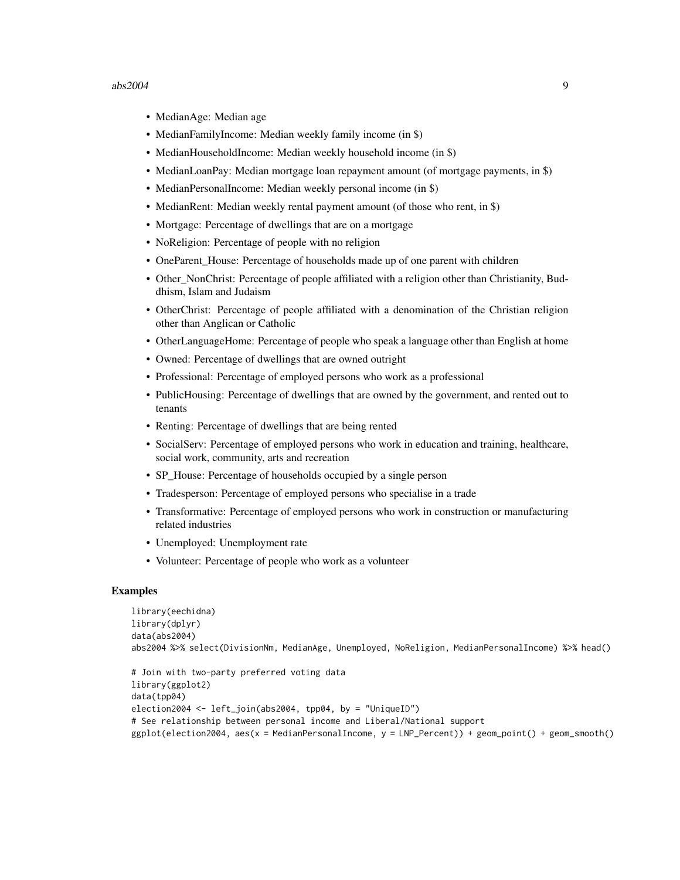- MedianAge: Median age
- MedianFamilyIncome: Median weekly family income (in $)
- MedianHouseholdIncome: Median weekly household income (in $)
- MedianLoanPay: Median mortgage loan repayment amount (of mortgage payments, in $)
- MedianPersonalIncome: Median weekly personal income (in $)
- MedianRent: Median weekly rental payment amount (of those who rent, in $)
- Mortgage: Percentage of dwellings that are on a mortgage
- NoReligion: Percentage of people with no religion
- OneParent_House: Percentage of households made up of one parent with children
- Other_NonChrist: Percentage of people affiliated with a religion other than Christianity, Buddhism, Islam and Judaism
- OtherChrist: Percentage of people affiliated with a denomination of the Christian religion other than Anglican or Catholic
- OtherLanguageHome: Percentage of people who speak a language other than English at home
- Owned: Percentage of dwellings that are owned outright
- Professional: Percentage of employed persons who work as a professional
- PublicHousing: Percentage of dwellings that are owned by the government, and rented out to tenants
- Renting: Percentage of dwellings that are being rented
- SocialServ: Percentage of employed persons who work in education and training, healthcare, social work, community, arts and recreation
- SP_House: Percentage of households occupied by a single person
- Tradesperson: Percentage of employed persons who specialise in a trade
- Transformative: Percentage of employed persons who work in construction or manufacturing related industries
- Unemployed: Unemployment rate
- Volunteer: Percentage of people who work as a volunteer

## Examples

```
library(eechidna)
library(dplyr)
data(abs2004)
abs2004 %>% select(DivisionNm, MedianAge, Unemployed, NoReligion, MedianPersonalIncome) %>% head()

# Join with two-party preferred voting data
library(ggplot2)
data(tpp04)
election2004 <- left_join(abs2004, tpp04, by = "UniqueID")
# See relationship between personal income and Liberal/National support
ggplot(election2004, aes(x = MedianPersonalIncome, y = LNP_Percent)) + geom_point() + geom_smooth()
```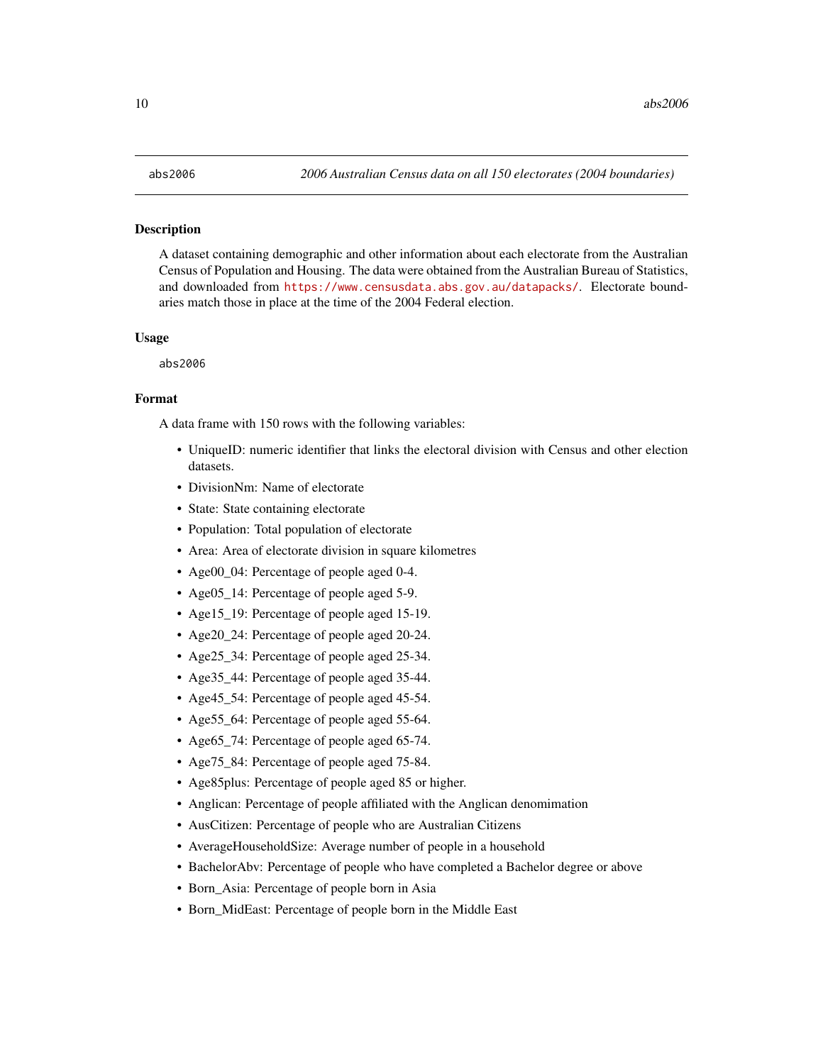abs2006 — *2006 Australian Census data on all 150 electorates (2004 boundaries)*

## Description

A dataset containing demographic and other information about each electorate from the Australian Census of Population and Housing. The data were obtained from the Australian Bureau of Statistics, and downloaded from https://www.censusdata.abs.gov.au/datapacks/. Electorate boundaries match those in place at the time of the 2004 Federal election.

## Usage

```
abs2006
```

## Format

A data frame with 150 rows with the following variables:

- UniqueID: numeric identifier that links the electoral division with Census and other election datasets.
- DivisionNm: Name of electorate
- State: State containing electorate
- Population: Total population of electorate
- Area: Area of electorate division in square kilometres
- Age00_04: Percentage of people aged 0-4.
- Age05_14: Percentage of people aged 5-9.
- Age15_19: Percentage of people aged 15-19.
- Age20_24: Percentage of people aged 20-24.
- Age25_34: Percentage of people aged 25-34.
- Age35_44: Percentage of people aged 35-44.
- Age45_54: Percentage of people aged 45-54.
- Age55_64: Percentage of people aged 55-64.
- Age65_74: Percentage of people aged 65-74.
- Age75_84: Percentage of people aged 75-84.
- Age85plus: Percentage of people aged 85 or higher.
- Anglican: Percentage of people affiliated with the Anglican denomimation
- AusCitizen: Percentage of people who are Australian Citizens
- AverageHouseholdSize: Average number of people in a household
- BachelorAbv: Percentage of people who have completed a Bachelor degree or above
- Born_Asia: Percentage of people born in Asia
- Born_MidEast: Percentage of people born in the Middle East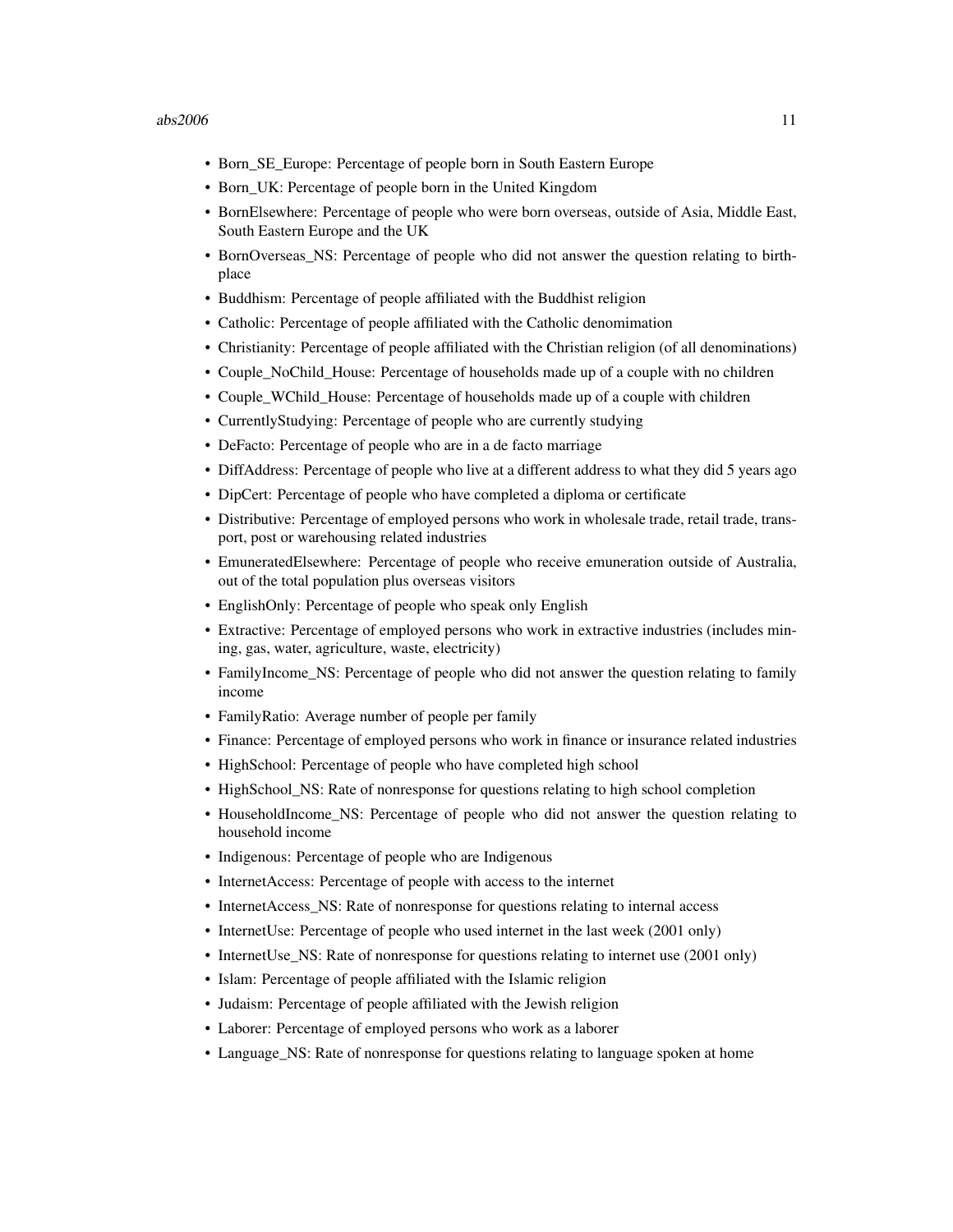- Born_SE_Europe: Percentage of people born in South Eastern Europe
- Born_UK: Percentage of people born in the United Kingdom
- BornElsewhere: Percentage of people who were born overseas, outside of Asia, Middle East, South Eastern Europe and the UK
- BornOverseas_NS: Percentage of people who did not answer the question relating to birthplace
- Buddhism: Percentage of people affiliated with the Buddhist religion
- Catholic: Percentage of people affiliated with the Catholic denomimation
- Christianity: Percentage of people affiliated with the Christian religion (of all denominations)
- Couple_NoChild_House: Percentage of households made up of a couple with no children
- Couple_WChild_House: Percentage of households made up of a couple with children
- CurrentlyStudying: Percentage of people who are currently studying
- DeFacto: Percentage of people who are in a de facto marriage
- DiffAddress: Percentage of people who live at a different address to what they did 5 years ago
- DipCert: Percentage of people who have completed a diploma or certificate
- Distributive: Percentage of employed persons who work in wholesale trade, retail trade, transport, post or warehousing related industries
- EmuneratedElsewhere: Percentage of people who receive emuneration outside of Australia, out of the total population plus overseas visitors
- EnglishOnly: Percentage of people who speak only English
- Extractive: Percentage of employed persons who work in extractive industries (includes mining, gas, water, agriculture, waste, electricity)
- FamilyIncome_NS: Percentage of people who did not answer the question relating to family income
- FamilyRatio: Average number of people per family
- Finance: Percentage of employed persons who work in finance or insurance related industries
- HighSchool: Percentage of people who have completed high school
- HighSchool_NS: Rate of nonresponse for questions relating to high school completion
- HouseholdIncome_NS: Percentage of people who did not answer the question relating to household income
- Indigenous: Percentage of people who are Indigenous
- InternetAccess: Percentage of people with access to the internet
- InternetAccess_NS: Rate of nonresponse for questions relating to internal access
- InternetUse: Percentage of people who used internet in the last week (2001 only)
- InternetUse_NS: Rate of nonresponse for questions relating to internet use (2001 only)
- Islam: Percentage of people affiliated with the Islamic religion
- Judaism: Percentage of people affiliated with the Jewish religion
- Laborer: Percentage of employed persons who work as a laborer
- Language_NS: Rate of nonresponse for questions relating to language spoken at home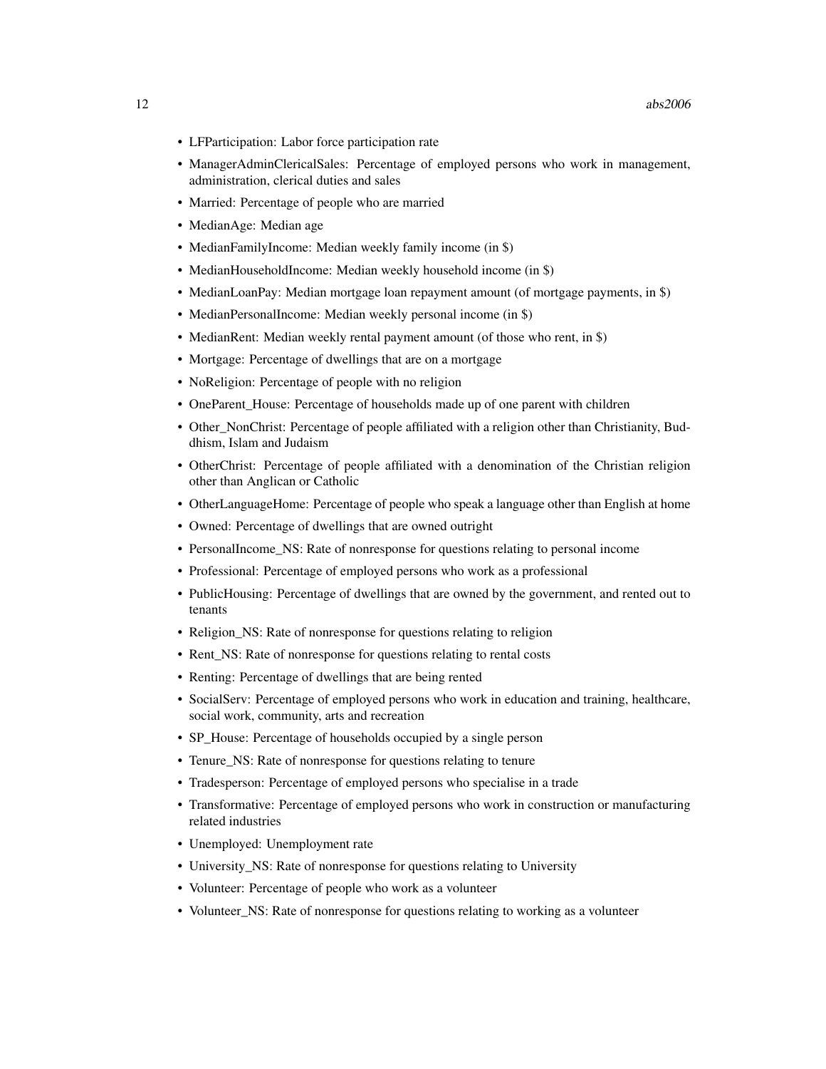- LFParticipation: Labor force participation rate
- ManagerAdminClericalSales: Percentage of employed persons who work in management, administration, clerical duties and sales
- Married: Percentage of people who are married
- MedianAge: Median age
- MedianFamilyIncome: Median weekly family income (in $)
- MedianHouseholdIncome: Median weekly household income (in $)
- MedianLoanPay: Median mortgage loan repayment amount (of mortgage payments, in $)
- MedianPersonalIncome: Median weekly personal income (in $)
- MedianRent: Median weekly rental payment amount (of those who rent, in $)
- Mortgage: Percentage of dwellings that are on a mortgage
- NoReligion: Percentage of people with no religion
- OneParent_House: Percentage of households made up of one parent with children
- Other_NonChrist: Percentage of people affiliated with a religion other than Christianity, Buddhism, Islam and Judaism
- OtherChrist: Percentage of people affiliated with a denomination of the Christian religion other than Anglican or Catholic
- OtherLanguageHome: Percentage of people who speak a language other than English at home
- Owned: Percentage of dwellings that are owned outright
- PersonalIncome_NS: Rate of nonresponse for questions relating to personal income
- Professional: Percentage of employed persons who work as a professional
- PublicHousing: Percentage of dwellings that are owned by the government, and rented out to tenants
- Religion_NS: Rate of nonresponse for questions relating to religion
- Rent_NS: Rate of nonresponse for questions relating to rental costs
- Renting: Percentage of dwellings that are being rented
- SocialServ: Percentage of employed persons who work in education and training, healthcare, social work, community, arts and recreation
- SP_House: Percentage of households occupied by a single person
- Tenure_NS: Rate of nonresponse for questions relating to tenure
- Tradesperson: Percentage of employed persons who specialise in a trade
- Transformative: Percentage of employed persons who work in construction or manufacturing related industries
- Unemployed: Unemployment rate
- University_NS: Rate of nonresponse for questions relating to University
- Volunteer: Percentage of people who work as a volunteer
- Volunteer_NS: Rate of nonresponse for questions relating to working as a volunteer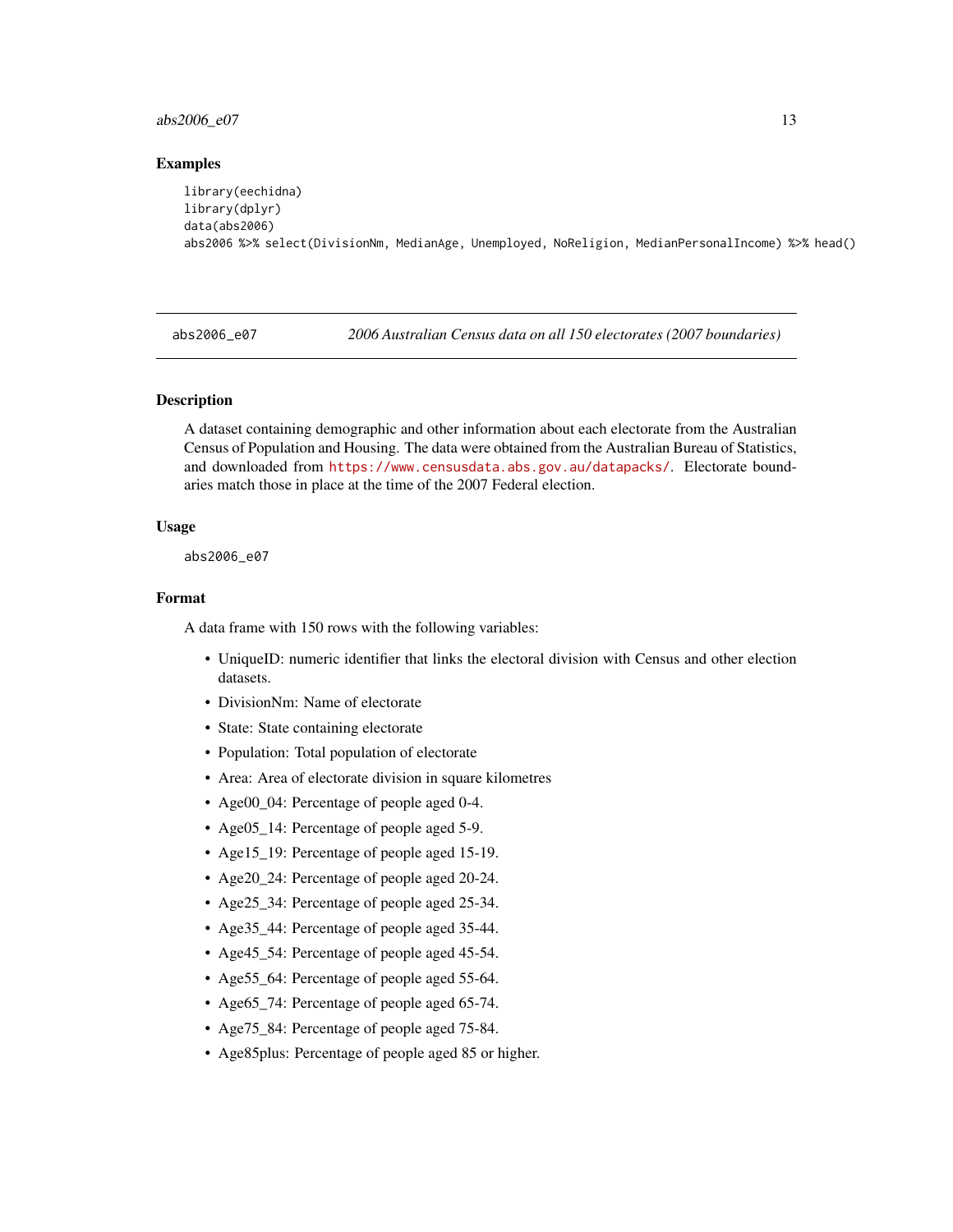## Examples

```
library(eechidna)
library(dplyr)
data(abs2006)
abs2006 %>% select(DivisionNm, MedianAge, Unemployed, NoReligion, MedianPersonalIncome) %>% head()
```

---

abs2006_e07 *2006 Australian Census data on all 150 electorates (2007 boundaries)*

---

## Description

A dataset containing demographic and other information about each electorate from the Australian Census of Population and Housing. The data were obtained from the Australian Bureau of Statistics, and downloaded from https://www.censusdata.abs.gov.au/datapacks/. Electorate boundaries match those in place at the time of the 2007 Federal election.

## Usage

```
abs2006_e07
```

## Format

A data frame with 150 rows with the following variables:

- UniqueID: numeric identifier that links the electoral division with Census and other election datasets.
- DivisionNm: Name of electorate
- State: State containing electorate
- Population: Total population of electorate
- Area: Area of electorate division in square kilometres
- Age00_04: Percentage of people aged 0-4.
- Age05_14: Percentage of people aged 5-9.
- Age15_19: Percentage of people aged 15-19.
- Age20_24: Percentage of people aged 20-24.
- Age25_34: Percentage of people aged 25-34.
- Age35_44: Percentage of people aged 35-44.
- Age45_54: Percentage of people aged 45-54.
- Age55_64: Percentage of people aged 55-64.
- Age65_74: Percentage of people aged 65-74.
- Age75_84: Percentage of people aged 75-84.
- Age85plus: Percentage of people aged 85 or higher.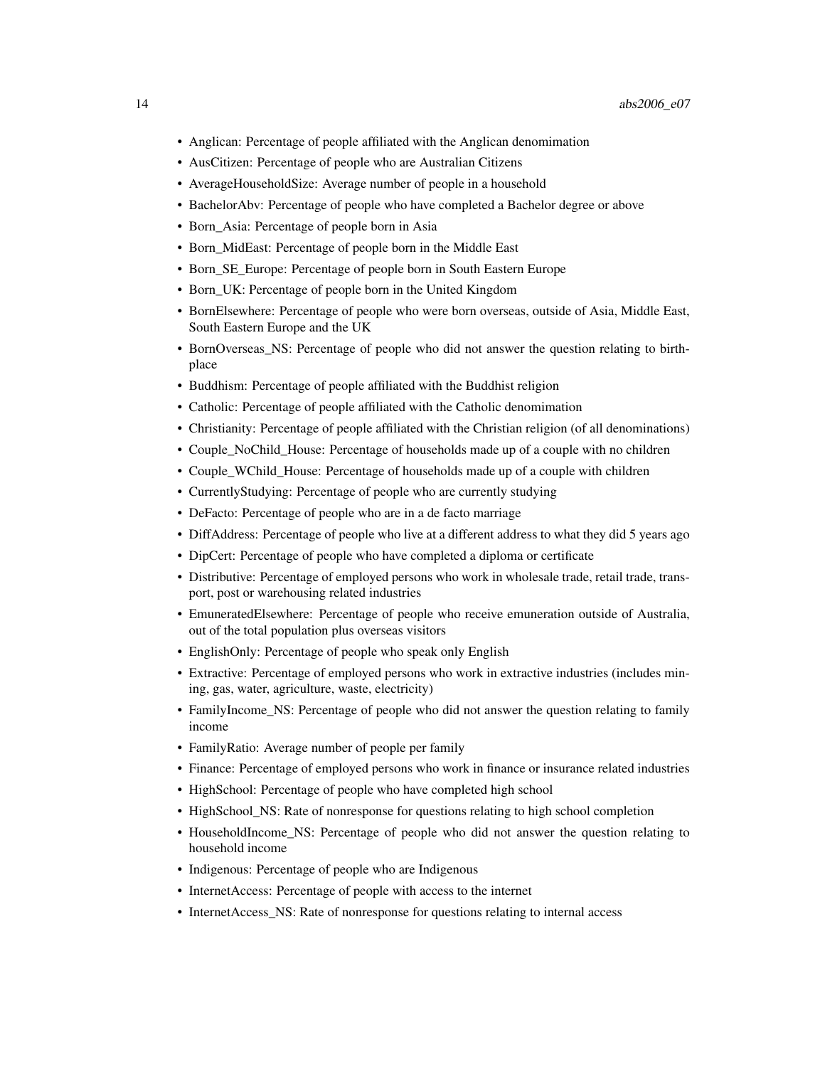- Anglican: Percentage of people affiliated with the Anglican denomimation
- AusCitizen: Percentage of people who are Australian Citizens
- AverageHouseholdSize: Average number of people in a household
- BachelorAbv: Percentage of people who have completed a Bachelor degree or above
- Born_Asia: Percentage of people born in Asia
- Born_MidEast: Percentage of people born in the Middle East
- Born_SE_Europe: Percentage of people born in South Eastern Europe
- Born_UK: Percentage of people born in the United Kingdom
- BornElsewhere: Percentage of people who were born overseas, outside of Asia, Middle East, South Eastern Europe and the UK
- BornOverseas_NS: Percentage of people who did not answer the question relating to birthplace
- Buddhism: Percentage of people affiliated with the Buddhist religion
- Catholic: Percentage of people affiliated with the Catholic denomimation
- Christianity: Percentage of people affiliated with the Christian religion (of all denominations)
- Couple_NoChild_House: Percentage of households made up of a couple with no children
- Couple_WChild_House: Percentage of households made up of a couple with children
- CurrentlyStudying: Percentage of people who are currently studying
- DeFacto: Percentage of people who are in a de facto marriage
- DiffAddress: Percentage of people who live at a different address to what they did 5 years ago
- DipCert: Percentage of people who have completed a diploma or certificate
- Distributive: Percentage of employed persons who work in wholesale trade, retail trade, transport, post or warehousing related industries
- EmuneratedElsewhere: Percentage of people who receive emuneration outside of Australia, out of the total population plus overseas visitors
- EnglishOnly: Percentage of people who speak only English
- Extractive: Percentage of employed persons who work in extractive industries (includes mining, gas, water, agriculture, waste, electricity)
- FamilyIncome_NS: Percentage of people who did not answer the question relating to family income
- FamilyRatio: Average number of people per family
- Finance: Percentage of employed persons who work in finance or insurance related industries
- HighSchool: Percentage of people who have completed high school
- HighSchool_NS: Rate of nonresponse for questions relating to high school completion
- HouseholdIncome_NS: Percentage of people who did not answer the question relating to household income
- Indigenous: Percentage of people who are Indigenous
- InternetAccess: Percentage of people with access to the internet
- InternetAccess_NS: Rate of nonresponse for questions relating to internal access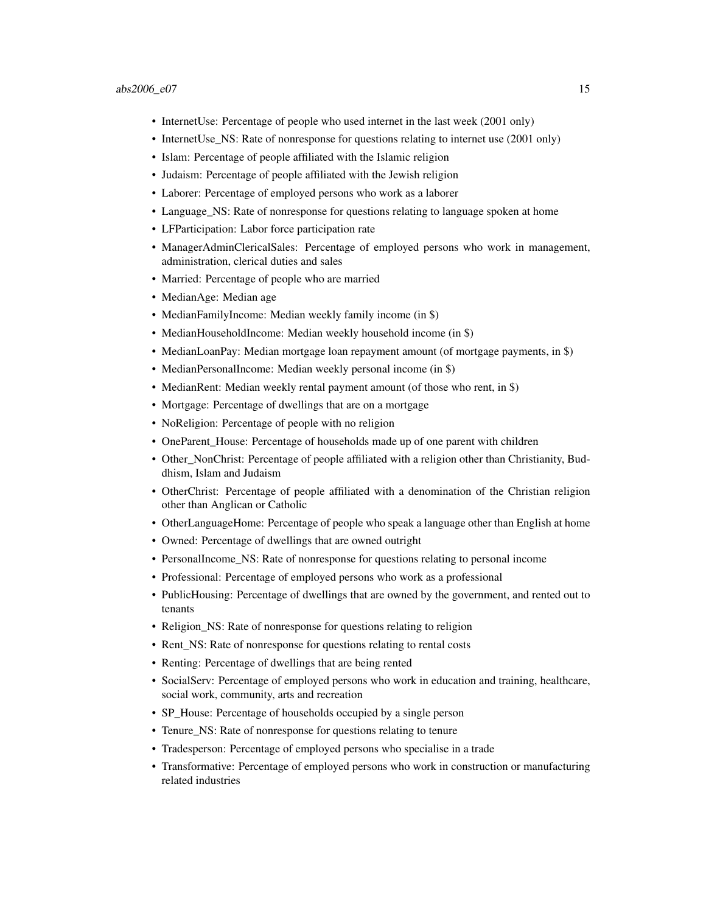- InternetUse: Percentage of people who used internet in the last week (2001 only)
- InternetUse_NS: Rate of nonresponse for questions relating to internet use (2001 only)
- Islam: Percentage of people affiliated with the Islamic religion
- Judaism: Percentage of people affiliated with the Jewish religion
- Laborer: Percentage of employed persons who work as a laborer
- Language_NS: Rate of nonresponse for questions relating to language spoken at home
- LFParticipation: Labor force participation rate
- ManagerAdminClericalSales: Percentage of employed persons who work in management, administration, clerical duties and sales
- Married: Percentage of people who are married
- MedianAge: Median age
- MedianFamilyIncome: Median weekly family income (in $)
- MedianHouseholdIncome: Median weekly household income (in $)
- MedianLoanPay: Median mortgage loan repayment amount (of mortgage payments, in $)
- MedianPersonalIncome: Median weekly personal income (in $)
- MedianRent: Median weekly rental payment amount (of those who rent, in $)
- Mortgage: Percentage of dwellings that are on a mortgage
- NoReligion: Percentage of people with no religion
- OneParent_House: Percentage of households made up of one parent with children
- Other_NonChrist: Percentage of people affiliated with a religion other than Christianity, Buddhism, Islam and Judaism
- OtherChrist: Percentage of people affiliated with a denomination of the Christian religion other than Anglican or Catholic
- OtherLanguageHome: Percentage of people who speak a language other than English at home
- Owned: Percentage of dwellings that are owned outright
- PersonalIncome_NS: Rate of nonresponse for questions relating to personal income
- Professional: Percentage of employed persons who work as a professional
- PublicHousing: Percentage of dwellings that are owned by the government, and rented out to tenants
- Religion_NS: Rate of nonresponse for questions relating to religion
- Rent_NS: Rate of nonresponse for questions relating to rental costs
- Renting: Percentage of dwellings that are being rented
- SocialServ: Percentage of employed persons who work in education and training, healthcare, social work, community, arts and recreation
- SP_House: Percentage of households occupied by a single person
- Tenure_NS: Rate of nonresponse for questions relating to tenure
- Tradesperson: Percentage of employed persons who specialise in a trade
- Transformative: Percentage of employed persons who work in construction or manufacturing related industries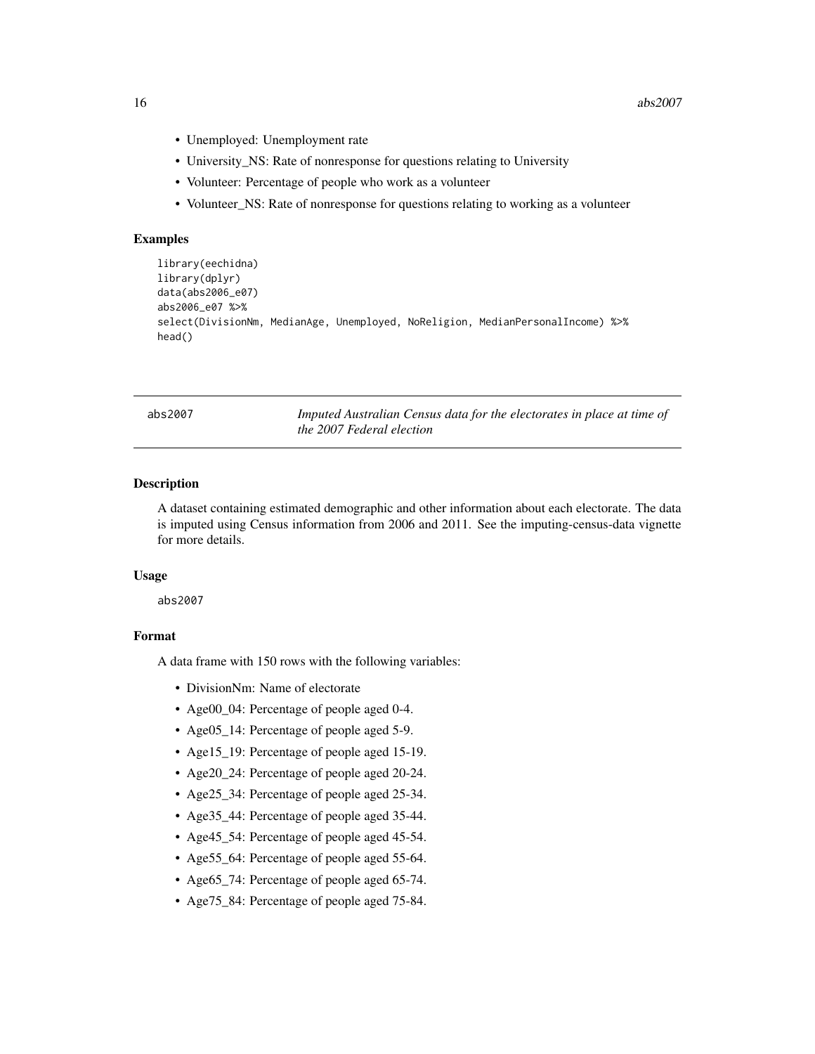- Unemployed: Unemployment rate
- University_NS: Rate of nonresponse for questions relating to University
- Volunteer: Percentage of people who work as a volunteer
- Volunteer_NS: Rate of nonresponse for questions relating to working as a volunteer

### Examples

```
library(eechidna)
library(dplyr)
data(abs2006_e07)
abs2006_e07 %>%
select(DivisionNm, MedianAge, Unemployed, NoReligion, MedianPersonalIncome) %>%
head()
```

---

## abs2007 — *Imputed Australian Census data for the electorates in place at time of the 2007 Federal election*

---

### Description

A dataset containing estimated demographic and other information about each electorate. The data is imputed using Census information from 2006 and 2011. See the imputing-census-data vignette for more details.

### Usage

```
abs2007
```

### Format

A data frame with 150 rows with the following variables:

- DivisionNm: Name of electorate
- Age00_04: Percentage of people aged 0-4.
- Age05_14: Percentage of people aged 5-9.
- Age15_19: Percentage of people aged 15-19.
- Age20_24: Percentage of people aged 20-24.
- Age25_34: Percentage of people aged 25-34.
- Age35_44: Percentage of people aged 35-44.
- Age45_54: Percentage of people aged 45-54.
- Age55_64: Percentage of people aged 55-64.
- Age65_74: Percentage of people aged 65-74.
- Age75_84: Percentage of people aged 75-84.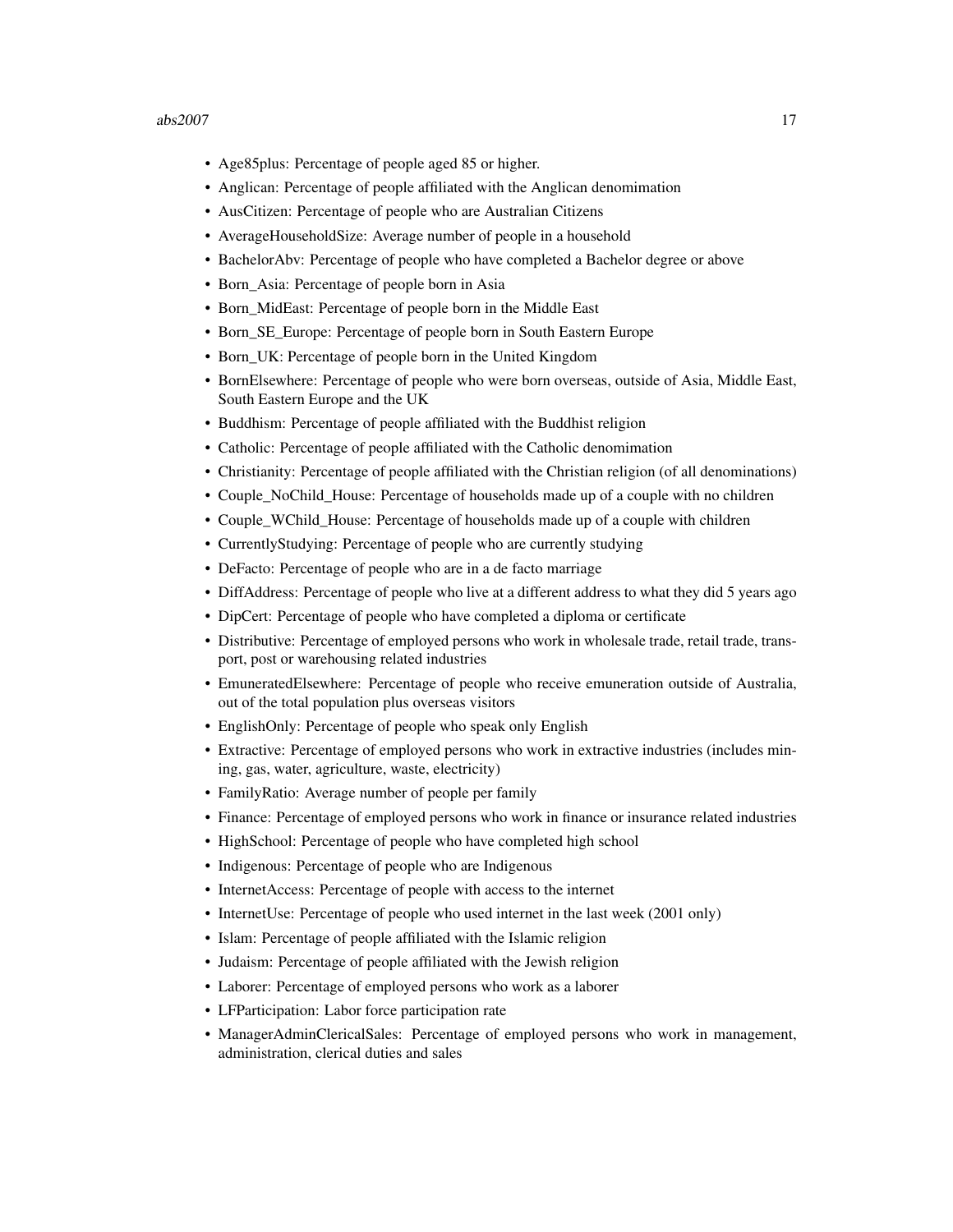- Age85plus: Percentage of people aged 85 or higher.
- Anglican: Percentage of people affiliated with the Anglican denomimation
- AusCitizen: Percentage of people who are Australian Citizens
- AverageHouseholdSize: Average number of people in a household
- BachelorAbv: Percentage of people who have completed a Bachelor degree or above
- Born_Asia: Percentage of people born in Asia
- Born_MidEast: Percentage of people born in the Middle East
- Born_SE_Europe: Percentage of people born in South Eastern Europe
- Born_UK: Percentage of people born in the United Kingdom
- BornElsewhere: Percentage of people who were born overseas, outside of Asia, Middle East, South Eastern Europe and the UK
- Buddhism: Percentage of people affiliated with the Buddhist religion
- Catholic: Percentage of people affiliated with the Catholic denomimation
- Christianity: Percentage of people affiliated with the Christian religion (of all denominations)
- Couple_NoChild_House: Percentage of households made up of a couple with no children
- Couple_WChild_House: Percentage of households made up of a couple with children
- CurrentlyStudying: Percentage of people who are currently studying
- DeFacto: Percentage of people who are in a de facto marriage
- DiffAddress: Percentage of people who live at a different address to what they did 5 years ago
- DipCert: Percentage of people who have completed a diploma or certificate
- Distributive: Percentage of employed persons who work in wholesale trade, retail trade, transport, post or warehousing related industries
- EmuneratedElsewhere: Percentage of people who receive emuneration outside of Australia, out of the total population plus overseas visitors
- EnglishOnly: Percentage of people who speak only English
- Extractive: Percentage of employed persons who work in extractive industries (includes mining, gas, water, agriculture, waste, electricity)
- FamilyRatio: Average number of people per family
- Finance: Percentage of employed persons who work in finance or insurance related industries
- HighSchool: Percentage of people who have completed high school
- Indigenous: Percentage of people who are Indigenous
- InternetAccess: Percentage of people with access to the internet
- InternetUse: Percentage of people who used internet in the last week (2001 only)
- Islam: Percentage of people affiliated with the Islamic religion
- Judaism: Percentage of people affiliated with the Jewish religion
- Laborer: Percentage of employed persons who work as a laborer
- LFParticipation: Labor force participation rate
- ManagerAdminClericalSales: Percentage of employed persons who work in management, administration, clerical duties and sales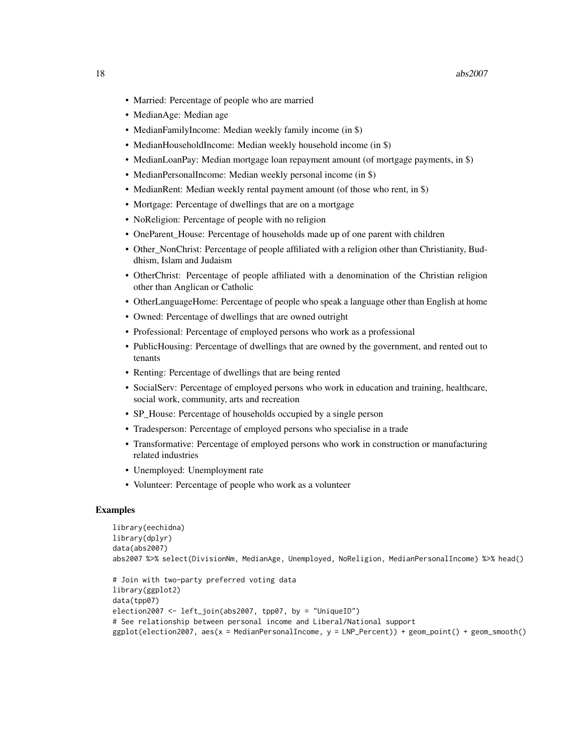- Married: Percentage of people who are married
- MedianAge: Median age
- MedianFamilyIncome: Median weekly family income (in $)
- MedianHouseholdIncome: Median weekly household income (in $)
- MedianLoanPay: Median mortgage loan repayment amount (of mortgage payments, in $)
- MedianPersonalIncome: Median weekly personal income (in $)
- MedianRent: Median weekly rental payment amount (of those who rent, in $)
- Mortgage: Percentage of dwellings that are on a mortgage
- NoReligion: Percentage of people with no religion
- OneParent_House: Percentage of households made up of one parent with children
- Other_NonChrist: Percentage of people affiliated with a religion other than Christianity, Buddhism, Islam and Judaism
- OtherChrist: Percentage of people affiliated with a denomination of the Christian religion other than Anglican or Catholic
- OtherLanguageHome: Percentage of people who speak a language other than English at home
- Owned: Percentage of dwellings that are owned outright
- Professional: Percentage of employed persons who work as a professional
- PublicHousing: Percentage of dwellings that are owned by the government, and rented out to tenants
- Renting: Percentage of dwellings that are being rented
- SocialServ: Percentage of employed persons who work in education and training, healthcare, social work, community, arts and recreation
- SP_House: Percentage of households occupied by a single person
- Tradesperson: Percentage of employed persons who specialise in a trade
- Transformative: Percentage of employed persons who work in construction or manufacturing related industries
- Unemployed: Unemployment rate
- Volunteer: Percentage of people who work as a volunteer

## Examples

```
library(eechidna)
library(dplyr)
data(abs2007)
abs2007 %>% select(DivisionNm, MedianAge, Unemployed, NoReligion, MedianPersonalIncome) %>% head()

# Join with two-party preferred voting data
library(ggplot2)
data(tpp07)
election2007 <- left_join(abs2007, tpp07, by = "UniqueID")
# See relationship between personal income and Liberal/National support
ggplot(election2007, aes(x = MedianPersonalIncome, y = LNP_Percent)) + geom_point() + geom_smooth()
```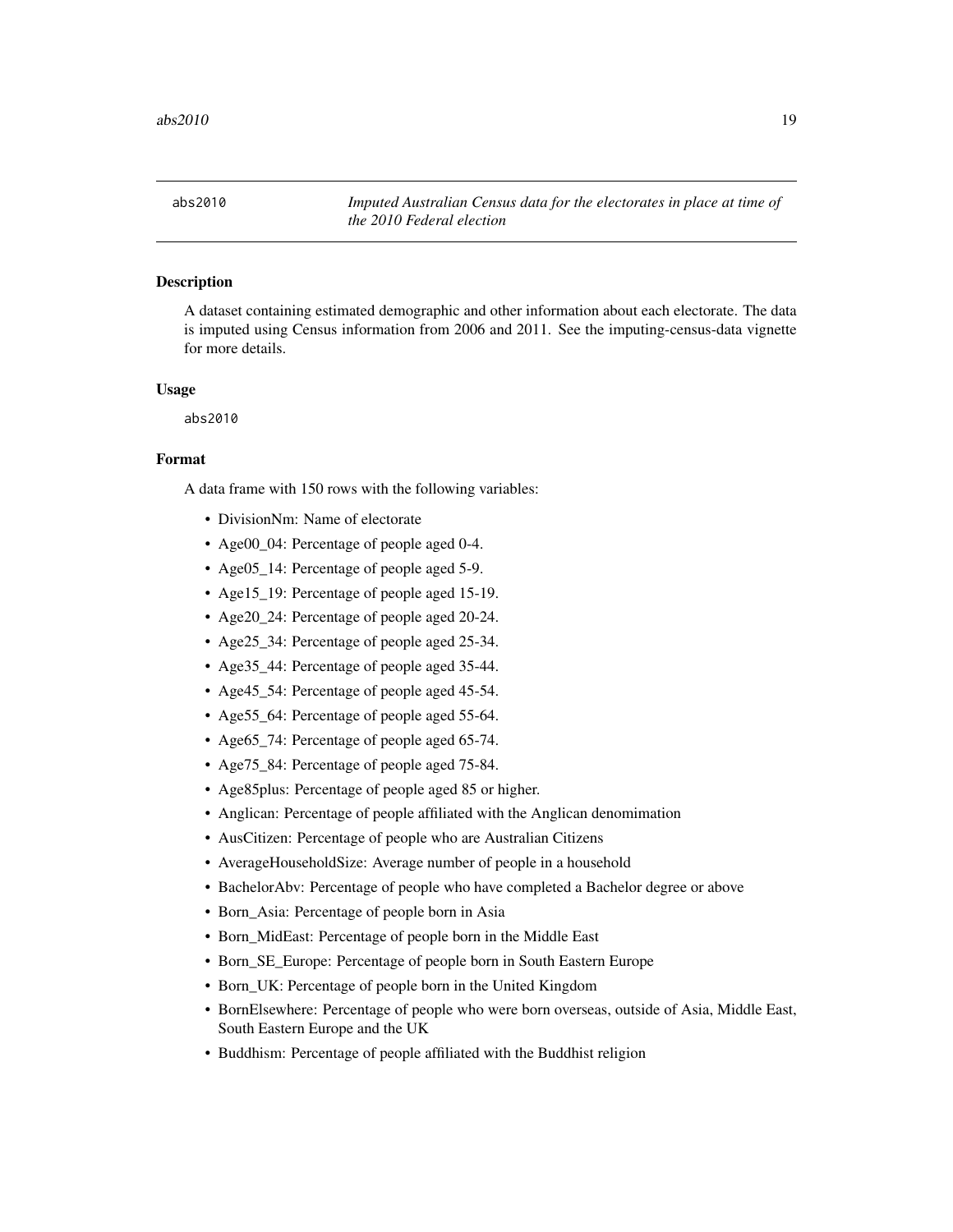abs2010 *Imputed Australian Census data for the electorates in place at time of the 2010 Federal election*

## Description

A dataset containing estimated demographic and other information about each electorate. The data is imputed using Census information from 2006 and 2011. See the imputing-census-data vignette for more details.

## Usage

```
abs2010
```

## Format

A data frame with 150 rows with the following variables:

- DivisionNm: Name of electorate
- Age00_04: Percentage of people aged 0-4.
- Age05_14: Percentage of people aged 5-9.
- Age15_19: Percentage of people aged 15-19.
- Age20_24: Percentage of people aged 20-24.
- Age25_34: Percentage of people aged 25-34.
- Age35_44: Percentage of people aged 35-44.
- Age45_54: Percentage of people aged 45-54.
- Age55_64: Percentage of people aged 55-64.
- Age65_74: Percentage of people aged 65-74.
- Age75_84: Percentage of people aged 75-84.
- Age85plus: Percentage of people aged 85 or higher.
- Anglican: Percentage of people affiliated with the Anglican denomimation
- AusCitizen: Percentage of people who are Australian Citizens
- AverageHouseholdSize: Average number of people in a household
- BachelorAbv: Percentage of people who have completed a Bachelor degree or above
- Born_Asia: Percentage of people born in Asia
- Born_MidEast: Percentage of people born in the Middle East
- Born_SE_Europe: Percentage of people born in South Eastern Europe
- Born_UK: Percentage of people born in the United Kingdom
- BornElsewhere: Percentage of people who were born overseas, outside of Asia, Middle East, South Eastern Europe and the UK
- Buddhism: Percentage of people affiliated with the Buddhist religion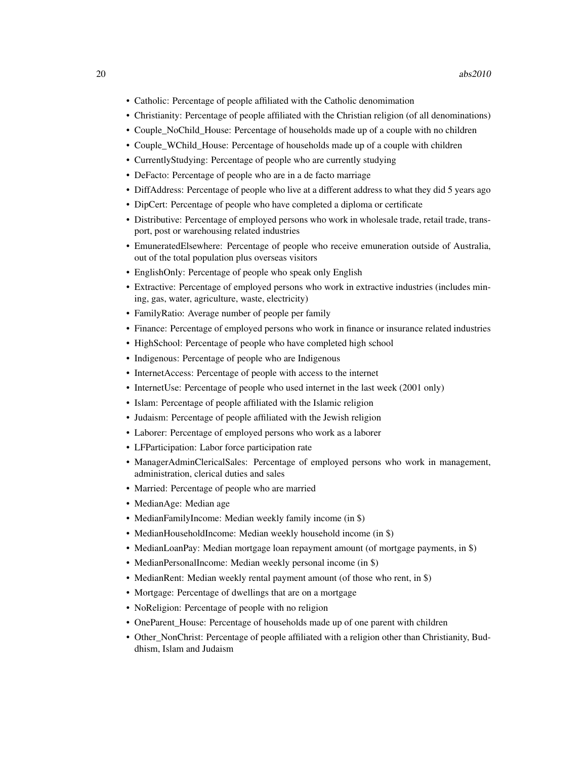- Catholic: Percentage of people affiliated with the Catholic denomimation
- Christianity: Percentage of people affiliated with the Christian religion (of all denominations)
- Couple_NoChild_House: Percentage of households made up of a couple with no children
- Couple_WChild_House: Percentage of households made up of a couple with children
- CurrentlyStudying: Percentage of people who are currently studying
- DeFacto: Percentage of people who are in a de facto marriage
- DiffAddress: Percentage of people who live at a different address to what they did 5 years ago
- DipCert: Percentage of people who have completed a diploma or certificate
- Distributive: Percentage of employed persons who work in wholesale trade, retail trade, transport, post or warehousing related industries
- EmuneratedElsewhere: Percentage of people who receive emuneration outside of Australia, out of the total population plus overseas visitors
- EnglishOnly: Percentage of people who speak only English
- Extractive: Percentage of employed persons who work in extractive industries (includes mining, gas, water, agriculture, waste, electricity)
- FamilyRatio: Average number of people per family
- Finance: Percentage of employed persons who work in finance or insurance related industries
- HighSchool: Percentage of people who have completed high school
- Indigenous: Percentage of people who are Indigenous
- InternetAccess: Percentage of people with access to the internet
- InternetUse: Percentage of people who used internet in the last week (2001 only)
- Islam: Percentage of people affiliated with the Islamic religion
- Judaism: Percentage of people affiliated with the Jewish religion
- Laborer: Percentage of employed persons who work as a laborer
- LFParticipation: Labor force participation rate
- ManagerAdminClericalSales: Percentage of employed persons who work in management, administration, clerical duties and sales
- Married: Percentage of people who are married
- MedianAge: Median age
- MedianFamilyIncome: Median weekly family income (in $)
- MedianHouseholdIncome: Median weekly household income (in $)
- MedianLoanPay: Median mortgage loan repayment amount (of mortgage payments, in $)
- MedianPersonalIncome: Median weekly personal income (in $)
- MedianRent: Median weekly rental payment amount (of those who rent, in $)
- Mortgage: Percentage of dwellings that are on a mortgage
- NoReligion: Percentage of people with no religion
- OneParent_House: Percentage of households made up of one parent with children
- Other_NonChrist: Percentage of people affiliated with a religion other than Christianity, Buddhism, Islam and Judaism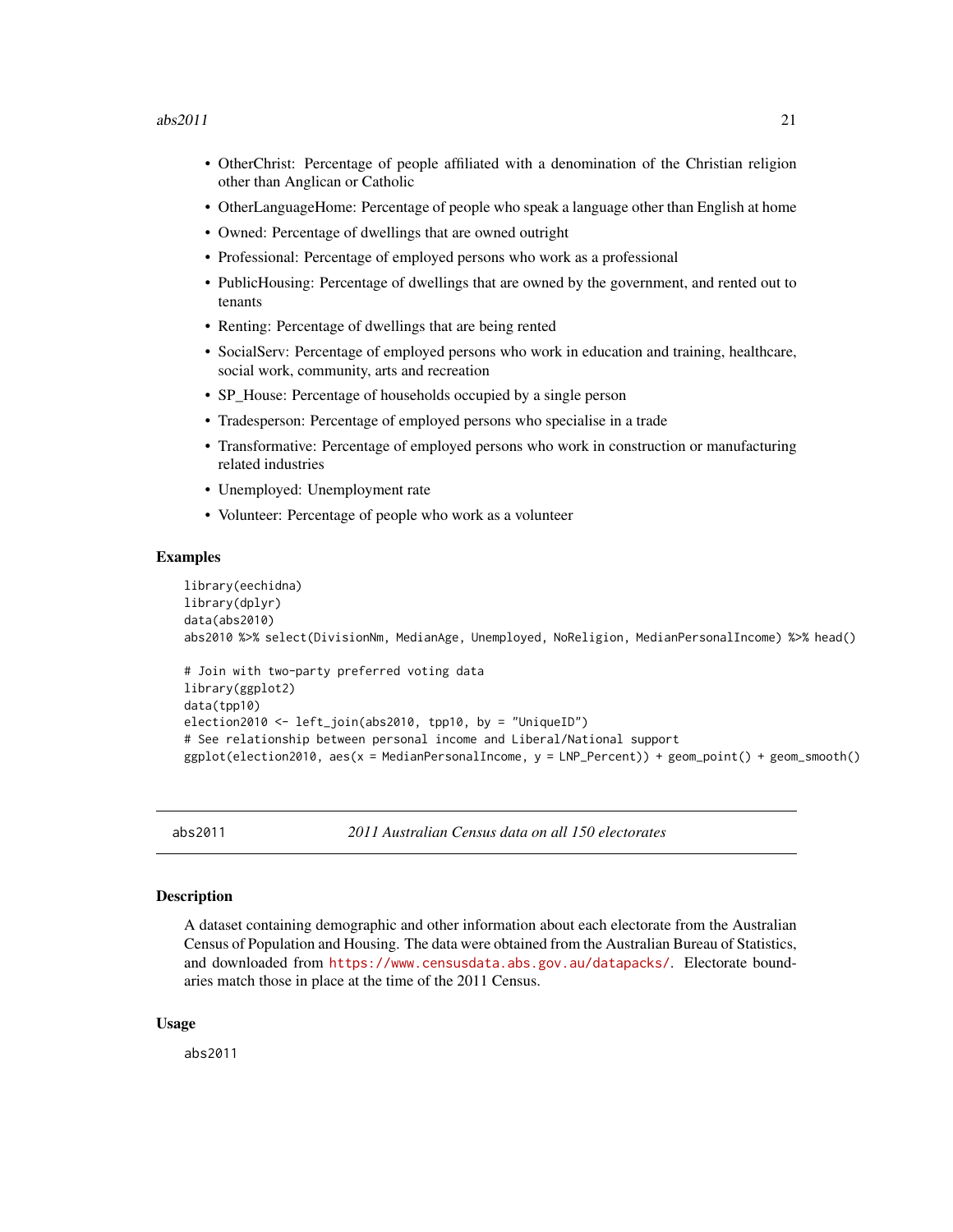- OtherChrist: Percentage of people affiliated with a denomination of the Christian religion other than Anglican or Catholic
- OtherLanguageHome: Percentage of people who speak a language other than English at home
- Owned: Percentage of dwellings that are owned outright
- Professional: Percentage of employed persons who work as a professional
- PublicHousing: Percentage of dwellings that are owned by the government, and rented out to tenants
- Renting: Percentage of dwellings that are being rented
- SocialServ: Percentage of employed persons who work in education and training, healthcare, social work, community, arts and recreation
- SP_House: Percentage of households occupied by a single person
- Tradesperson: Percentage of employed persons who specialise in a trade
- Transformative: Percentage of employed persons who work in construction or manufacturing related industries
- Unemployed: Unemployment rate
- Volunteer: Percentage of people who work as a volunteer

### Examples

```
library(eechidna)
library(dplyr)
data(abs2010)
abs2010 %>% select(DivisionNm, MedianAge, Unemployed, NoReligion, MedianPersonalIncome) %>% head()

# Join with two-party preferred voting data
library(ggplot2)
data(tpp10)
election2010 <- left_join(abs2010, tpp10, by = "UniqueID")
# See relationship between personal income and Liberal/National support
ggplot(election2010, aes(x = MedianPersonalIncome, y = LNP_Percent)) + geom_point() + geom_smooth()
```

---

## abs2011 — *2011 Australian Census data on all 150 electorates*

### Description

A dataset containing demographic and other information about each electorate from the Australian Census of Population and Housing. The data were obtained from the Australian Bureau of Statistics, and downloaded from https://www.censusdata.abs.gov.au/datapacks/. Electorate boundaries match those in place at the time of the 2011 Census.

### Usage

```
abs2011
```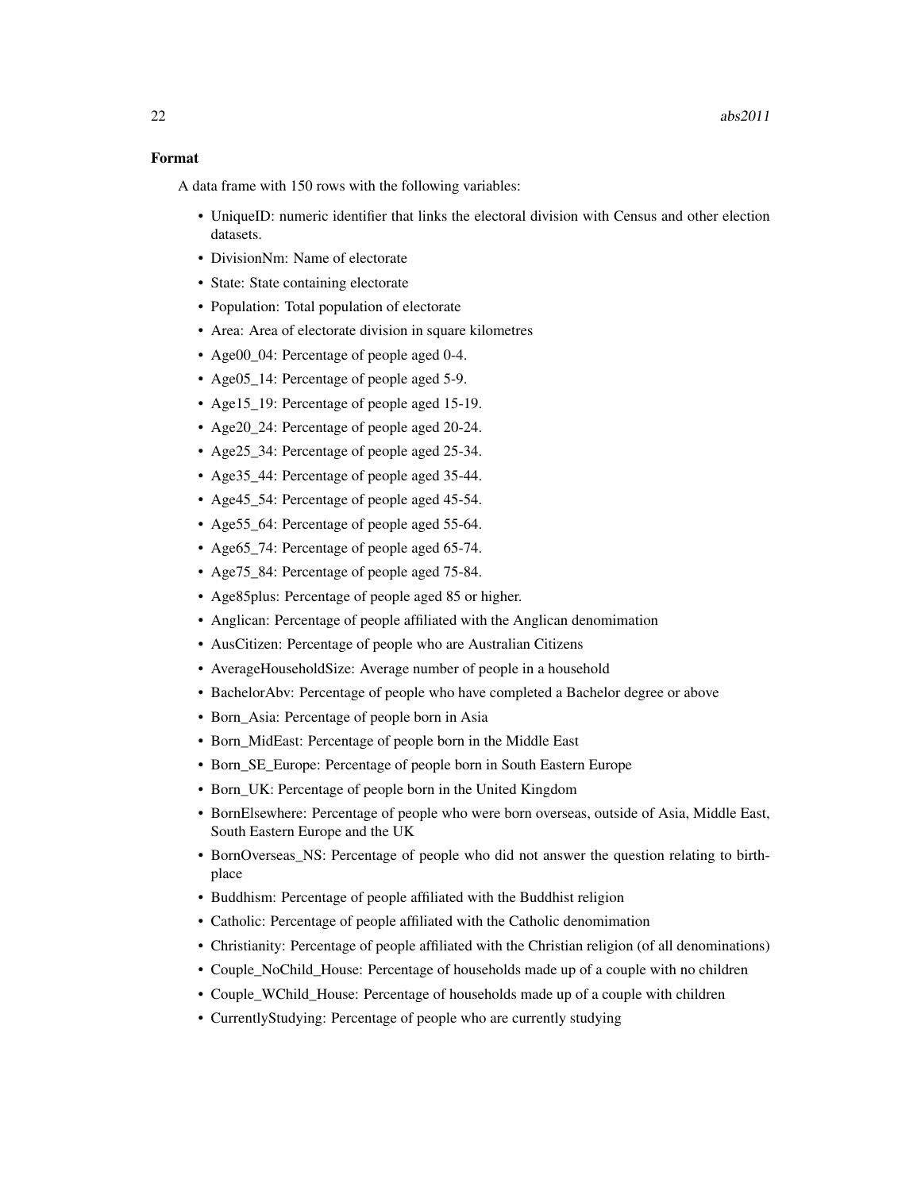### Format

A data frame with 150 rows with the following variables:

- UniqueID: numeric identifier that links the electoral division with Census and other election datasets.
- DivisionNm: Name of electorate
- State: State containing electorate
- Population: Total population of electorate
- Area: Area of electorate division in square kilometres
- Age00_04: Percentage of people aged 0-4.
- Age05_14: Percentage of people aged 5-9.
- Age15_19: Percentage of people aged 15-19.
- Age20_24: Percentage of people aged 20-24.
- Age25_34: Percentage of people aged 25-34.
- Age35_44: Percentage of people aged 35-44.
- Age45_54: Percentage of people aged 45-54.
- Age55_64: Percentage of people aged 55-64.
- Age65_74: Percentage of people aged 65-74.
- Age75_84: Percentage of people aged 75-84.
- Age85plus: Percentage of people aged 85 or higher.
- Anglican: Percentage of people affiliated with the Anglican denomimation
- AusCitizen: Percentage of people who are Australian Citizens
- AverageHouseholdSize: Average number of people in a household
- BachelorAbv: Percentage of people who have completed a Bachelor degree or above
- Born_Asia: Percentage of people born in Asia
- Born_MidEast: Percentage of people born in the Middle East
- Born_SE_Europe: Percentage of people born in South Eastern Europe
- Born_UK: Percentage of people born in the United Kingdom
- BornElsewhere: Percentage of people who were born overseas, outside of Asia, Middle East, South Eastern Europe and the UK
- BornOverseas_NS: Percentage of people who did not answer the question relating to birthplace
- Buddhism: Percentage of people affiliated with the Buddhist religion
- Catholic: Percentage of people affiliated with the Catholic denomimation
- Christianity: Percentage of people affiliated with the Christian religion (of all denominations)
- Couple_NoChild_House: Percentage of households made up of a couple with no children
- Couple_WChild_House: Percentage of households made up of a couple with children
- CurrentlyStudying: Percentage of people who are currently studying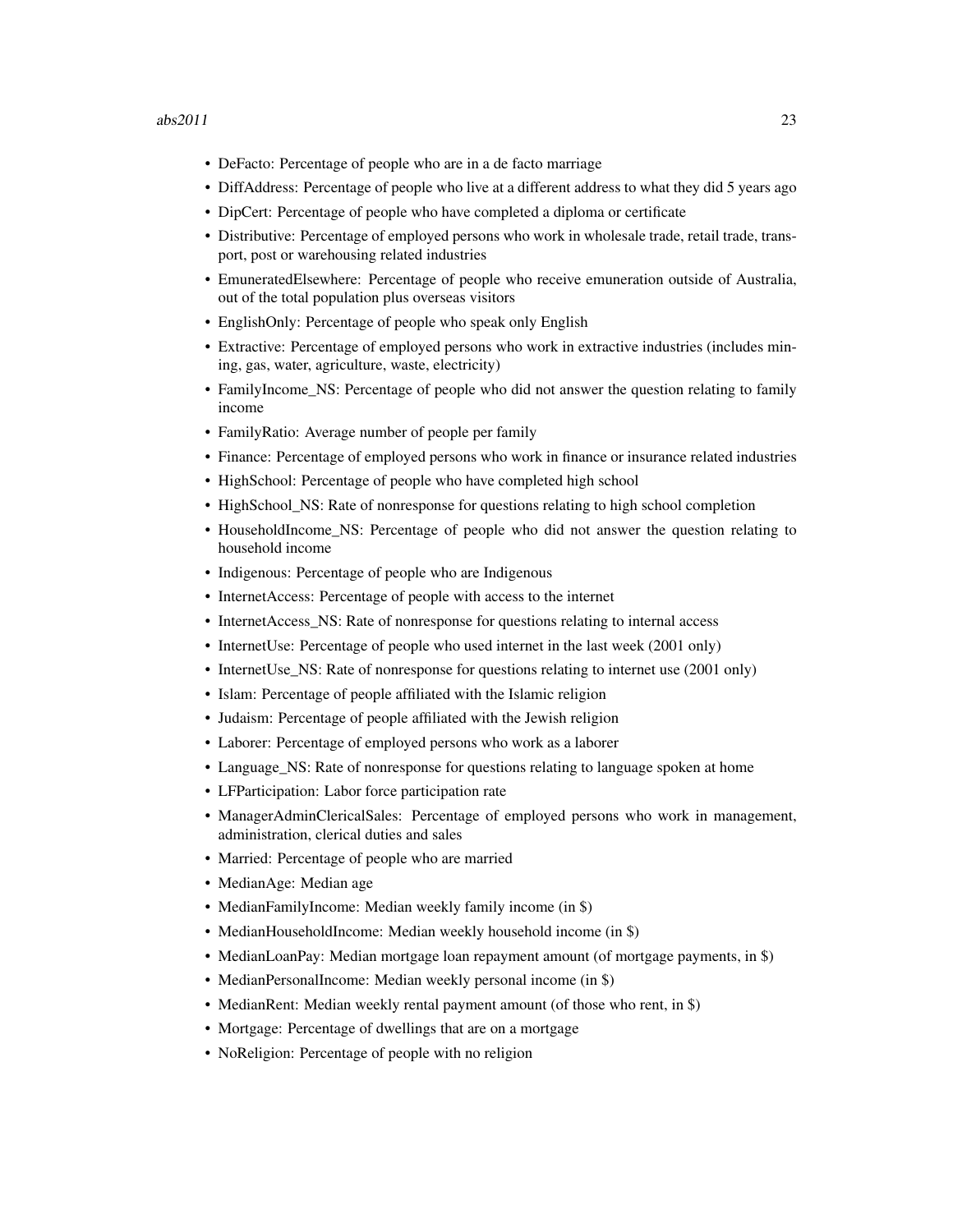- DeFacto: Percentage of people who are in a de facto marriage
- DiffAddress: Percentage of people who live at a different address to what they did 5 years ago
- DipCert: Percentage of people who have completed a diploma or certificate
- Distributive: Percentage of employed persons who work in wholesale trade, retail trade, transport, post or warehousing related industries
- EmuneratedElsewhere: Percentage of people who receive emuneration outside of Australia, out of the total population plus overseas visitors
- EnglishOnly: Percentage of people who speak only English
- Extractive: Percentage of employed persons who work in extractive industries (includes mining, gas, water, agriculture, waste, electricity)
- FamilyIncome_NS: Percentage of people who did not answer the question relating to family income
- FamilyRatio: Average number of people per family
- Finance: Percentage of employed persons who work in finance or insurance related industries
- HighSchool: Percentage of people who have completed high school
- HighSchool_NS: Rate of nonresponse for questions relating to high school completion
- HouseholdIncome_NS: Percentage of people who did not answer the question relating to household income
- Indigenous: Percentage of people who are Indigenous
- InternetAccess: Percentage of people with access to the internet
- InternetAccess_NS: Rate of nonresponse for questions relating to internal access
- InternetUse: Percentage of people who used internet in the last week (2001 only)
- InternetUse_NS: Rate of nonresponse for questions relating to internet use (2001 only)
- Islam: Percentage of people affiliated with the Islamic religion
- Judaism: Percentage of people affiliated with the Jewish religion
- Laborer: Percentage of employed persons who work as a laborer
- Language_NS: Rate of nonresponse for questions relating to language spoken at home
- LFParticipation: Labor force participation rate
- ManagerAdminClericalSales: Percentage of employed persons who work in management, administration, clerical duties and sales
- Married: Percentage of people who are married
- MedianAge: Median age
- MedianFamilyIncome: Median weekly family income (in $)
- MedianHouseholdIncome: Median weekly household income (in $)
- MedianLoanPay: Median mortgage loan repayment amount (of mortgage payments, in $)
- MedianPersonalIncome: Median weekly personal income (in $)
- MedianRent: Median weekly rental payment amount (of those who rent, in $)
- Mortgage: Percentage of dwellings that are on a mortgage
- NoReligion: Percentage of people with no religion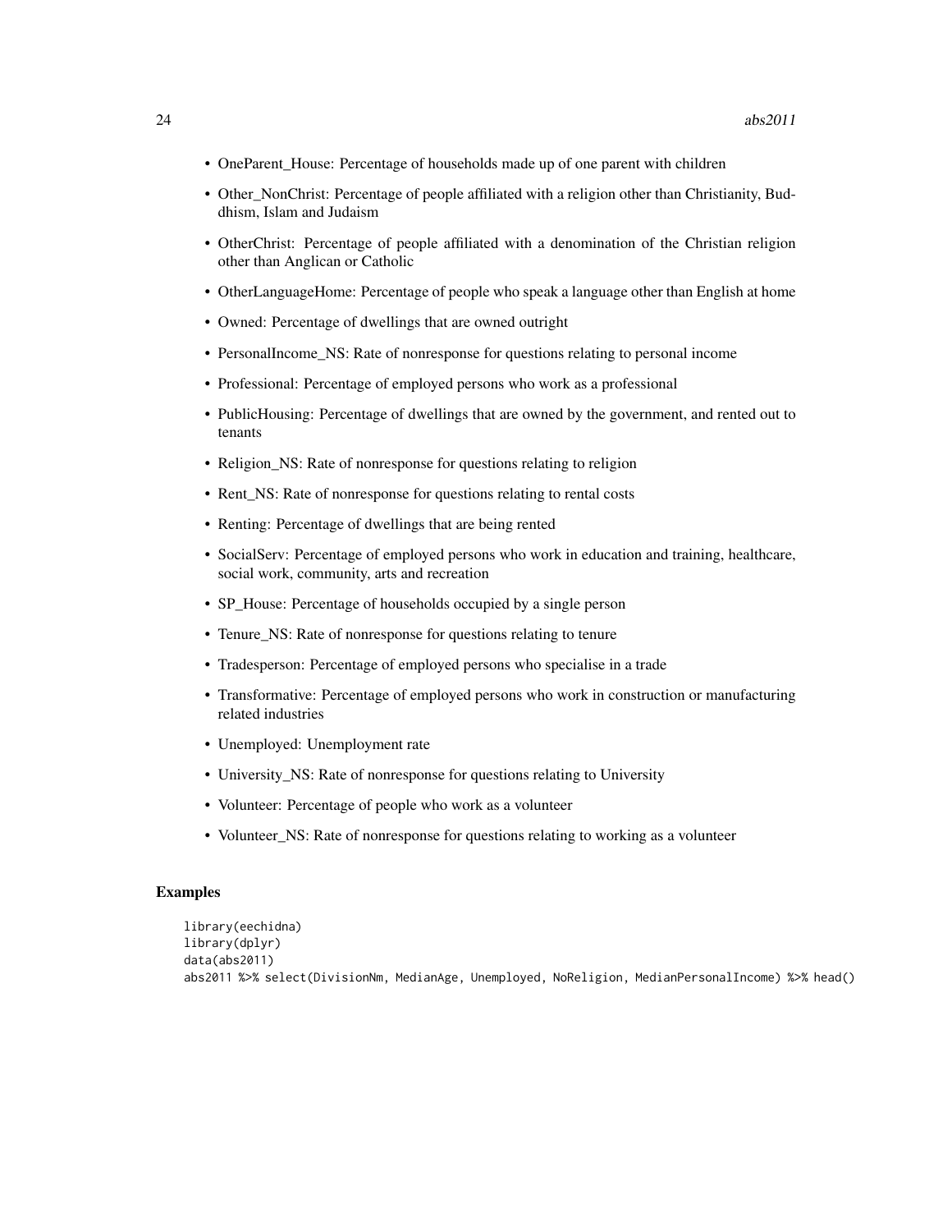- OneParent_House: Percentage of households made up of one parent with children
- Other_NonChrist: Percentage of people affiliated with a religion other than Christianity, Buddhism, Islam and Judaism
- OtherChrist: Percentage of people affiliated with a denomination of the Christian religion other than Anglican or Catholic
- OtherLanguageHome: Percentage of people who speak a language other than English at home
- Owned: Percentage of dwellings that are owned outright
- PersonalIncome_NS: Rate of nonresponse for questions relating to personal income
- Professional: Percentage of employed persons who work as a professional
- PublicHousing: Percentage of dwellings that are owned by the government, and rented out to tenants
- Religion_NS: Rate of nonresponse for questions relating to religion
- Rent_NS: Rate of nonresponse for questions relating to rental costs
- Renting: Percentage of dwellings that are being rented
- SocialServ: Percentage of employed persons who work in education and training, healthcare, social work, community, arts and recreation
- SP_House: Percentage of households occupied by a single person
- Tenure_NS: Rate of nonresponse for questions relating to tenure
- Tradesperson: Percentage of employed persons who specialise in a trade
- Transformative: Percentage of employed persons who work in construction or manufacturing related industries
- Unemployed: Unemployment rate
- University_NS: Rate of nonresponse for questions relating to University
- Volunteer: Percentage of people who work as a volunteer
- Volunteer_NS: Rate of nonresponse for questions relating to working as a volunteer

## Examples

```
library(eechidna)
library(dplyr)
data(abs2011)
abs2011 %>% select(DivisionNm, MedianAge, Unemployed, NoReligion, MedianPersonalIncome) %>% head()
```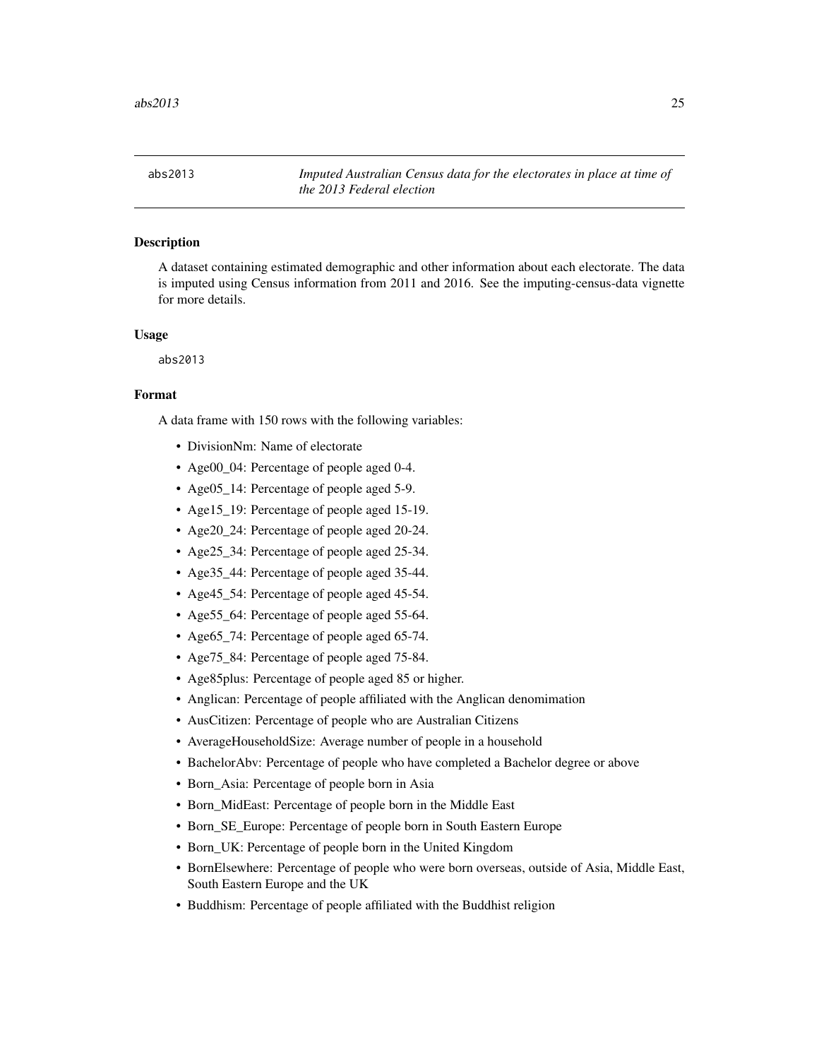## abs2013 — *Imputed Australian Census data for the electorates in place at time of the 2013 Federal election*

### Description

A dataset containing estimated demographic and other information about each electorate. The data is imputed using Census information from 2011 and 2016. See the imputing-census-data vignette for more details.

### Usage

```
abs2013
```

### Format

A data frame with 150 rows with the following variables:

- DivisionNm: Name of electorate
- Age00_04: Percentage of people aged 0-4.
- Age05_14: Percentage of people aged 5-9.
- Age15_19: Percentage of people aged 15-19.
- Age20_24: Percentage of people aged 20-24.
- Age25_34: Percentage of people aged 25-34.
- Age35_44: Percentage of people aged 35-44.
- Age45_54: Percentage of people aged 45-54.
- Age55_64: Percentage of people aged 55-64.
- Age65_74: Percentage of people aged 65-74.
- Age75_84: Percentage of people aged 75-84.
- Age85plus: Percentage of people aged 85 or higher.
- Anglican: Percentage of people affiliated with the Anglican denomimation
- AusCitizen: Percentage of people who are Australian Citizens
- AverageHouseholdSize: Average number of people in a household
- BachelorAbv: Percentage of people who have completed a Bachelor degree or above
- Born_Asia: Percentage of people born in Asia
- Born_MidEast: Percentage of people born in the Middle East
- Born_SE_Europe: Percentage of people born in South Eastern Europe
- Born_UK: Percentage of people born in the United Kingdom
- BornElsewhere: Percentage of people who were born overseas, outside of Asia, Middle East, South Eastern Europe and the UK
- Buddhism: Percentage of people affiliated with the Buddhist religion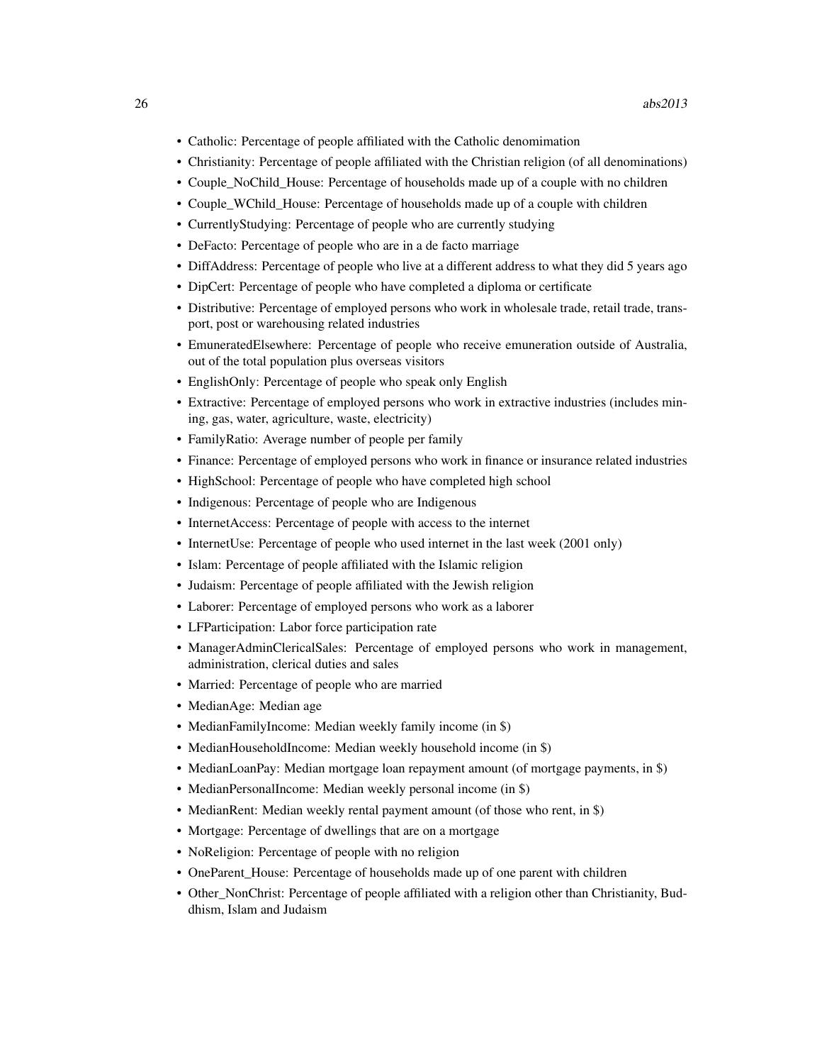- Catholic: Percentage of people affiliated with the Catholic denomimation
- Christianity: Percentage of people affiliated with the Christian religion (of all denominations)
- Couple_NoChild_House: Percentage of households made up of a couple with no children
- Couple_WChild_House: Percentage of households made up of a couple with children
- CurrentlyStudying: Percentage of people who are currently studying
- DeFacto: Percentage of people who are in a de facto marriage
- DiffAddress: Percentage of people who live at a different address to what they did 5 years ago
- DipCert: Percentage of people who have completed a diploma or certificate
- Distributive: Percentage of employed persons who work in wholesale trade, retail trade, transport, post or warehousing related industries
- EmuneratedElsewhere: Percentage of people who receive emuneration outside of Australia, out of the total population plus overseas visitors
- EnglishOnly: Percentage of people who speak only English
- Extractive: Percentage of employed persons who work in extractive industries (includes mining, gas, water, agriculture, waste, electricity)
- FamilyRatio: Average number of people per family
- Finance: Percentage of employed persons who work in finance or insurance related industries
- HighSchool: Percentage of people who have completed high school
- Indigenous: Percentage of people who are Indigenous
- InternetAccess: Percentage of people with access to the internet
- InternetUse: Percentage of people who used internet in the last week (2001 only)
- Islam: Percentage of people affiliated with the Islamic religion
- Judaism: Percentage of people affiliated with the Jewish religion
- Laborer: Percentage of employed persons who work as a laborer
- LFParticipation: Labor force participation rate
- ManagerAdminClericalSales: Percentage of employed persons who work in management, administration, clerical duties and sales
- Married: Percentage of people who are married
- MedianAge: Median age
- MedianFamilyIncome: Median weekly family income (in $)
- MedianHouseholdIncome: Median weekly household income (in $)
- MedianLoanPay: Median mortgage loan repayment amount (of mortgage payments, in $)
- MedianPersonalIncome: Median weekly personal income (in $)
- MedianRent: Median weekly rental payment amount (of those who rent, in $)
- Mortgage: Percentage of dwellings that are on a mortgage
- NoReligion: Percentage of people with no religion
- OneParent_House: Percentage of households made up of one parent with children
- Other_NonChrist: Percentage of people affiliated with a religion other than Christianity, Buddhism, Islam and Judaism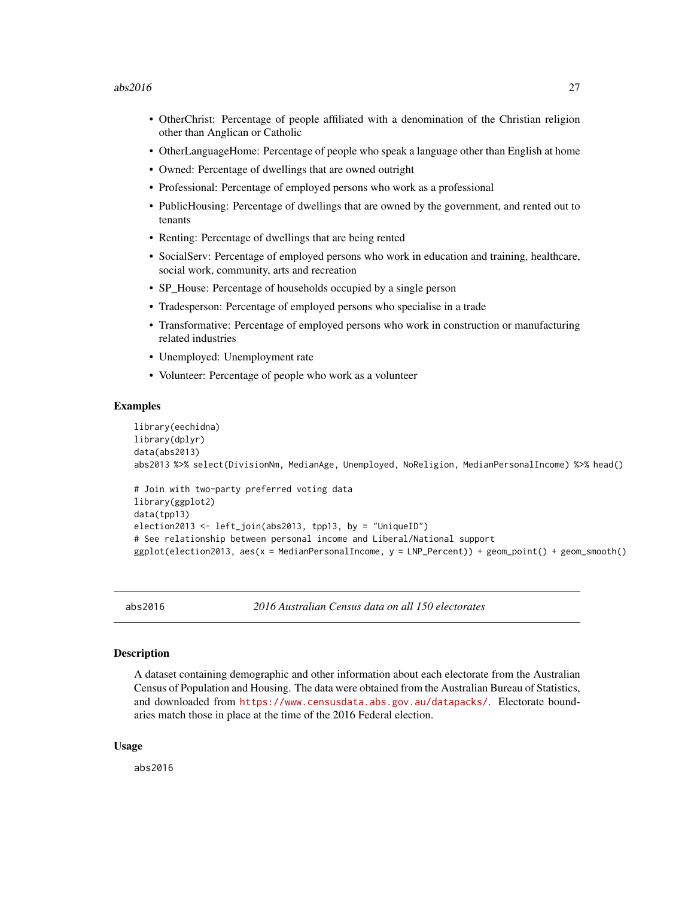- OtherChrist: Percentage of people affiliated with a denomination of the Christian religion other than Anglican or Catholic
- OtherLanguageHome: Percentage of people who speak a language other than English at home
- Owned: Percentage of dwellings that are owned outright
- Professional: Percentage of employed persons who work as a professional
- PublicHousing: Percentage of dwellings that are owned by the government, and rented out to tenants
- Renting: Percentage of dwellings that are being rented
- SocialServ: Percentage of employed persons who work in education and training, healthcare, social work, community, arts and recreation
- SP_House: Percentage of households occupied by a single person
- Tradesperson: Percentage of employed persons who specialise in a trade
- Transformative: Percentage of employed persons who work in construction or manufacturing related industries
- Unemployed: Unemployment rate
- Volunteer: Percentage of people who work as a volunteer

### Examples

```
library(eechidna)
library(dplyr)
data(abs2013)
abs2013 %>% select(DivisionNm, MedianAge, Unemployed, NoReligion, MedianPersonalIncome) %>% head()

# Join with two-party preferred voting data
library(ggplot2)
data(tpp13)
election2013 <- left_join(abs2013, tpp13, by = "UniqueID")
# See relationship between personal income and Liberal/National support
ggplot(election2013, aes(x = MedianPersonalIncome, y = LNP_Percent)) + geom_point() + geom_smooth()
```

---

## abs2016 — *2016 Australian Census data on all 150 electorates*

### Description

A dataset containing demographic and other information about each electorate from the Australian Census of Population and Housing. The data were obtained from the Australian Bureau of Statistics, and downloaded from https://www.censusdata.abs.gov.au/datapacks/. Electorate boundaries match those in place at the time of the 2016 Federal election.

### Usage

```
abs2016
```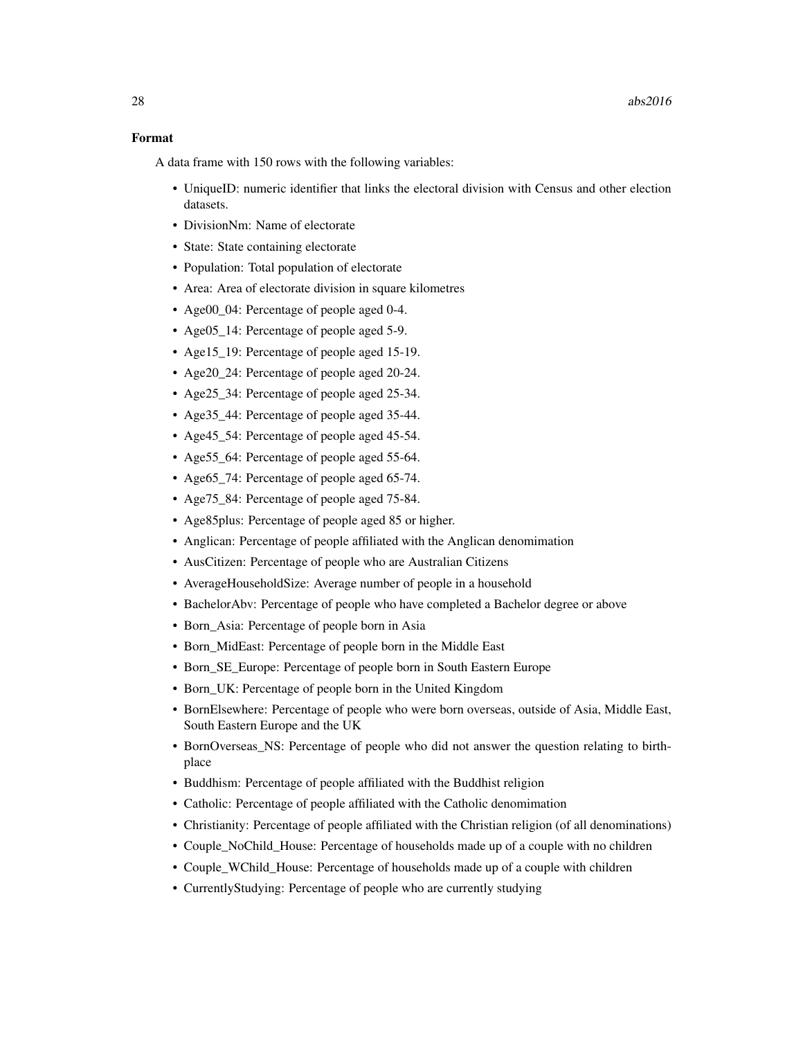### Format

A data frame with 150 rows with the following variables:

- UniqueID: numeric identifier that links the electoral division with Census and other election datasets.
- DivisionNm: Name of electorate
- State: State containing electorate
- Population: Total population of electorate
- Area: Area of electorate division in square kilometres
- Age00_04: Percentage of people aged 0-4.
- Age05_14: Percentage of people aged 5-9.
- Age15_19: Percentage of people aged 15-19.
- Age20_24: Percentage of people aged 20-24.
- Age25_34: Percentage of people aged 25-34.
- Age35_44: Percentage of people aged 35-44.
- Age45_54: Percentage of people aged 45-54.
- Age55_64: Percentage of people aged 55-64.
- Age65_74: Percentage of people aged 65-74.
- Age75_84: Percentage of people aged 75-84.
- Age85plus: Percentage of people aged 85 or higher.
- Anglican: Percentage of people affiliated with the Anglican denomimation
- AusCitizen: Percentage of people who are Australian Citizens
- AverageHouseholdSize: Average number of people in a household
- BachelorAbv: Percentage of people who have completed a Bachelor degree or above
- Born_Asia: Percentage of people born in Asia
- Born_MidEast: Percentage of people born in the Middle East
- Born_SE_Europe: Percentage of people born in South Eastern Europe
- Born_UK: Percentage of people born in the United Kingdom
- BornElsewhere: Percentage of people who were born overseas, outside of Asia, Middle East, South Eastern Europe and the UK
- BornOverseas_NS: Percentage of people who did not answer the question relating to birthplace
- Buddhism: Percentage of people affiliated with the Buddhist religion
- Catholic: Percentage of people affiliated with the Catholic denomimation
- Christianity: Percentage of people affiliated with the Christian religion (of all denominations)
- Couple_NoChild_House: Percentage of households made up of a couple with no children
- Couple_WChild_House: Percentage of households made up of a couple with children
- CurrentlyStudying: Percentage of people who are currently studying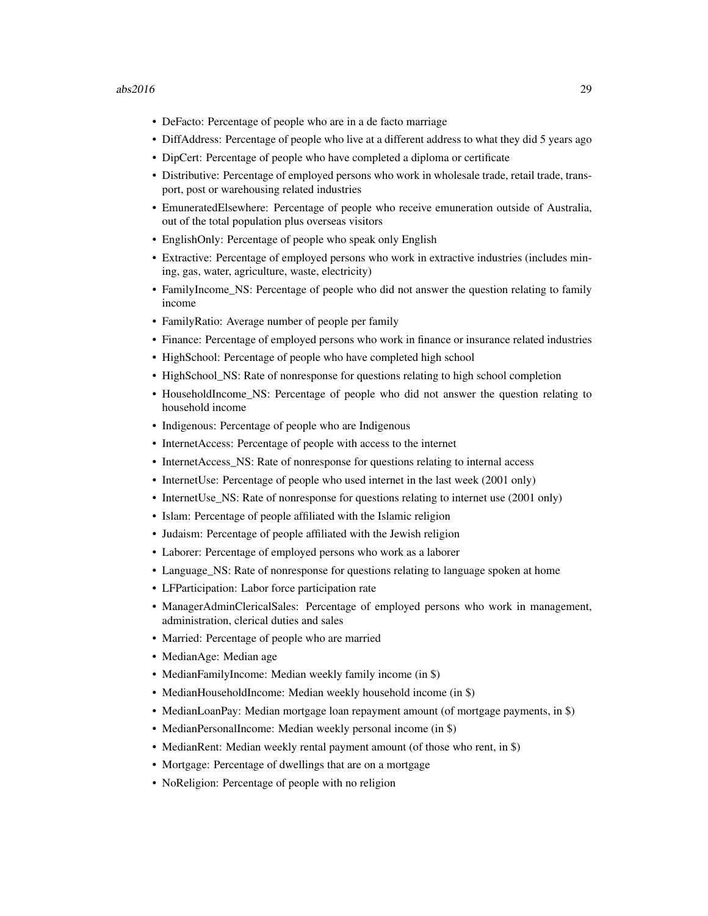- DeFacto: Percentage of people who are in a de facto marriage
- DiffAddress: Percentage of people who live at a different address to what they did 5 years ago
- DipCert: Percentage of people who have completed a diploma or certificate
- Distributive: Percentage of employed persons who work in wholesale trade, retail trade, transport, post or warehousing related industries
- EmuneratedElsewhere: Percentage of people who receive emuneration outside of Australia, out of the total population plus overseas visitors
- EnglishOnly: Percentage of people who speak only English
- Extractive: Percentage of employed persons who work in extractive industries (includes mining, gas, water, agriculture, waste, electricity)
- FamilyIncome_NS: Percentage of people who did not answer the question relating to family income
- FamilyRatio: Average number of people per family
- Finance: Percentage of employed persons who work in finance or insurance related industries
- HighSchool: Percentage of people who have completed high school
- HighSchool_NS: Rate of nonresponse for questions relating to high school completion
- HouseholdIncome_NS: Percentage of people who did not answer the question relating to household income
- Indigenous: Percentage of people who are Indigenous
- InternetAccess: Percentage of people with access to the internet
- InternetAccess_NS: Rate of nonresponse for questions relating to internal access
- InternetUse: Percentage of people who used internet in the last week (2001 only)
- InternetUse_NS: Rate of nonresponse for questions relating to internet use (2001 only)
- Islam: Percentage of people affiliated with the Islamic religion
- Judaism: Percentage of people affiliated with the Jewish religion
- Laborer: Percentage of employed persons who work as a laborer
- Language_NS: Rate of nonresponse for questions relating to language spoken at home
- LFParticipation: Labor force participation rate
- ManagerAdminClericalSales: Percentage of employed persons who work in management, administration, clerical duties and sales
- Married: Percentage of people who are married
- MedianAge: Median age
- MedianFamilyIncome: Median weekly family income (in $)
- MedianHouseholdIncome: Median weekly household income (in $)
- MedianLoanPay: Median mortgage loan repayment amount (of mortgage payments, in $)
- MedianPersonalIncome: Median weekly personal income (in $)
- MedianRent: Median weekly rental payment amount (of those who rent, in $)
- Mortgage: Percentage of dwellings that are on a mortgage
- NoReligion: Percentage of people with no religion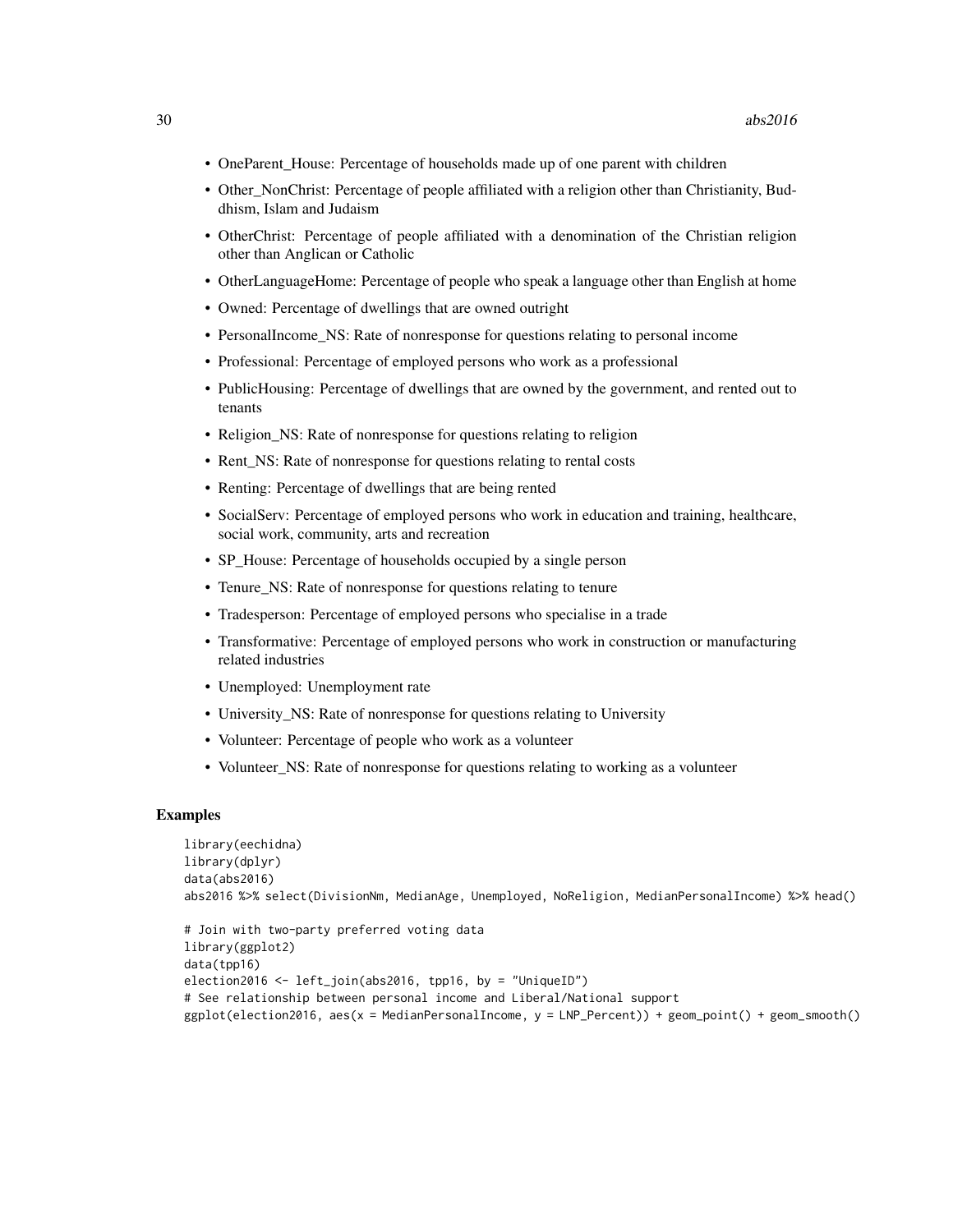- OneParent_House: Percentage of households made up of one parent with children
- Other_NonChrist: Percentage of people affiliated with a religion other than Christianity, Buddhism, Islam and Judaism
- OtherChrist: Percentage of people affiliated with a denomination of the Christian religion other than Anglican or Catholic
- OtherLanguageHome: Percentage of people who speak a language other than English at home
- Owned: Percentage of dwellings that are owned outright
- PersonalIncome_NS: Rate of nonresponse for questions relating to personal income
- Professional: Percentage of employed persons who work as a professional
- PublicHousing: Percentage of dwellings that are owned by the government, and rented out to tenants
- Religion_NS: Rate of nonresponse for questions relating to religion
- Rent_NS: Rate of nonresponse for questions relating to rental costs
- Renting: Percentage of dwellings that are being rented
- SocialServ: Percentage of employed persons who work in education and training, healthcare, social work, community, arts and recreation
- SP_House: Percentage of households occupied by a single person
- Tenure_NS: Rate of nonresponse for questions relating to tenure
- Tradesperson: Percentage of employed persons who specialise in a trade
- Transformative: Percentage of employed persons who work in construction or manufacturing related industries
- Unemployed: Unemployment rate
- University_NS: Rate of nonresponse for questions relating to University
- Volunteer: Percentage of people who work as a volunteer
- Volunteer_NS: Rate of nonresponse for questions relating to working as a volunteer

### Examples

```
library(eechidna)
library(dplyr)
data(abs2016)
abs2016 %>% select(DivisionNm, MedianAge, Unemployed, NoReligion, MedianPersonalIncome) %>% head()

# Join with two-party preferred voting data
library(ggplot2)
data(tpp16)
election2016 <- left_join(abs2016, tpp16, by = "UniqueID")
# See relationship between personal income and Liberal/National support
ggplot(election2016, aes(x = MedianPersonalIncome, y = LNP_Percent)) + geom_point() + geom_smooth()
```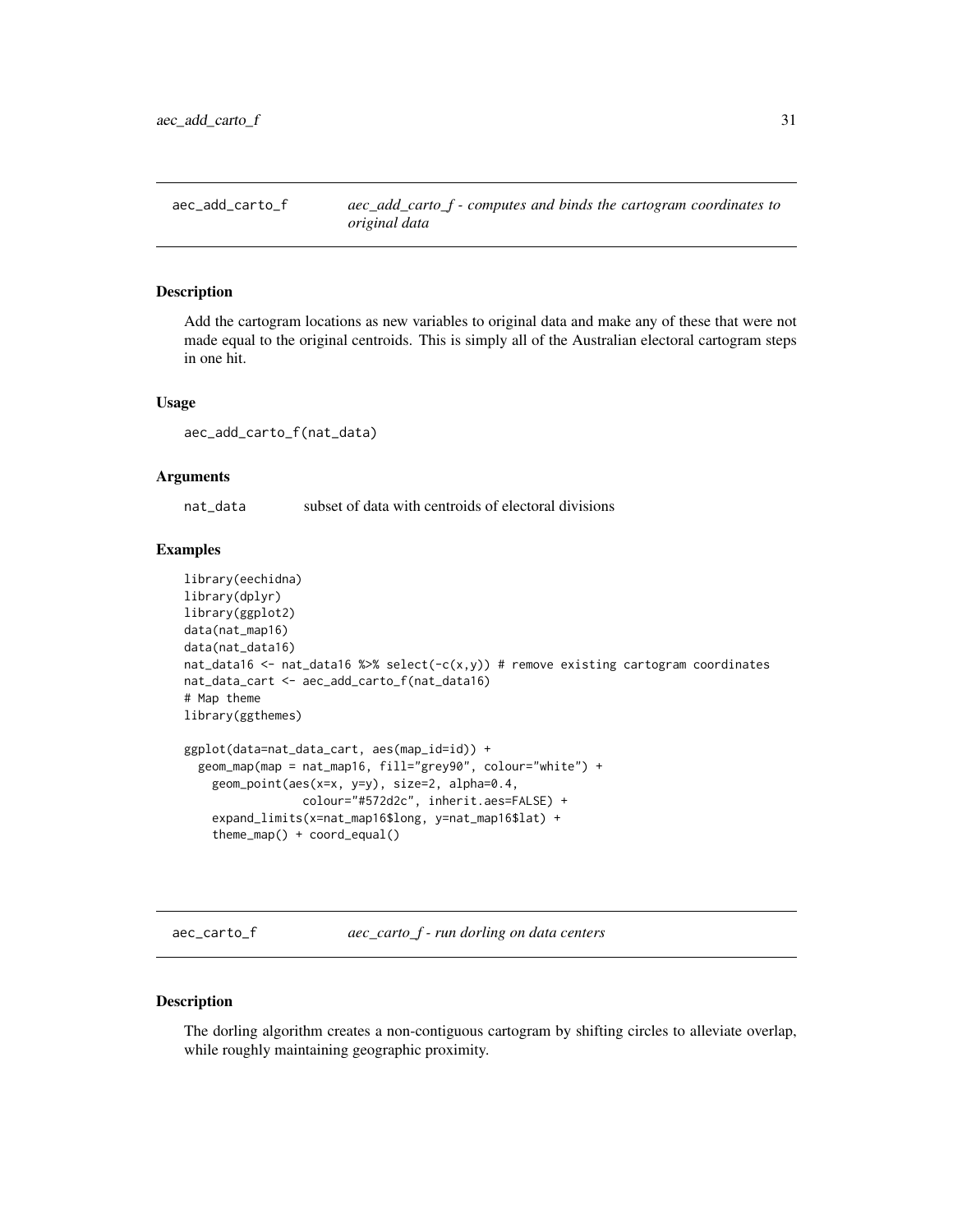## aec_add_carto_f *aec_add_carto_f - computes and binds the cartogram coordinates to original data*

### Description

Add the cartogram locations as new variables to original data and make any of these that were not made equal to the original centroids. This is simply all of the Australian electoral cartogram steps in one hit.

### Usage

```
aec_add_carto_f(nat_data)
```

### Arguments

nat_data     subset of data with centroids of electoral divisions

### Examples

```
library(eechidna)
library(dplyr)
library(ggplot2)
data(nat_map16)
data(nat_data16)
nat_data16 <- nat_data16 %>% select(-c(x,y)) # remove existing cartogram coordinates
nat_data_cart <- aec_add_carto_f(nat_data16)
# Map theme
library(ggthemes)

ggplot(data=nat_data_cart, aes(map_id=id)) +
  geom_map(map = nat_map16, fill="grey90", colour="white") +
    geom_point(aes(x=x, y=y), size=2, alpha=0.4,
               colour="#572d2c", inherit.aes=FALSE) +
    expand_limits(x=nat_map16$long, y=nat_map16$lat) +
    theme_map() + coord_equal()
```

## aec_carto_f *aec_carto_f - run dorling on data centers*

### Description

The dorling algorithm creates a non-contiguous cartogram by shifting circles to alleviate overlap, while roughly maintaining geographic proximity.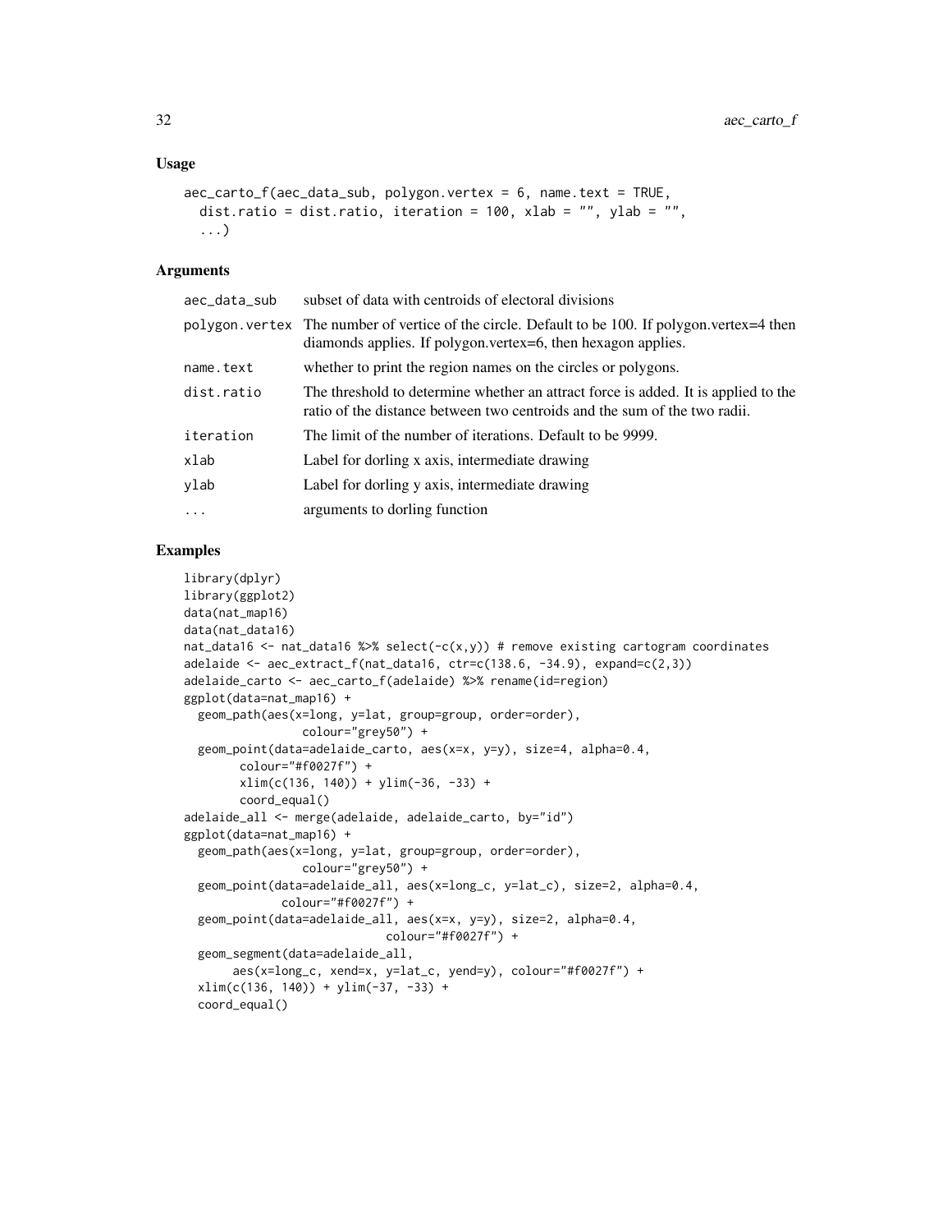## Usage

```
aec_carto_f(aec_data_sub, polygon.vertex = 6, name.text = TRUE,
  dist.ratio = dist.ratio, iteration = 100, xlab = "", ylab = "",
  ...)
```

## Arguments

| | |
|---|---|
| aec_data_sub | subset of data with centroids of electoral divisions |
| polygon.vertex | The number of vertice of the circle. Default to be 100. If polygon.vertex=4 then diamonds applies. If polygon.vertex=6, then hexagon applies. |
| name.text | whether to print the region names on the circles or polygons. |
| dist.ratio | The threshold to determine whether an attract force is added. It is applied to the ratio of the distance between two centroids and the sum of the two radii. |
| iteration | The limit of the number of iterations. Default to be 9999. |
| xlab | Label for dorling x axis, intermediate drawing |
| ylab | Label for dorling y axis, intermediate drawing |
| ... | arguments to dorling function |

## Examples

```
library(dplyr)
library(ggplot2)
data(nat_map16)
data(nat_data16)
nat_data16 <- nat_data16 %>% select(-c(x,y)) # remove existing cartogram coordinates
adelaide <- aec_extract_f(nat_data16, ctr=c(138.6, -34.9), expand=c(2,3))
adelaide_carto <- aec_carto_f(adelaide) %>% rename(id=region)
ggplot(data=nat_map16) +
  geom_path(aes(x=long, y=lat, group=group, order=order),
                 colour="grey50") +
  geom_point(data=adelaide_carto, aes(x=x, y=y), size=4, alpha=0.4,
        colour="#f0027f") +
        xlim(c(136, 140)) + ylim(-36, -33) +
        coord_equal()
adelaide_all <- merge(adelaide, adelaide_carto, by="id")
ggplot(data=nat_map16) +
  geom_path(aes(x=long, y=lat, group=group, order=order),
                 colour="grey50") +
  geom_point(data=adelaide_all, aes(x=long_c, y=lat_c), size=2, alpha=0.4,
              colour="#f0027f") +
  geom_point(data=adelaide_all, aes(x=x, y=y), size=2, alpha=0.4,
                            colour="#f0027f") +
  geom_segment(data=adelaide_all,
       aes(x=long_c, xend=x, y=lat_c, yend=y), colour="#f0027f") +
  xlim(c(136, 140)) + ylim(-37, -33) +
  coord_equal()
```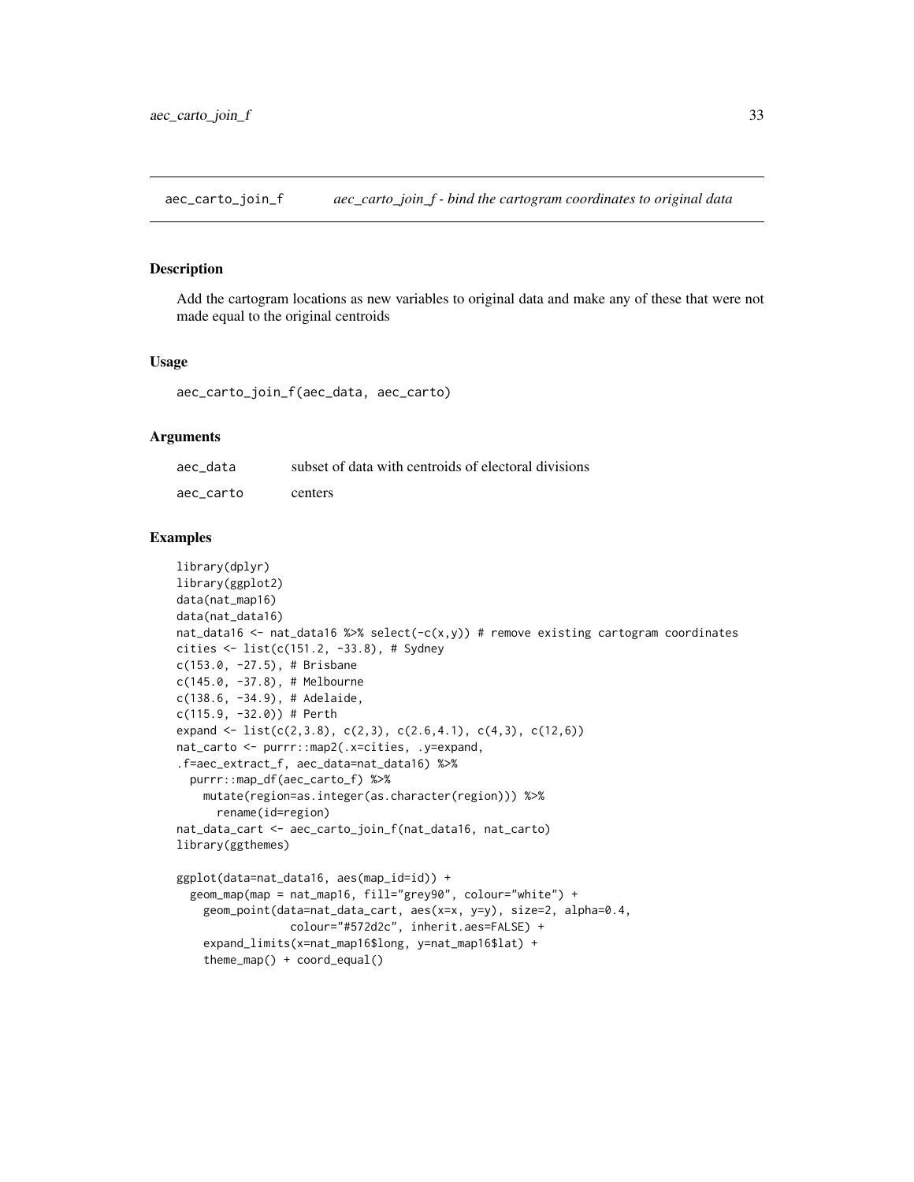## aec_carto_join_f — *aec_carto_join_f - bind the cartogram coordinates to original data*

### Description

Add the cartogram locations as new variables to original data and make any of these that were not made equal to the original centroids

### Usage

```
aec_carto_join_f(aec_data, aec_carto)
```

### Arguments

| | |
|---|---|
| aec_data | subset of data with centroids of electoral divisions |
| aec_carto | centers |

### Examples

```
library(dplyr)
library(ggplot2)
data(nat_map16)
data(nat_data16)
nat_data16 <- nat_data16 %>% select(-c(x,y)) # remove existing cartogram coordinates
cities <- list(c(151.2, -33.8), # Sydney
c(153.0, -27.5), # Brisbane
c(145.0, -37.8), # Melbourne
c(138.6, -34.9), # Adelaide,
c(115.9, -32.0)) # Perth
expand <- list(c(2,3.8), c(2,3), c(2.6,4.1), c(4,3), c(12,6))
nat_carto <- purrr::map2(.x=cities, .y=expand,
.f=aec_extract_f, aec_data=nat_data16) %>%
  purrr::map_df(aec_carto_f) %>%
    mutate(region=as.integer(as.character(region))) %>%
      rename(id=region)
nat_data_cart <- aec_carto_join_f(nat_data16, nat_carto)
library(ggthemes)

ggplot(data=nat_data16, aes(map_id=id)) +
  geom_map(map = nat_map16, fill="grey90", colour="white") +
    geom_point(data=nat_data_cart, aes(x=x, y=y), size=2, alpha=0.4,
               colour="#572d2c", inherit.aes=FALSE) +
    expand_limits(x=nat_map16$long, y=nat_map16$lat) +
    theme_map() + coord_equal()
```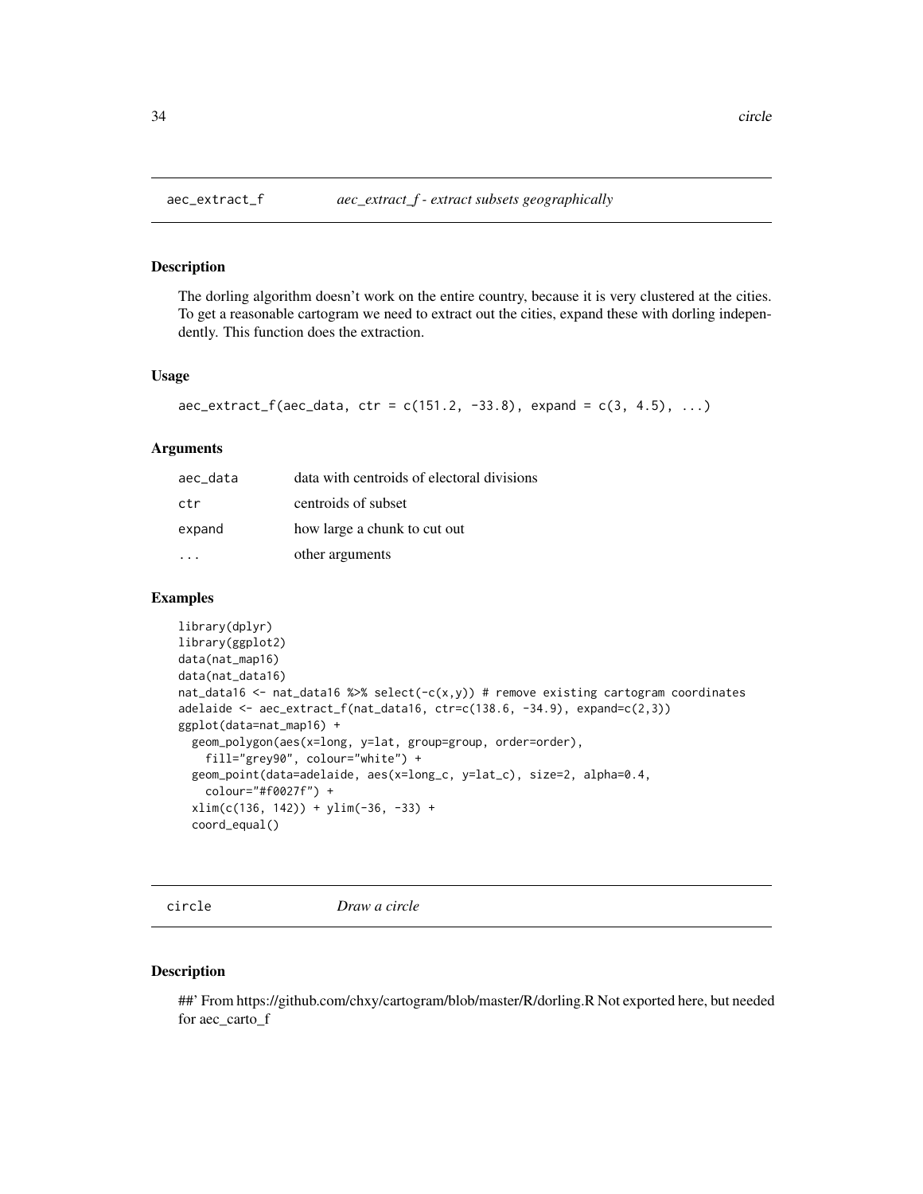## aec_extract_f — *aec_extract_f - extract subsets geographically*

### Description

The dorling algorithm doesn't work on the entire country, because it is very clustered at the cities. To get a reasonable cartogram we need to extract out the cities, expand these with dorling independently. This function does the extraction.

### Usage

```
aec_extract_f(aec_data, ctr = c(151.2, -33.8), expand = c(3, 4.5), ...)
```

### Arguments

| | |
|---|---|
| aec_data | data with centroids of electoral divisions |
| ctr | centroids of subset |
| expand | how large a chunk to cut out |
| ... | other arguments |

### Examples

```
library(dplyr)
library(ggplot2)
data(nat_map16)
data(nat_data16)
nat_data16 <- nat_data16 %>% select(-c(x,y)) # remove existing cartogram coordinates
adelaide <- aec_extract_f(nat_data16, ctr=c(138.6, -34.9), expand=c(2,3))
ggplot(data=nat_map16) +
  geom_polygon(aes(x=long, y=lat, group=group, order=order),
    fill="grey90", colour="white") +
  geom_point(data=adelaide, aes(x=long_c, y=lat_c), size=2, alpha=0.4,
    colour="#f0027f") +
  xlim(c(136, 142)) + ylim(-36, -33) +
  coord_equal()
```

## circle — *Draw a circle*

### Description

##' From https://github.com/chxy/cartogram/blob/master/R/dorling.R Not exported here, but needed for aec_carto_f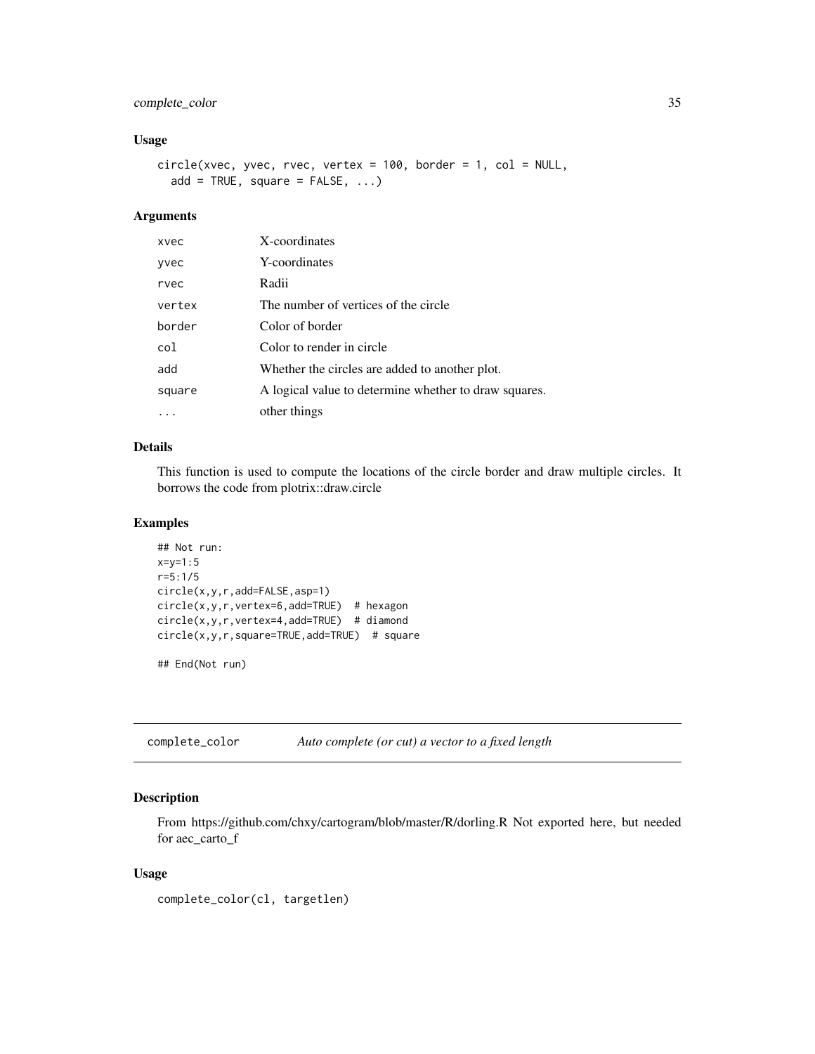### Usage

```
circle(xvec, yvec, rvec, vertex = 100, border = 1, col = NULL,
  add = TRUE, square = FALSE, ...)
```

### Arguments

| | |
|---|---|
| xvec | X-coordinates |
| yvec | Y-coordinates |
| rvec | Radii |
| vertex | The number of vertices of the circle |
| border | Color of border |
| col | Color to render in circle |
| add | Whether the circles are added to another plot. |
| square | A logical value to determine whether to draw squares. |
| ... | other things |

### Details

This function is used to compute the locations of the circle border and draw multiple circles. It borrows the code from plotrix::draw.circle

### Examples

```
## Not run:
x=y=1:5
r=5:1/5
circle(x,y,r,add=FALSE,asp=1)
circle(x,y,r,vertex=6,add=TRUE)  # hexagon
circle(x,y,r,vertex=4,add=TRUE)  # diamond
circle(x,y,r,square=TRUE,add=TRUE)  # square

## End(Not run)
```

---

## complete_color    *Auto complete (or cut) a vector to a fixed length*

### Description

From https://github.com/chxy/cartogram/blob/master/R/dorling.R Not exported here, but needed for aec_carto_f

### Usage

```
complete_color(cl, targetlen)
```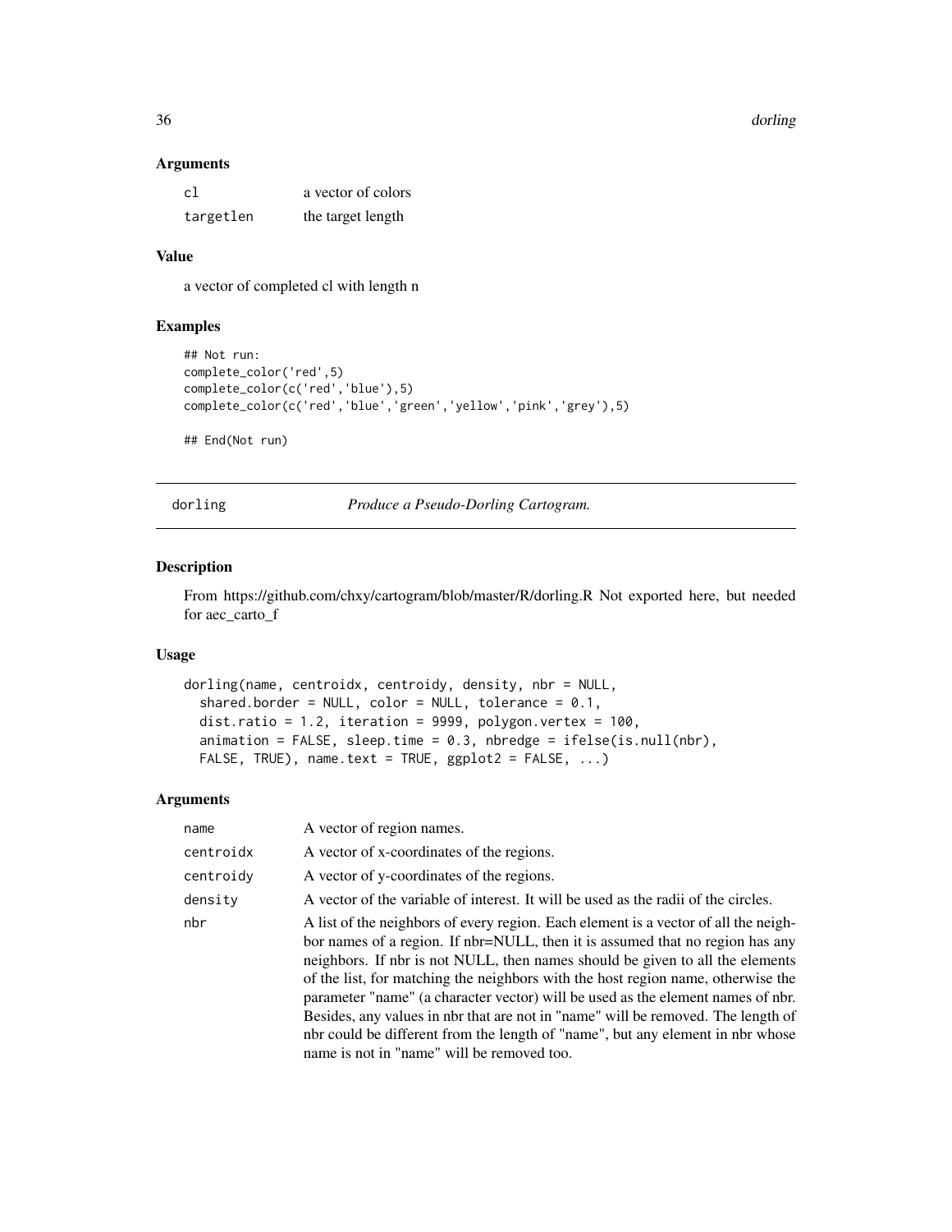### Arguments

| | |
|---|---|
| cl | a vector of colors |
| targetlen | the target length |

### Value

a vector of completed cl with length n

### Examples

```
## Not run:
complete_color('red',5)
complete_color(c('red','blue'),5)
complete_color(c('red','blue','green','yellow','pink','grey'),5)

## End(Not run)
```

---

## dorling — *Produce a Pseudo-Dorling Cartogram.*

### Description

From https://github.com/chxy/cartogram/blob/master/R/dorling.R Not exported here, but needed for aec_carto_f

### Usage

```
dorling(name, centroidx, centroidy, density, nbr = NULL,
  shared.border = NULL, color = NULL, tolerance = 0.1,
  dist.ratio = 1.2, iteration = 9999, polygon.vertex = 100,
  animation = FALSE, sleep.time = 0.3, nbredge = ifelse(is.null(nbr),
  FALSE, TRUE), name.text = TRUE, ggplot2 = FALSE, ...)
```

### Arguments

| | |
|---|---|
| name | A vector of region names. |
| centroidx | A vector of x-coordinates of the regions. |
| centroidy | A vector of y-coordinates of the regions. |
| density | A vector of the variable of interest. It will be used as the radii of the circles. |
| nbr | A list of the neighbors of every region. Each element is a vector of all the neighbor names of a region. If nbr=NULL, then it is assumed that no region has any neighbors. If nbr is not NULL, then names should be given to all the elements of the list, for matching the neighbors with the host region name, otherwise the parameter "name" (a character vector) will be used as the element names of nbr. Besides, any values in nbr that are not in "name" will be removed. The length of nbr could be different from the length of "name", but any element in nbr whose name is not in "name" will be removed too. |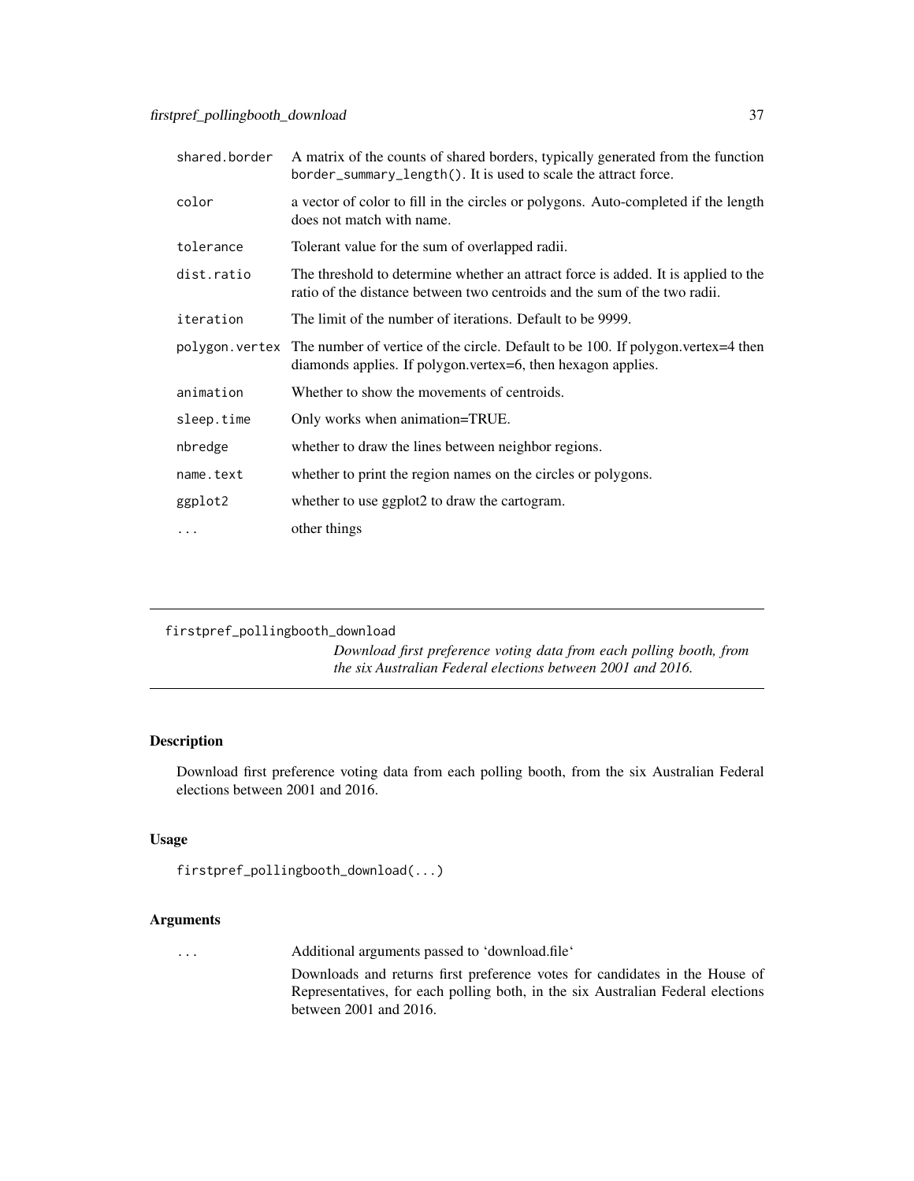| | |
|---|---|
| shared.border | A matrix of the counts of shared borders, typically generated from the function `border_summary_length()`. It is used to scale the attract force. |
| color | a vector of color to fill in the circles or polygons. Auto-completed if the length does not match with name. |
| tolerance | Tolerant value for the sum of overlapped radii. |
| dist.ratio | The threshold to determine whether an attract force is added. It is applied to the ratio of the distance between two centroids and the sum of the two radii. |
| iteration | The limit of the number of iterations. Default to be 9999. |
| polygon.vertex | The number of vertice of the circle. Default to be 100. If polygon.vertex=4 then diamonds applies. If polygon.vertex=6, then hexagon applies. |
| animation | Whether to show the movements of centroids. |
| sleep.time | Only works when animation=TRUE. |
| nbredge | whether to draw the lines between neighbor regions. |
| name.text | whether to print the region names on the circles or polygons. |
| ggplot2 | whether to use ggplot2 to draw the cartogram. |
| ... | other things |

---

## firstpref_pollingbooth_download

*Download first preference voting data from each polling booth, from the six Australian Federal elections between 2001 and 2016.*

---

### Description

Download first preference voting data from each polling booth, from the six Australian Federal elections between 2001 and 2016.

### Usage

```
firstpref_pollingbooth_download(...)
```

### Arguments

| | |
|---|---|
| ... | Additional arguments passed to 'download.file' Downloads and returns first preference votes for candidates in the House of Representatives, for each polling both, in the six Australian Federal elections between 2001 and 2016. |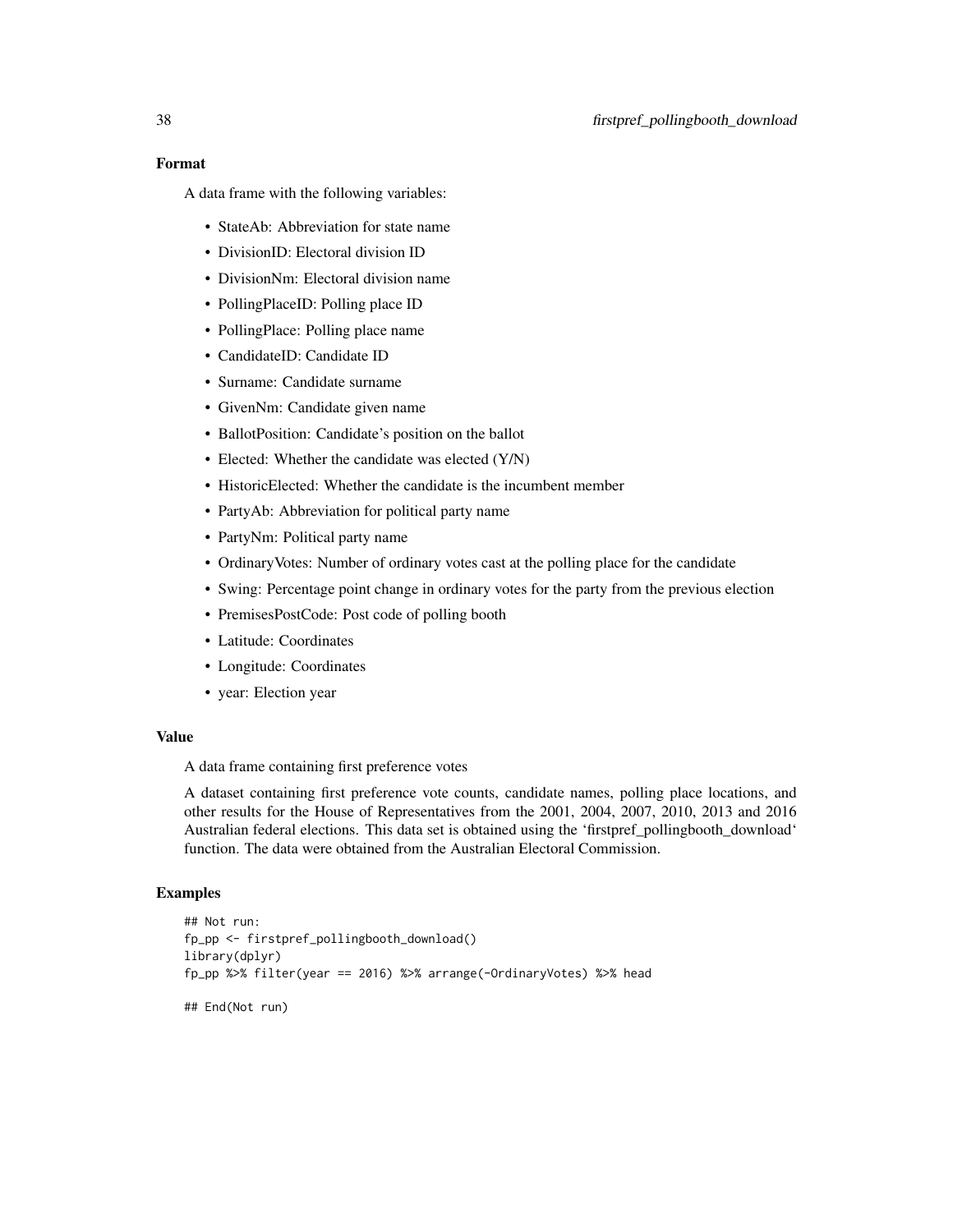### Format

A data frame with the following variables:

- StateAb: Abbreviation for state name
- DivisionID: Electoral division ID
- DivisionNm: Electoral division name
- PollingPlaceID: Polling place ID
- PollingPlace: Polling place name
- CandidateID: Candidate ID
- Surname: Candidate surname
- GivenNm: Candidate given name
- BallotPosition: Candidate's position on the ballot
- Elected: Whether the candidate was elected (Y/N)
- HistoricElected: Whether the candidate is the incumbent member
- PartyAb: Abbreviation for political party name
- PartyNm: Political party name
- OrdinaryVotes: Number of ordinary votes cast at the polling place for the candidate
- Swing: Percentage point change in ordinary votes for the party from the previous election
- PremisesPostCode: Post code of polling booth
- Latitude: Coordinates
- Longitude: Coordinates
- year: Election year

### Value

A data frame containing first preference votes

A dataset containing first preference vote counts, candidate names, polling place locations, and other results for the House of Representatives from the 2001, 2004, 2007, 2010, 2013 and 2016 Australian federal elections. This data set is obtained using the 'firstpref_pollingbooth_download' function. The data were obtained from the Australian Electoral Commission.

### Examples

```
## Not run:
fp_pp <- firstpref_pollingbooth_download()
library(dplyr)
fp_pp %>% filter(year == 2016) %>% arrange(-OrdinaryVotes) %>% head

## End(Not run)
```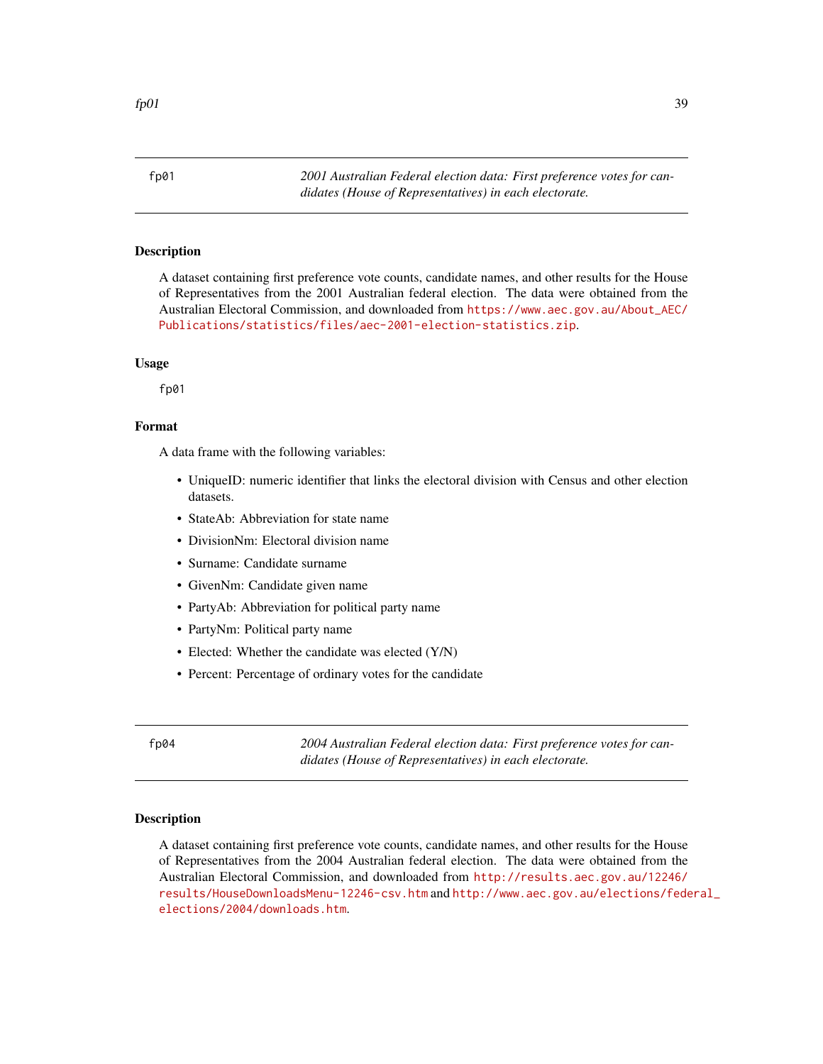## fp01 — *2001 Australian Federal election data: First preference votes for candidates (House of Representatives) in each electorate.*

### Description

A dataset containing first preference vote counts, candidate names, and other results for the House of Representatives from the 2001 Australian federal election. The data were obtained from the Australian Electoral Commission, and downloaded from https://www.aec.gov.au/About_AEC/Publications/statistics/files/aec-2001-election-statistics.zip.

### Usage

```
fp01
```

### Format

A data frame with the following variables:

- UniqueID: numeric identifier that links the electoral division with Census and other election datasets.
- StateAb: Abbreviation for state name
- DivisionNm: Electoral division name
- Surname: Candidate surname
- GivenNm: Candidate given name
- PartyAb: Abbreviation for political party name
- PartyNm: Political party name
- Elected: Whether the candidate was elected (Y/N)
- Percent: Percentage of ordinary votes for the candidate

## fp04 — *2004 Australian Federal election data: First preference votes for candidates (House of Representatives) in each electorate.*

### Description

A dataset containing first preference vote counts, candidate names, and other results for the House of Representatives from the 2004 Australian federal election. The data were obtained from the Australian Electoral Commission, and downloaded from http://results.aec.gov.au/12246/results/HouseDownloadsMenu-12246-csv.htm and http://www.aec.gov.au/elections/federal_elections/2004/downloads.htm.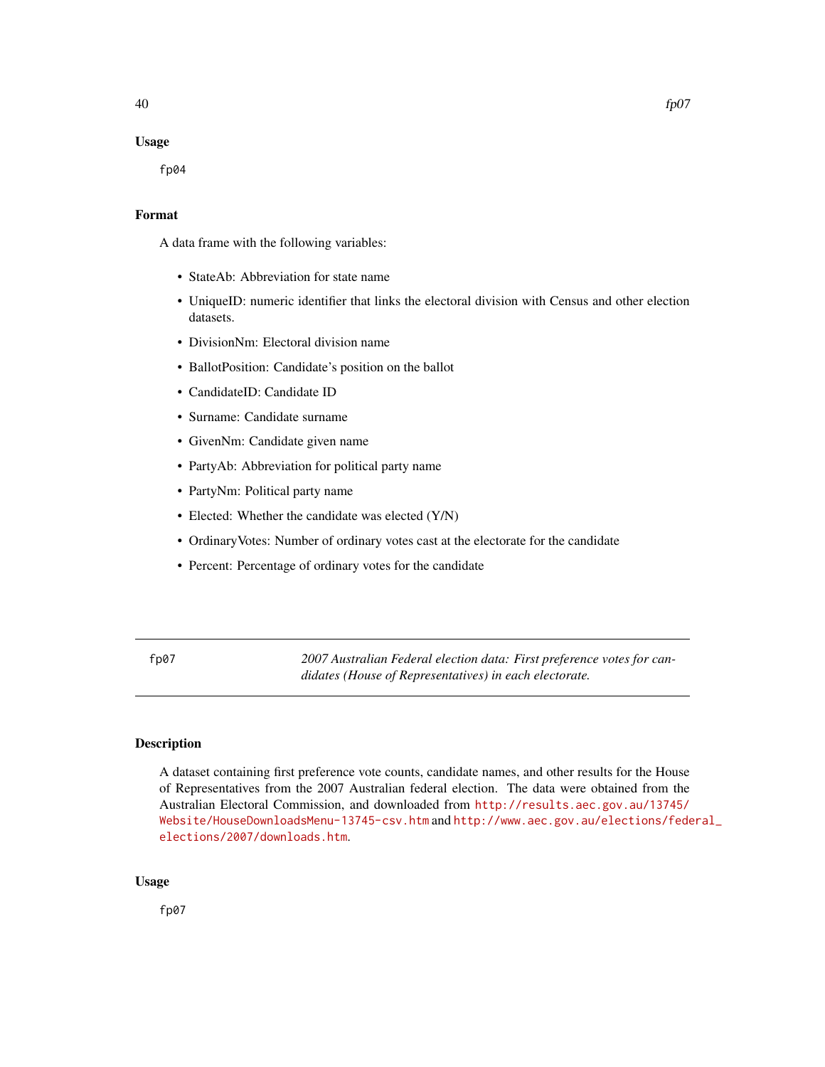### Usage

```
fp04
```

### Format

A data frame with the following variables:

- StateAb: Abbreviation for state name
- UniqueID: numeric identifier that links the electoral division with Census and other election datasets.
- DivisionNm: Electoral division name
- BallotPosition: Candidate's position on the ballot
- CandidateID: Candidate ID
- Surname: Candidate surname
- GivenNm: Candidate given name
- PartyAb: Abbreviation for political party name
- PartyNm: Political party name
- Elected: Whether the candidate was elected (Y/N)
- OrdinaryVotes: Number of ordinary votes cast at the electorate for the candidate
- Percent: Percentage of ordinary votes for the candidate

---

## fp07 — *2007 Australian Federal election data: First preference votes for candidates (House of Representatives) in each electorate.*

### Description

A dataset containing first preference vote counts, candidate names, and other results for the House of Representatives from the 2007 Australian federal election. The data were obtained from the Australian Electoral Commission, and downloaded from http://results.aec.gov.au/13745/Website/HouseDownloadsMenu-13745-csv.htm and http://www.aec.gov.au/elections/federal_elections/2007/downloads.htm.

### Usage

```
fp07
```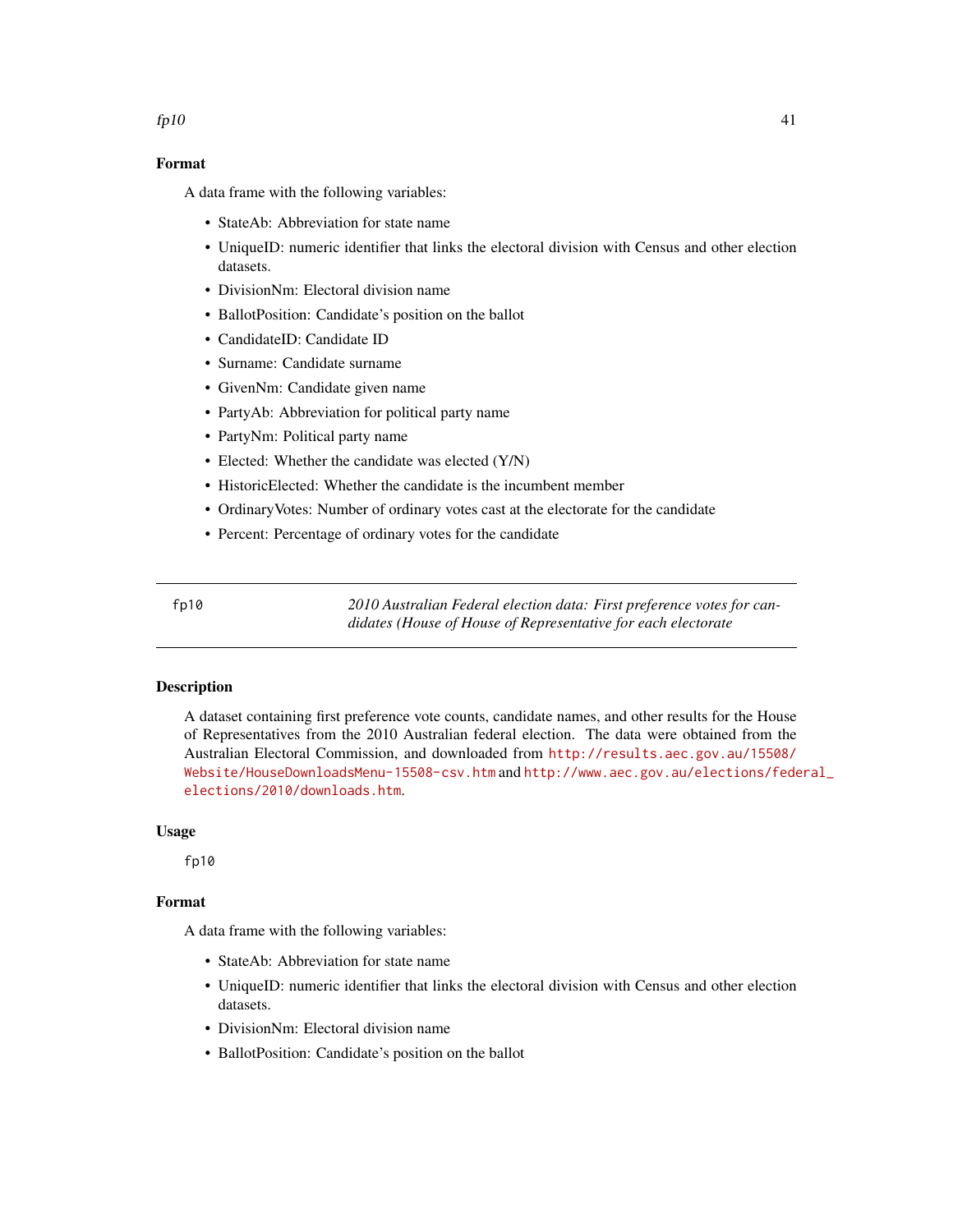## Format

A data frame with the following variables:

- StateAb: Abbreviation for state name
- UniqueID: numeric identifier that links the electoral division with Census and other election datasets.
- DivisionNm: Electoral division name
- BallotPosition: Candidate's position on the ballot
- CandidateID: Candidate ID
- Surname: Candidate surname
- GivenNm: Candidate given name
- PartyAb: Abbreviation for political party name
- PartyNm: Political party name
- Elected: Whether the candidate was elected (Y/N)
- HistoricElected: Whether the candidate is the incumbent member
- OrdinaryVotes: Number of ordinary votes cast at the electorate for the candidate
- Percent: Percentage of ordinary votes for the candidate

---

# fp10 — *2010 Australian Federal election data: First preference votes for candidates (House of House of Representative for each electorate*

## Description

A dataset containing first preference vote counts, candidate names, and other results for the House of Representatives from the 2010 Australian federal election. The data were obtained from the Australian Electoral Commission, and downloaded from http://results.aec.gov.au/15508/Website/HouseDownloadsMenu-15508-csv.htm and http://www.aec.gov.au/elections/federal_elections/2010/downloads.htm.

## Usage

```
fp10
```

## Format

A data frame with the following variables:

- StateAb: Abbreviation for state name
- UniqueID: numeric identifier that links the electoral division with Census and other election datasets.
- DivisionNm: Electoral division name
- BallotPosition: Candidate's position on the ballot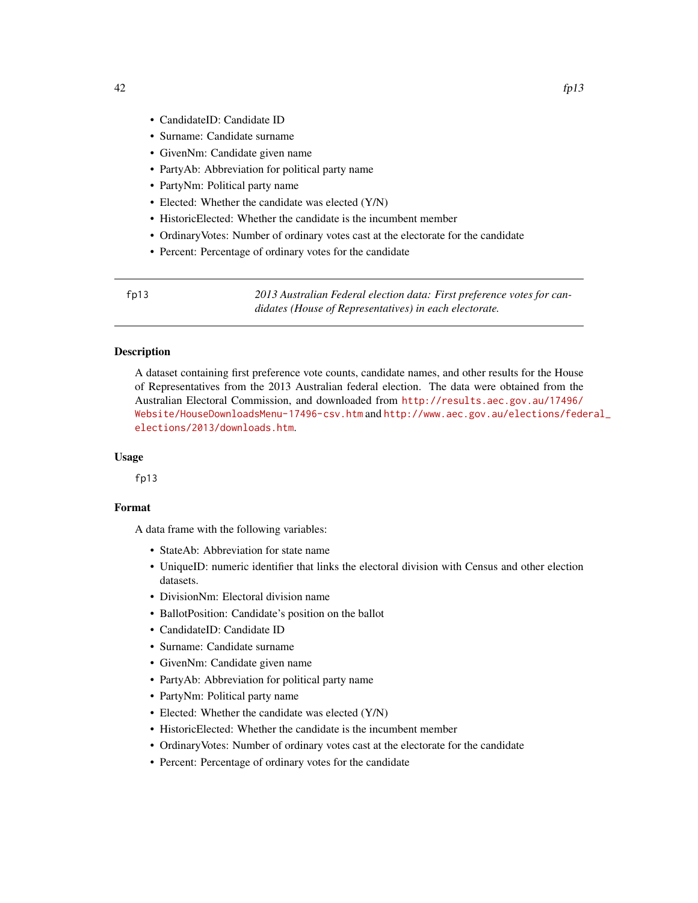- CandidateID: Candidate ID
- Surname: Candidate surname
- GivenNm: Candidate given name
- PartyAb: Abbreviation for political party name
- PartyNm: Political party name
- Elected: Whether the candidate was elected (Y/N)
- HistoricElected: Whether the candidate is the incumbent member
- OrdinaryVotes: Number of ordinary votes cast at the electorate for the candidate
- Percent: Percentage of ordinary votes for the candidate

---

## fp13 — *2013 Australian Federal election data: First preference votes for candidates (House of Representatives) in each electorate.*

### Description

A dataset containing first preference vote counts, candidate names, and other results for the House of Representatives from the 2013 Australian federal election. The data were obtained from the Australian Electoral Commission, and downloaded from http://results.aec.gov.au/17496/Website/HouseDownloadsMenu-17496-csv.htm and http://www.aec.gov.au/elections/federal_elections/2013/downloads.htm.

### Usage

```
fp13
```

### Format

A data frame with the following variables:

- StateAb: Abbreviation for state name
- UniqueID: numeric identifier that links the electoral division with Census and other election datasets.
- DivisionNm: Electoral division name
- BallotPosition: Candidate's position on the ballot
- CandidateID: Candidate ID
- Surname: Candidate surname
- GivenNm: Candidate given name
- PartyAb: Abbreviation for political party name
- PartyNm: Political party name
- Elected: Whether the candidate was elected (Y/N)
- HistoricElected: Whether the candidate is the incumbent member
- OrdinaryVotes: Number of ordinary votes cast at the electorate for the candidate
- Percent: Percentage of ordinary votes for the candidate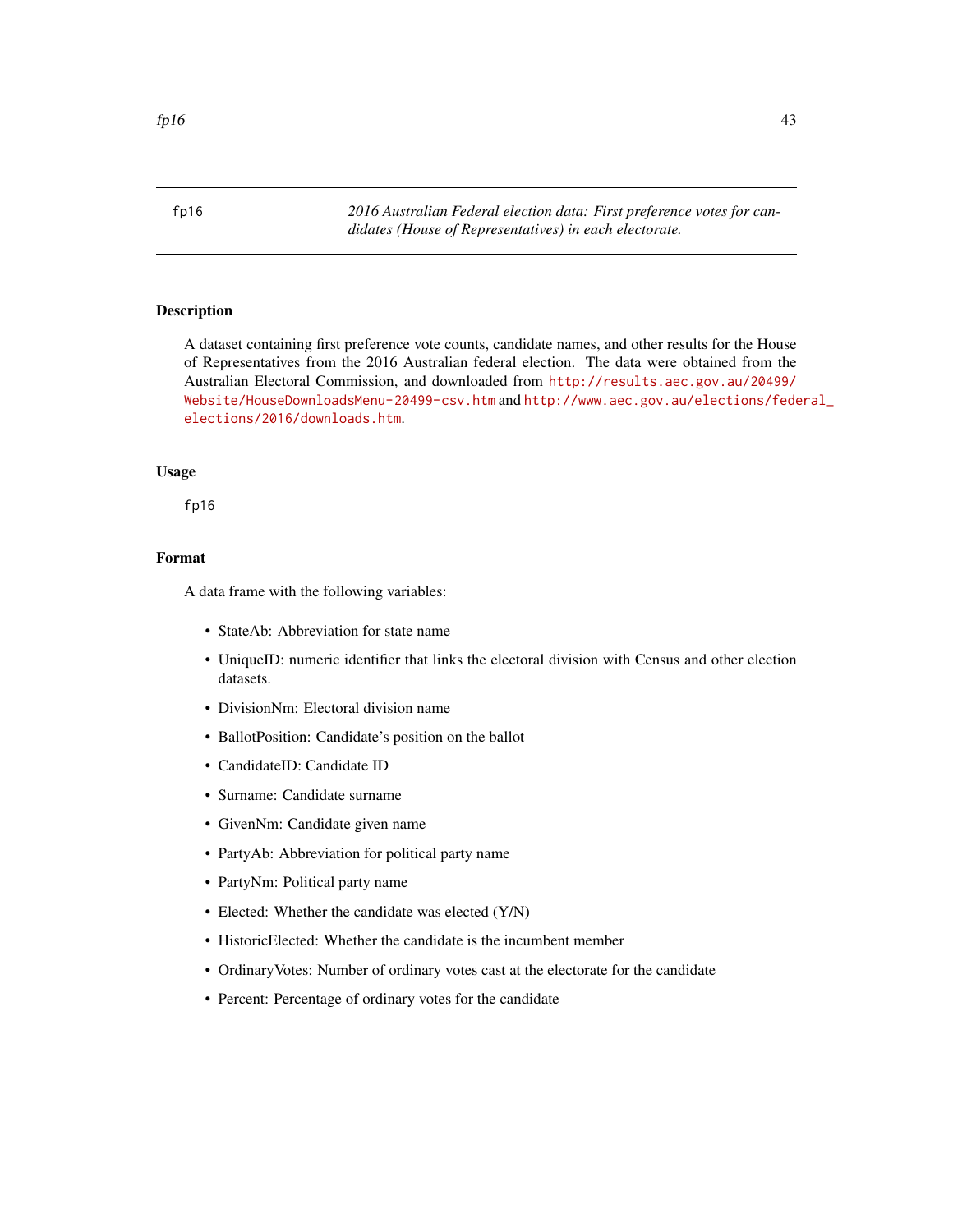fp16 — *2016 Australian Federal election data: First preference votes for candidates (House of Representatives) in each electorate.*

## Description

A dataset containing first preference vote counts, candidate names, and other results for the House of Representatives from the 2016 Australian federal election. The data were obtained from the Australian Electoral Commission, and downloaded from http://results.aec.gov.au/20499/Website/HouseDownloadsMenu-20499-csv.htm and http://www.aec.gov.au/elections/federal_elections/2016/downloads.htm.

## Usage

```
fp16
```

## Format

A data frame with the following variables:

- StateAb: Abbreviation for state name
- UniqueID: numeric identifier that links the electoral division with Census and other election datasets.
- DivisionNm: Electoral division name
- BallotPosition: Candidate's position on the ballot
- CandidateID: Candidate ID
- Surname: Candidate surname
- GivenNm: Candidate given name
- PartyAb: Abbreviation for political party name
- PartyNm: Political party name
- Elected: Whether the candidate was elected (Y/N)
- HistoricElected: Whether the candidate is the incumbent member
- OrdinaryVotes: Number of ordinary votes cast at the electorate for the candidate
- Percent: Percentage of ordinary votes for the candidate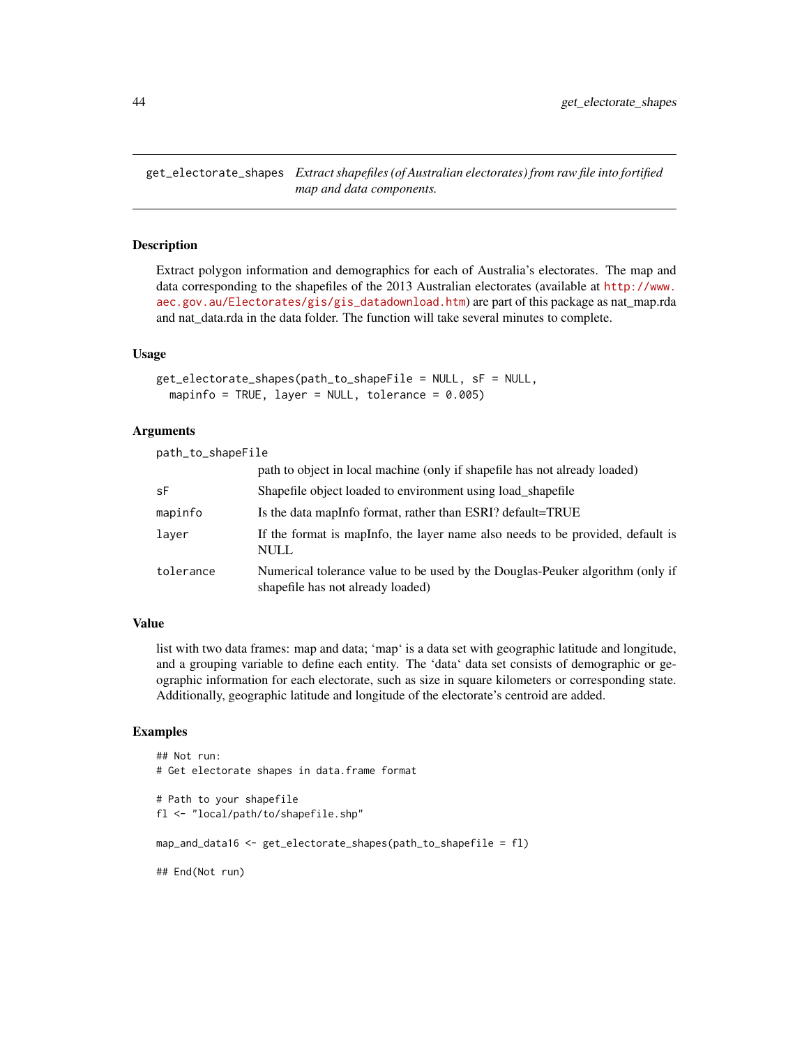## get_electorate_shapes

*Extract shapefiles (of Australian electorates) from raw file into fortified map and data components.*

### Description

Extract polygon information and demographics for each of Australia's electorates. The map and data corresponding to the shapefiles of the 2013 Australian electorates (available at http://www.aec.gov.au/Electorates/gis/gis_datadownload.htm) are part of this package as nat_map.rda and nat_data.rda in the data folder. The function will take several minutes to complete.

### Usage

```
get_electorate_shapes(path_to_shapeFile = NULL, sF = NULL,
  mapinfo = TRUE, layer = NULL, tolerance = 0.005)
```

### Arguments

| Argument | Description |
|---|---|
| `path_to_shapeFile` | path to object in local machine (only if shapefile has not already loaded) |
| `sF` | Shapefile object loaded to environment using load_shapefile |
| `mapinfo` | Is the data mapInfo format, rather than ESRI? default=TRUE |
| `layer` | If the format is mapInfo, the layer name also needs to be provided, default is NULL |
| `tolerance` | Numerical tolerance value to be used by the Douglas-Peuker algorithm (only if shapefile has not already loaded) |

### Value

list with two data frames: map and data; 'map' is a data set with geographic latitude and longitude, and a grouping variable to define each entity. The 'data' data set consists of demographic or geographic information for each electorate, such as size in square kilometers or corresponding state. Additionally, geographic latitude and longitude of the electorate's centroid are added.

### Examples

```
## Not run:
# Get electorate shapes in data.frame format

# Path to your shapefile
fl <- "local/path/to/shapefile.shp"

map_and_data16 <- get_electorate_shapes(path_to_shapefile = fl)

## End(Not run)
```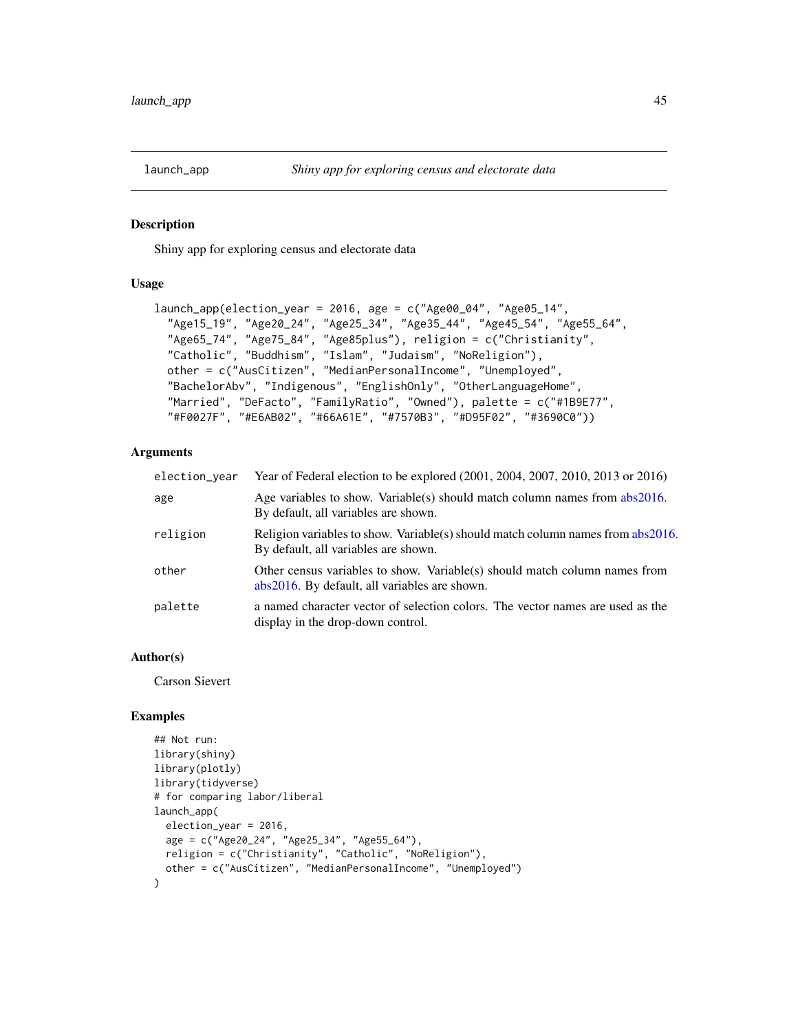launch_app *Shiny app for exploring census and electorate data*

### Description

Shiny app for exploring census and electorate data

### Usage

```
launch_app(election_year = 2016, age = c("Age00_04", "Age05_14",
  "Age15_19", "Age20_24", "Age25_34", "Age35_44", "Age45_54", "Age55_64",
  "Age65_74", "Age75_84", "Age85plus"), religion = c("Christianity",
  "Catholic", "Buddhism", "Islam", "Judaism", "NoReligion"),
  other = c("AusCitizen", "MedianPersonalIncome", "Unemployed",
  "BachelorAbv", "Indigenous", "EnglishOnly", "OtherLanguageHome",
  "Married", "DeFacto", "FamilyRatio", "Owned"), palette = c("#1B9E77",
  "#F0027F", "#E6AB02", "#66A61E", "#7570B3", "#D95F02", "#3690C0"))
```

### Arguments

| | |
|---|---|
| election_year | Year of Federal election to be explored (2001, 2004, 2007, 2010, 2013 or 2016) |
| age | Age variables to show. Variable(s) should match column names from abs2016. By default, all variables are shown. |
| religion | Religion variables to show. Variable(s) should match column names from abs2016. By default, all variables are shown. |
| other | Other census variables to show. Variable(s) should match column names from abs2016. By default, all variables are shown. |
| palette | a named character vector of selection colors. The vector names are used as the display in the drop-down control. |

### Author(s)

Carson Sievert

### Examples

```
## Not run:
library(shiny)
library(plotly)
library(tidyverse)
# for comparing labor/liberal
launch_app(
  election_year = 2016,
  age = c("Age20_24", "Age25_34", "Age55_64"),
  religion = c("Christianity", "Catholic", "NoReligion"),
  other = c("AusCitizen", "MedianPersonalIncome", "Unemployed")
)
```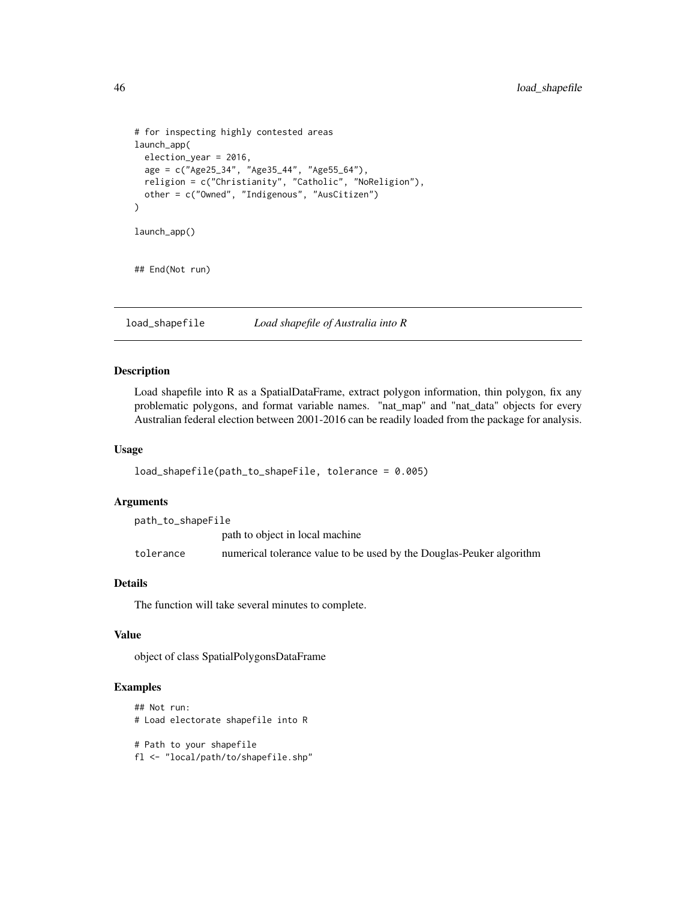```
# for inspecting highly contested areas
launch_app(
  election_year = 2016,
  age = c("Age25_34", "Age35_44", "Age55_64"),
  religion = c("Christianity", "Catholic", "NoReligion"),
  other = c("Owned", "Indigenous", "AusCitizen")
)

launch_app()


## End(Not run)
```

## load_shapefile — *Load shapefile of Australia into R*

### Description

Load shapefile into R as a SpatialDataFrame, extract polygon information, thin polygon, fix any problematic polygons, and format variable names. "nat_map" and "nat_data" objects for every Australian federal election between 2001-2016 can be readily loaded from the package for analysis.

### Usage

```
load_shapefile(path_to_shapeFile, tolerance = 0.005)
```

### Arguments

| | |
|---|---|
| `path_to_shapeFile` | path to object in local machine |
| `tolerance` | numerical tolerance value to be used by the Douglas-Peuker algorithm |

### Details

The function will take several minutes to complete.

### Value

object of class SpatialPolygonsDataFrame

### Examples

```
## Not run:
# Load electorate shapefile into R

# Path to your shapefile
fl <- "local/path/to/shapefile.shp"
```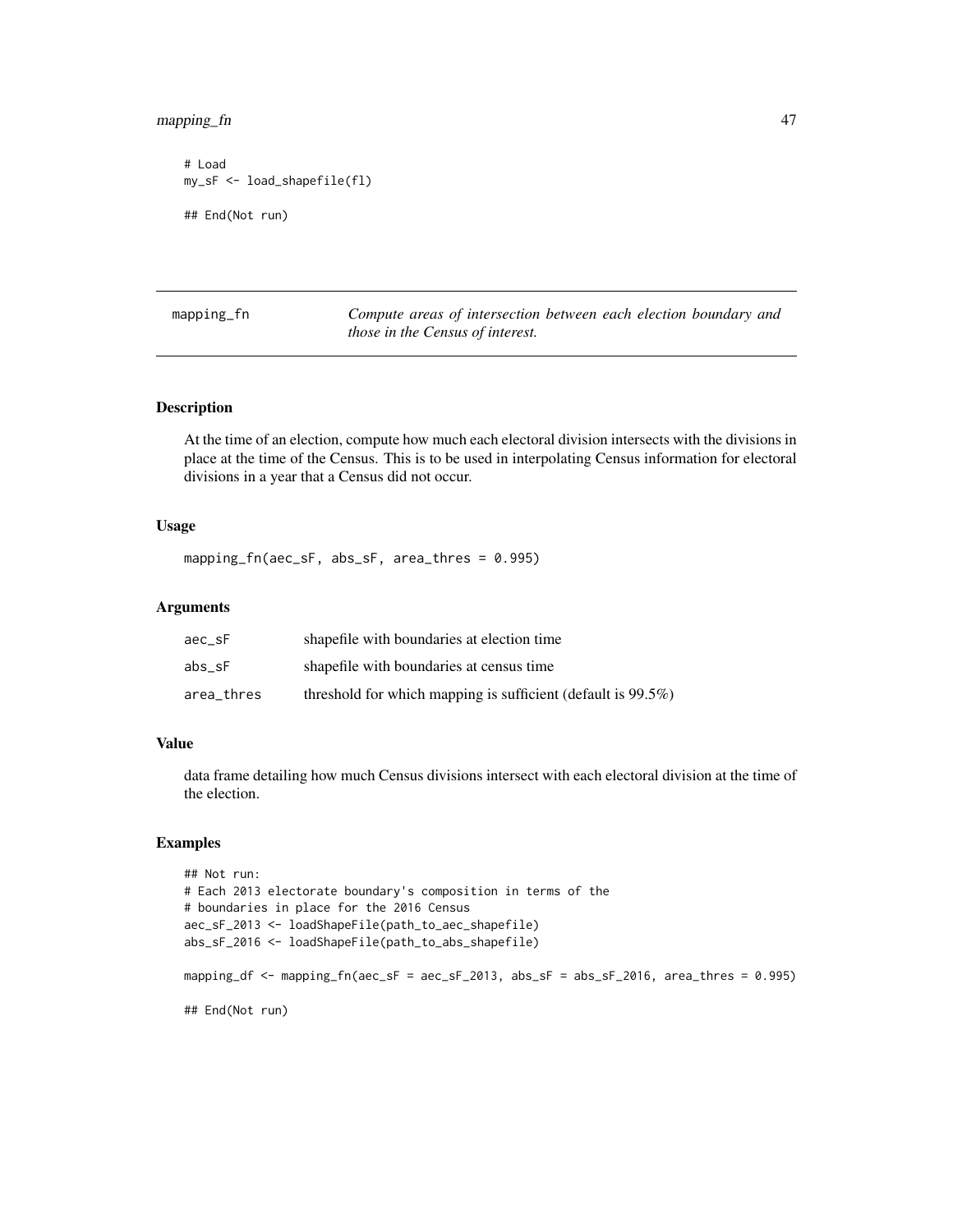```
# Load
my_sF <- load_shapefile(fl)

## End(Not run)
```

## mapping_fn — *Compute areas of intersection between each election boundary and those in the Census of interest.*

### Description

At the time of an election, compute how much each electoral division intersects with the divisions in place at the time of the Census. This is to be used in interpolating Census information for electoral divisions in a year that a Census did not occur.

### Usage

```
mapping_fn(aec_sF, abs_sF, area_thres = 0.995)
```

### Arguments

| | |
|---|---|
| aec_sF | shapefile with boundaries at election time |
| abs_sF | shapefile with boundaries at census time |
| area_thres | threshold for which mapping is sufficient (default is 99.5%) |

### Value

data frame detailing how much Census divisions intersect with each electoral division at the time of the election.

### Examples

```
## Not run:
# Each 2013 electorate boundary's composition in terms of the
# boundaries in place for the 2016 Census
aec_sF_2013 <- loadShapeFile(path_to_aec_shapefile)
abs_sF_2016 <- loadShapeFile(path_to_abs_shapefile)

mapping_df <- mapping_fn(aec_sF = aec_sF_2013, abs_sF = abs_sF_2016, area_thres = 0.995)

## End(Not run)
```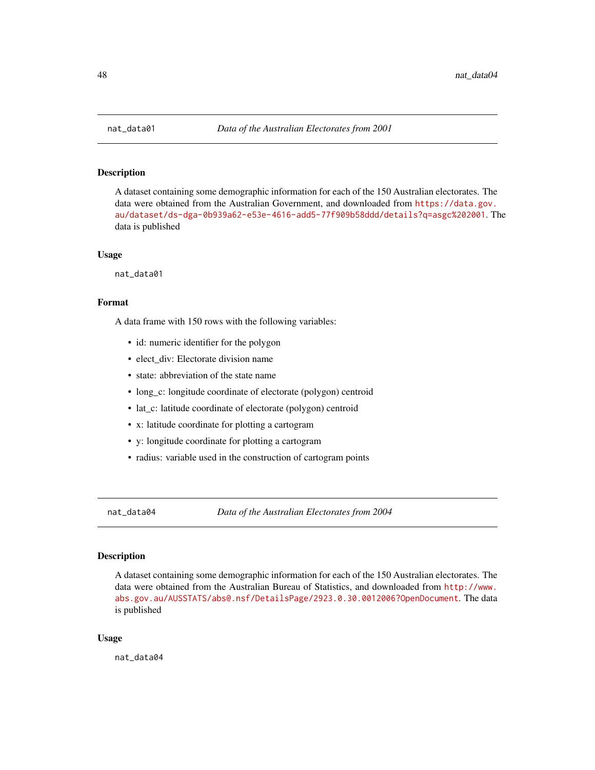## nat_data01 *Data of the Australian Electorates from 2001*

### Description

A dataset containing some demographic information for each of the 150 Australian electorates. The data were obtained from the Australian Government, and downloaded from https://data.gov.au/dataset/ds-dga-0b939a62-e53e-4616-add5-77f909b58ddd/details?q=asgc%202001. The data is published

### Usage

```
nat_data01
```

### Format

A data frame with 150 rows with the following variables:

- id: numeric identifier for the polygon
- elect_div: Electorate division name
- state: abbreviation of the state name
- long_c: longitude coordinate of electorate (polygon) centroid
- lat_c: latitude coordinate of electorate (polygon) centroid
- x: latitude coordinate for plotting a cartogram
- y: longitude coordinate for plotting a cartogram
- radius: variable used in the construction of cartogram points

## nat_data04 *Data of the Australian Electorates from 2004*

### Description

A dataset containing some demographic information for each of the 150 Australian electorates. The data were obtained from the Australian Bureau of Statistics, and downloaded from http://www.abs.gov.au/AUSSTATS/abs@.nsf/DetailsPage/2923.0.30.0012006?OpenDocument. The data is published

### Usage

```
nat_data04
```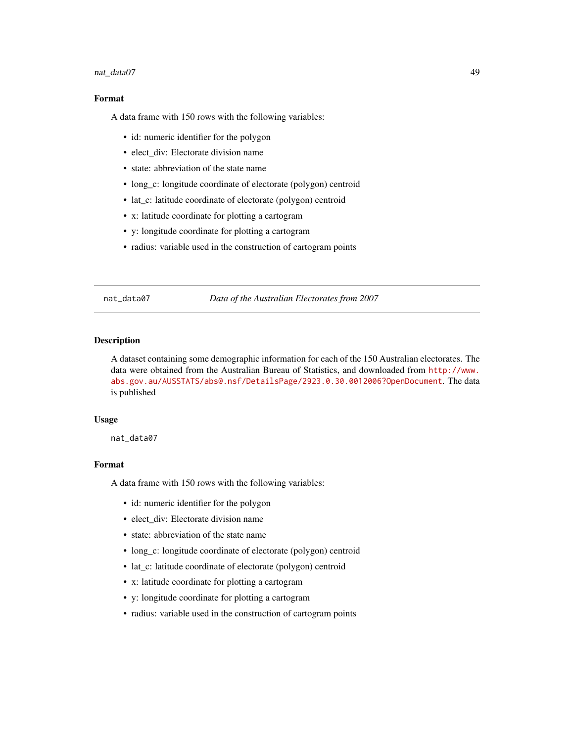### Format

A data frame with 150 rows with the following variables:

- id: numeric identifier for the polygon
- elect_div: Electorate division name
- state: abbreviation of the state name
- long_c: longitude coordinate of electorate (polygon) centroid
- lat_c: latitude coordinate of electorate (polygon) centroid
- x: latitude coordinate for plotting a cartogram
- y: longitude coordinate for plotting a cartogram
- radius: variable used in the construction of cartogram points

---

## nat_data07 — *Data of the Australian Electorates from 2007*

### Description

A dataset containing some demographic information for each of the 150 Australian electorates. The data were obtained from the Australian Bureau of Statistics, and downloaded from http://www.abs.gov.au/AUSSTATS/abs@.nsf/DetailsPage/2923.0.30.0012006?OpenDocument. The data is published

### Usage

```
nat_data07
```

### Format

A data frame with 150 rows with the following variables:

- id: numeric identifier for the polygon
- elect_div: Electorate division name
- state: abbreviation of the state name
- long_c: longitude coordinate of electorate (polygon) centroid
- lat_c: latitude coordinate of electorate (polygon) centroid
- x: latitude coordinate for plotting a cartogram
- y: longitude coordinate for plotting a cartogram
- radius: variable used in the construction of cartogram points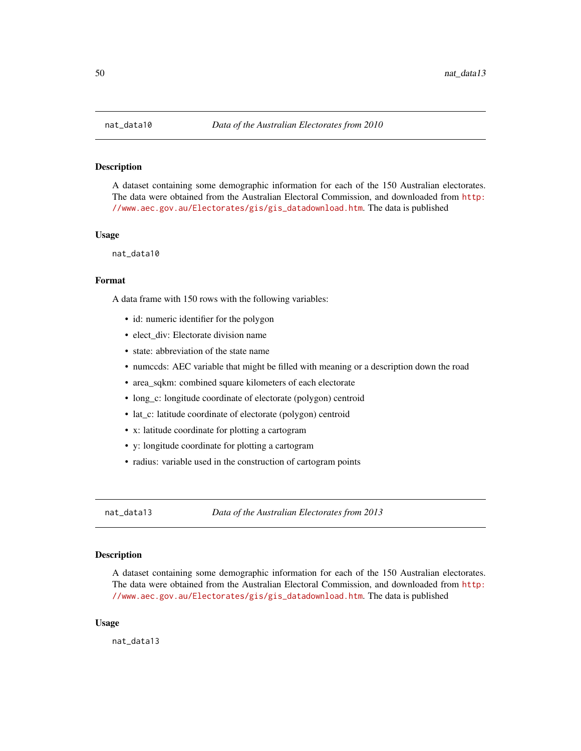## nat_data10 *Data of the Australian Electorates from 2010*

### Description

A dataset containing some demographic information for each of the 150 Australian electorates. The data were obtained from the Australian Electoral Commission, and downloaded from http://www.aec.gov.au/Electorates/gis/gis_datadownload.htm. The data is published

### Usage

```
nat_data10
```

### Format

A data frame with 150 rows with the following variables:

- id: numeric identifier for the polygon
- elect_div: Electorate division name
- state: abbreviation of the state name
- numccds: AEC variable that might be filled with meaning or a description down the road
- area_sqkm: combined square kilometers of each electorate
- long_c: longitude coordinate of electorate (polygon) centroid
- lat_c: latitude coordinate of electorate (polygon) centroid
- x: latitude coordinate for plotting a cartogram
- y: longitude coordinate for plotting a cartogram
- radius: variable used in the construction of cartogram points

## nat_data13 *Data of the Australian Electorates from 2013*

### Description

A dataset containing some demographic information for each of the 150 Australian electorates. The data were obtained from the Australian Electoral Commission, and downloaded from http://www.aec.gov.au/Electorates/gis/gis_datadownload.htm. The data is published

### Usage

```
nat_data13
```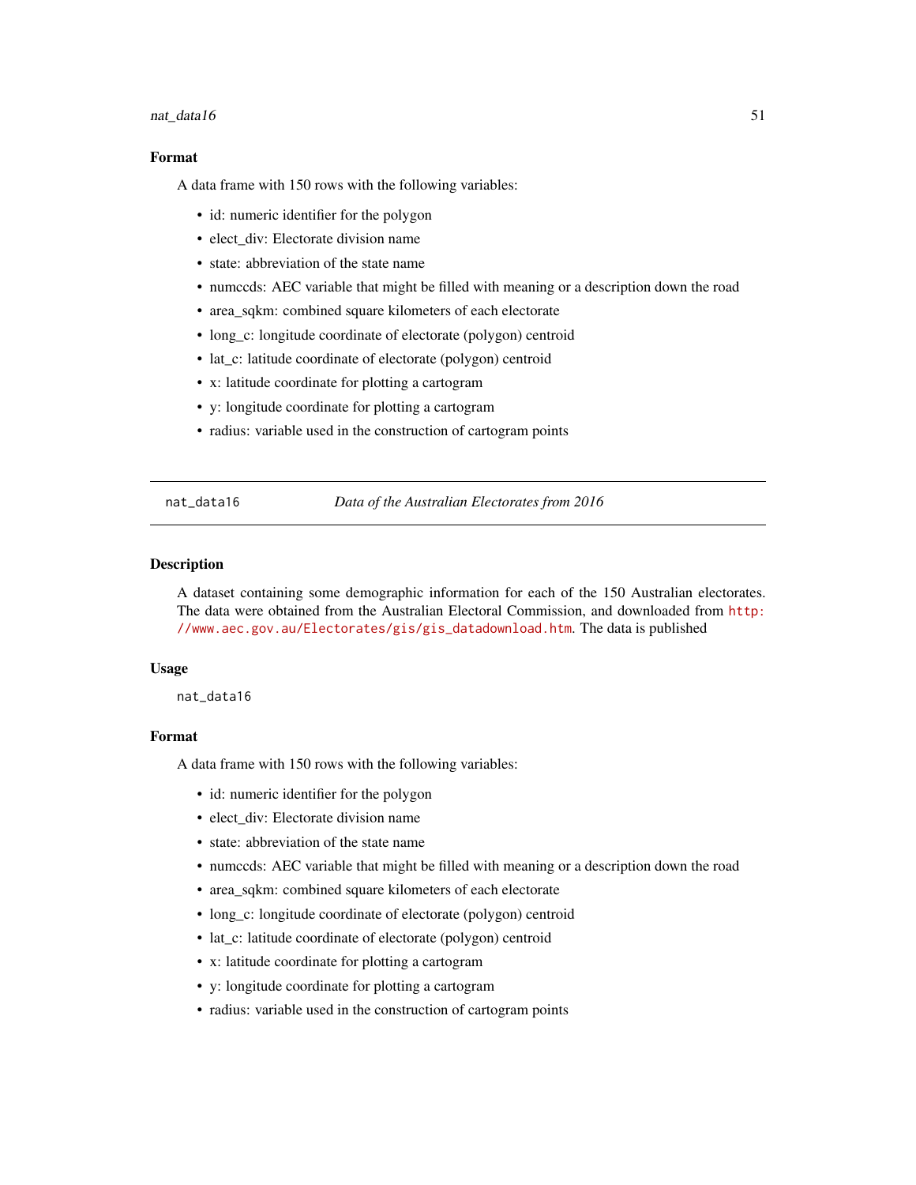## Format

A data frame with 150 rows with the following variables:

- id: numeric identifier for the polygon
- elect_div: Electorate division name
- state: abbreviation of the state name
- numccds: AEC variable that might be filled with meaning or a description down the road
- area_sqkm: combined square kilometers of each electorate
- long_c: longitude coordinate of electorate (polygon) centroid
- lat_c: latitude coordinate of electorate (polygon) centroid
- x: latitude coordinate for plotting a cartogram
- y: longitude coordinate for plotting a cartogram
- radius: variable used in the construction of cartogram points

---

`nat_data16` *Data of the Australian Electorates from 2016*

---

## Description

A dataset containing some demographic information for each of the 150 Australian electorates. The data were obtained from the Australian Electoral Commission, and downloaded from http://www.aec.gov.au/Electorates/gis/gis_datadownload.htm. The data is published

## Usage

```
nat_data16
```

## Format

A data frame with 150 rows with the following variables:

- id: numeric identifier for the polygon
- elect_div: Electorate division name
- state: abbreviation of the state name
- numccds: AEC variable that might be filled with meaning or a description down the road
- area_sqkm: combined square kilometers of each electorate
- long_c: longitude coordinate of electorate (polygon) centroid
- lat_c: latitude coordinate of electorate (polygon) centroid
- x: latitude coordinate for plotting a cartogram
- y: longitude coordinate for plotting a cartogram
- radius: variable used in the construction of cartogram points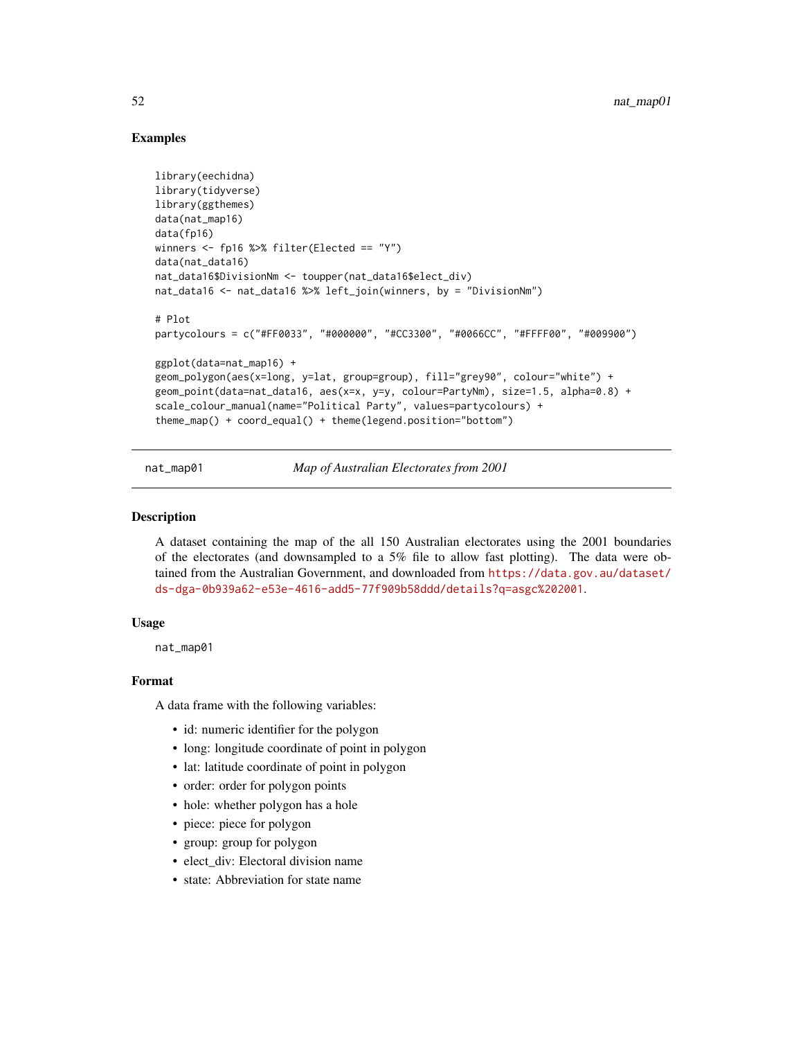## Examples

```
library(eechidna)
library(tidyverse)
library(ggthemes)
data(nat_map16)
data(fp16)
winners <- fp16 %>% filter(Elected == "Y")
data(nat_data16)
nat_data16$DivisionNm <- toupper(nat_data16$elect_div)
nat_data16 <- nat_data16 %>% left_join(winners, by = "DivisionNm")

# Plot
partycolours = c("#FF0033", "#000000", "#CC3300", "#0066CC", "#FFFF00", "#009900")

ggplot(data=nat_map16) +
geom_polygon(aes(x=long, y=lat, group=group), fill="grey90", colour="white") +
geom_point(data=nat_data16, aes(x=x, y=y, colour=PartyNm), size=1.5, alpha=0.8) +
scale_colour_manual(name="Political Party", values=partycolours) +
theme_map() + coord_equal() + theme(legend.position="bottom")
```

---

# nat_map01 — *Map of Australian Electorates from 2001*

## Description

A dataset containing the map of the all 150 Australian electorates using the 2001 boundaries of the electorates (and downsampled to a 5% file to allow fast plotting). The data were obtained from the Australian Government, and downloaded from https://data.gov.au/dataset/ds-dga-0b939a62-e53e-4616-add5-77f909b58ddd/details?q=asgc%202001.

## Usage

```
nat_map01
```

## Format

A data frame with the following variables:

- id: numeric identifier for the polygon
- long: longitude coordinate of point in polygon
- lat: latitude coordinate of point in polygon
- order: order for polygon points
- hole: whether polygon has a hole
- piece: piece for polygon
- group: group for polygon
- elect_div: Electoral division name
- state: Abbreviation for state name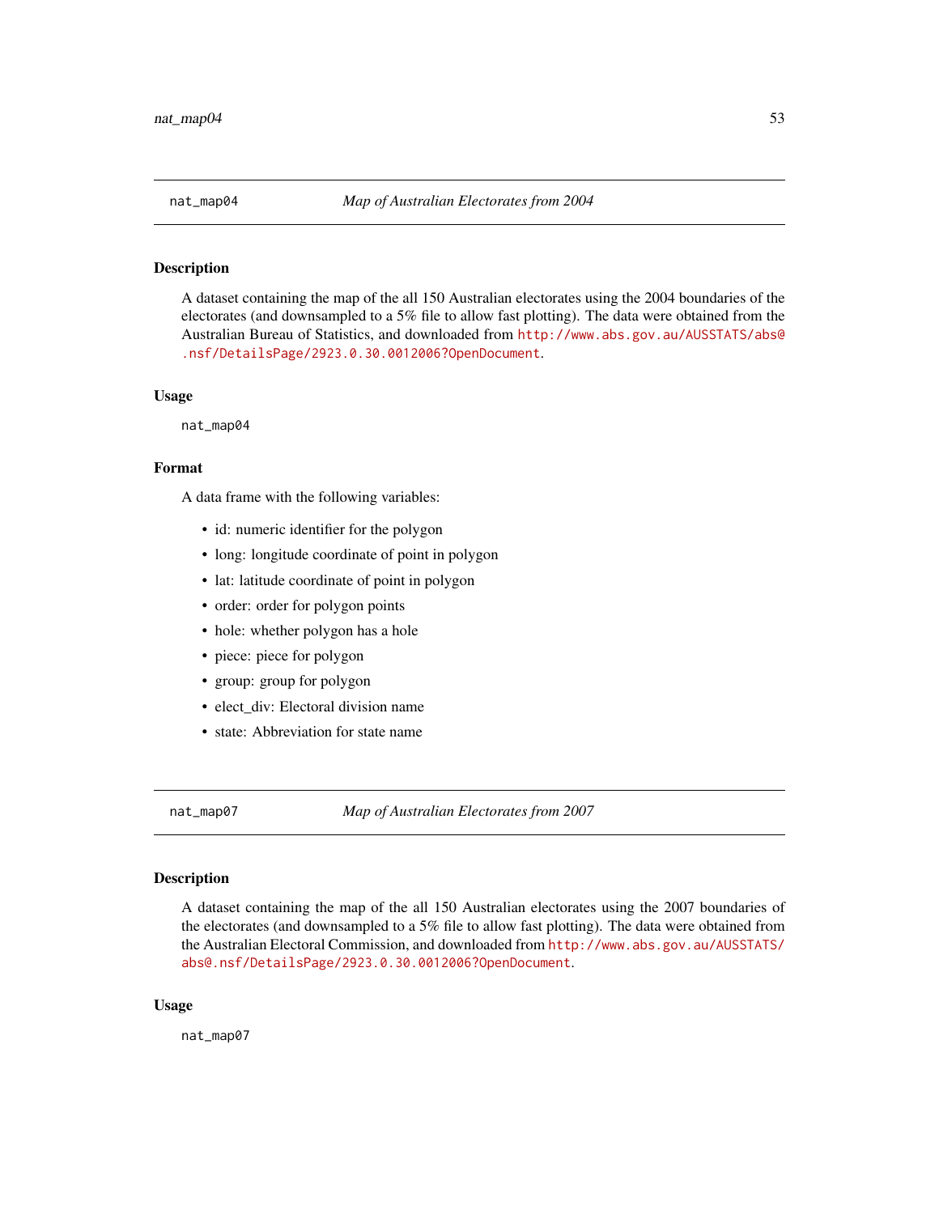## nat_map04 — *Map of Australian Electorates from 2004*

### Description

A dataset containing the map of the all 150 Australian electorates using the 2004 boundaries of the electorates (and downsampled to a 5% file to allow fast plotting). The data were obtained from the Australian Bureau of Statistics, and downloaded from http://www.abs.gov.au/AUSSTATS/abs@.nsf/DetailsPage/2923.0.30.0012006?OpenDocument.

### Usage

```
nat_map04
```

### Format

A data frame with the following variables:

- id: numeric identifier for the polygon
- long: longitude coordinate of point in polygon
- lat: latitude coordinate of point in polygon
- order: order for polygon points
- hole: whether polygon has a hole
- piece: piece for polygon
- group: group for polygon
- elect_div: Electoral division name
- state: Abbreviation for state name

## nat_map07 — *Map of Australian Electorates from 2007*

### Description

A dataset containing the map of the all 150 Australian electorates using the 2007 boundaries of the electorates (and downsampled to a 5% file to allow fast plotting). The data were obtained from the Australian Electoral Commission, and downloaded from http://www.abs.gov.au/AUSSTATS/abs@.nsf/DetailsPage/2923.0.30.0012006?OpenDocument.

### Usage

```
nat_map07
```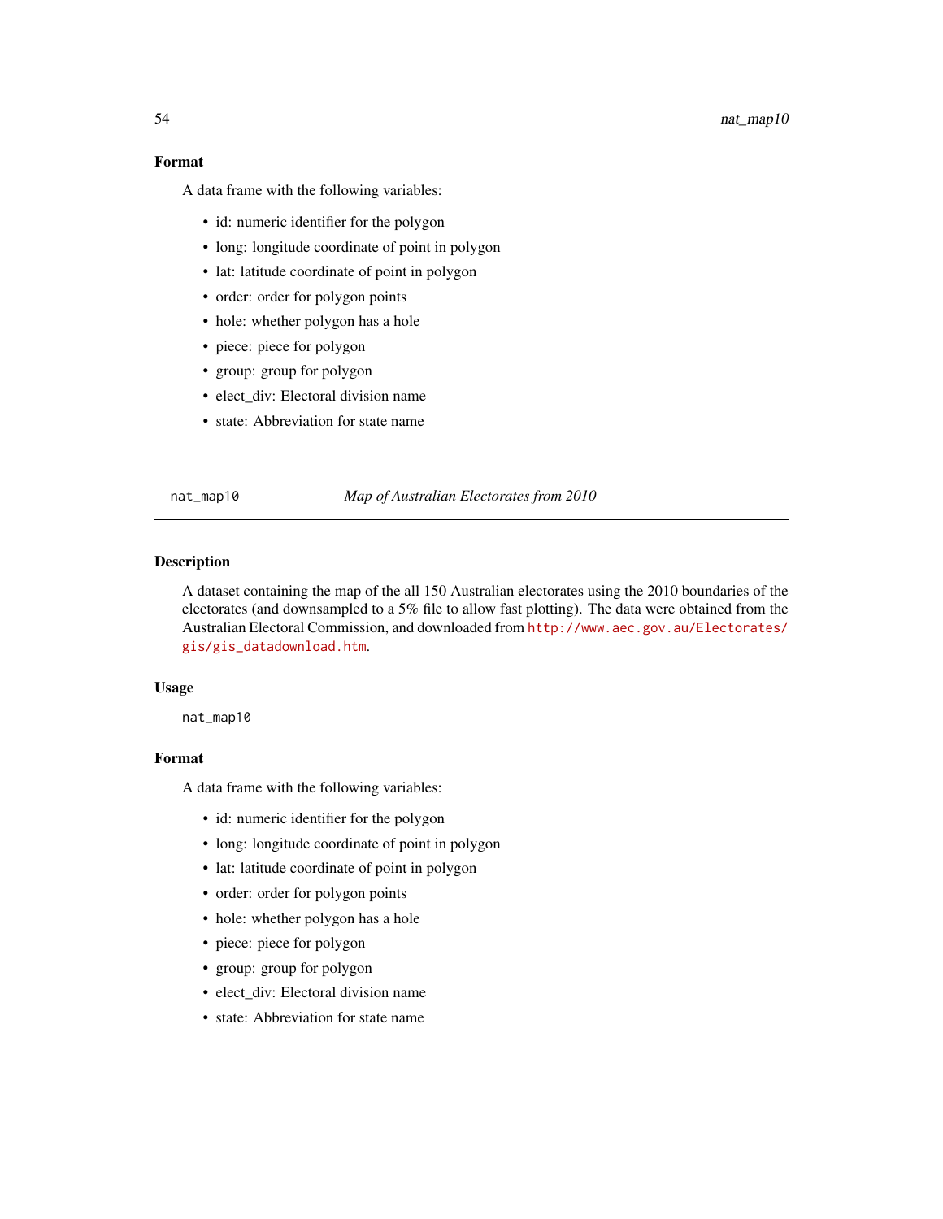### Format

A data frame with the following variables:

- id: numeric identifier for the polygon
- long: longitude coordinate of point in polygon
- lat: latitude coordinate of point in polygon
- order: order for polygon points
- hole: whether polygon has a hole
- piece: piece for polygon
- group: group for polygon
- elect_div: Electoral division name
- state: Abbreviation for state name

---

## nat_map10 — *Map of Australian Electorates from 2010*

### Description

A dataset containing the map of the all 150 Australian electorates using the 2010 boundaries of the electorates (and downsampled to a 5% file to allow fast plotting). The data were obtained from the Australian Electoral Commission, and downloaded from http://www.aec.gov.au/Electorates/gis/gis_datadownload.htm.

### Usage

```
nat_map10
```

### Format

A data frame with the following variables:

- id: numeric identifier for the polygon
- long: longitude coordinate of point in polygon
- lat: latitude coordinate of point in polygon
- order: order for polygon points
- hole: whether polygon has a hole
- piece: piece for polygon
- group: group for polygon
- elect_div: Electoral division name
- state: Abbreviation for state name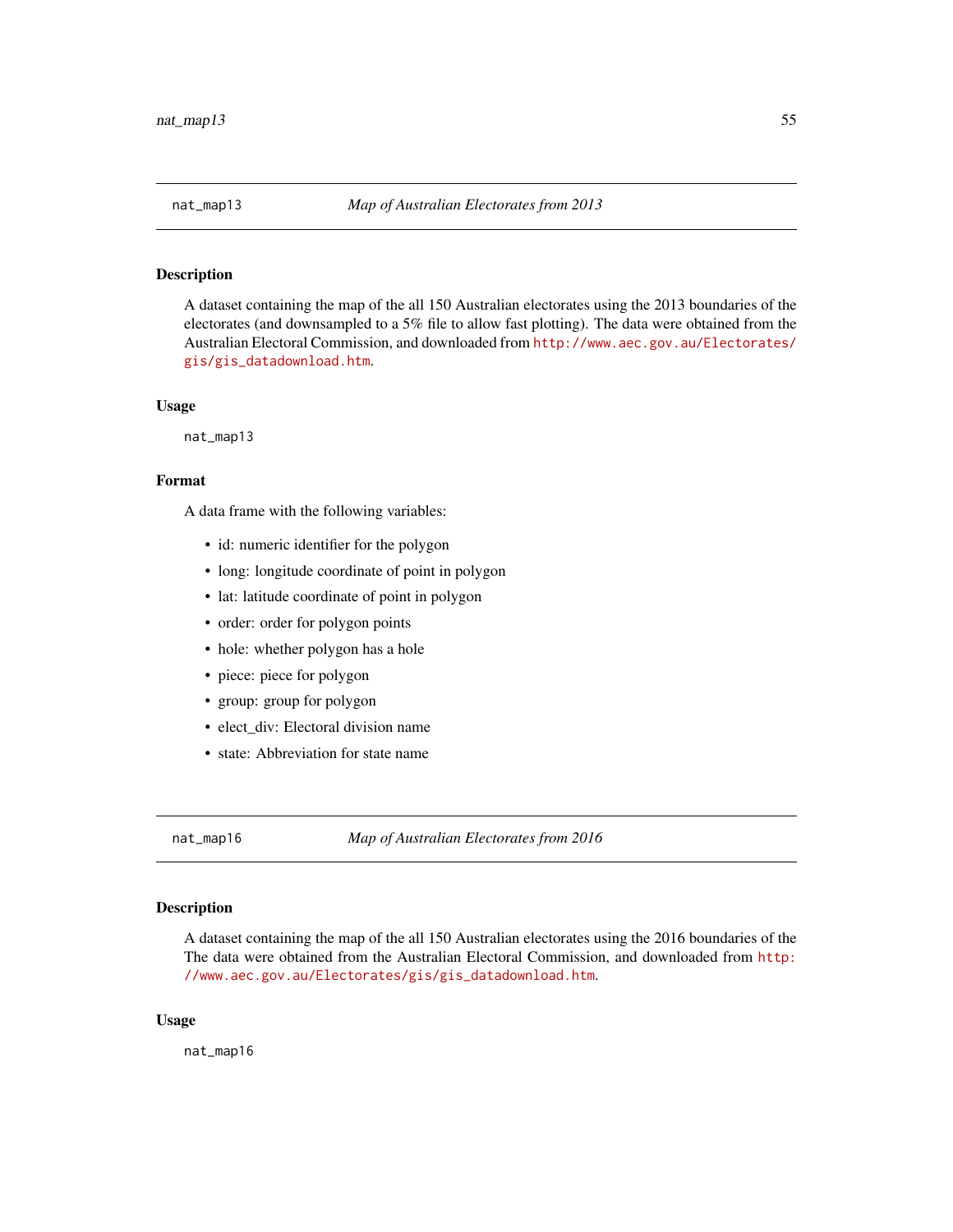## nat_map13 — *Map of Australian Electorates from 2013*

### Description

A dataset containing the map of the all 150 Australian electorates using the 2013 boundaries of the electorates (and downsampled to a 5% file to allow fast plotting). The data were obtained from the Australian Electoral Commission, and downloaded from http://www.aec.gov.au/Electorates/gis/gis_datadownload.htm.

### Usage

```
nat_map13
```

### Format

A data frame with the following variables:

- id: numeric identifier for the polygon
- long: longitude coordinate of point in polygon
- lat: latitude coordinate of point in polygon
- order: order for polygon points
- hole: whether polygon has a hole
- piece: piece for polygon
- group: group for polygon
- elect_div: Electoral division name
- state: Abbreviation for state name

## nat_map16 — *Map of Australian Electorates from 2016*

### Description

A dataset containing the map of the all 150 Australian electorates using the 2016 boundaries of the The data were obtained from the Australian Electoral Commission, and downloaded from http://www.aec.gov.au/Electorates/gis/gis_datadownload.htm.

### Usage

```
nat_map16
```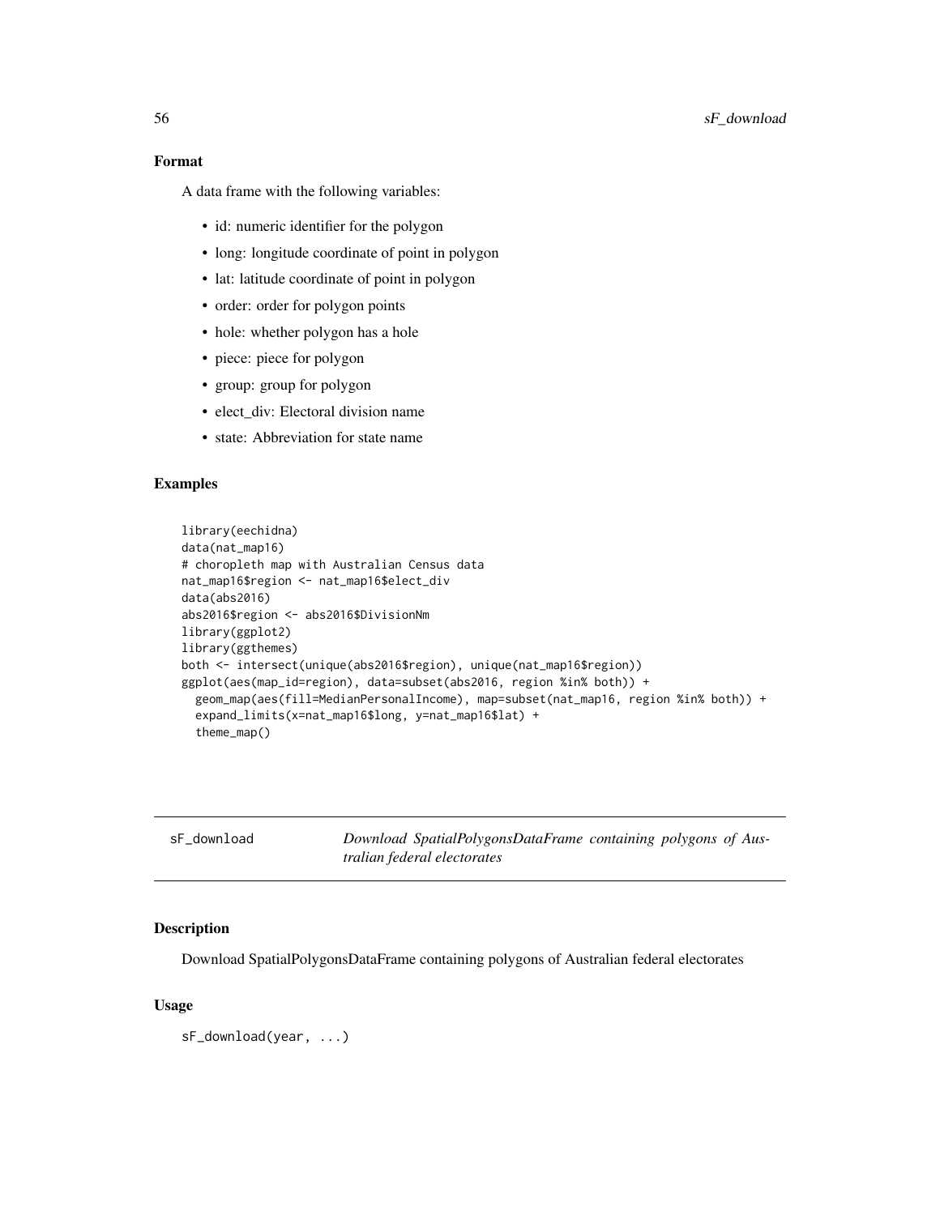### Format

A data frame with the following variables:

- id: numeric identifier for the polygon
- long: longitude coordinate of point in polygon
- lat: latitude coordinate of point in polygon
- order: order for polygon points
- hole: whether polygon has a hole
- piece: piece for polygon
- group: group for polygon
- elect_div: Electoral division name
- state: Abbreviation for state name

### Examples

```
library(eechidna)
data(nat_map16)
# choropleth map with Australian Census data
nat_map16$region <- nat_map16$elect_div
data(abs2016)
abs2016$region <- abs2016$DivisionNm
library(ggplot2)
library(ggthemes)
both <- intersect(unique(abs2016$region), unique(nat_map16$region))
ggplot(aes(map_id=region), data=subset(abs2016, region %in% both)) +
  geom_map(aes(fill=MedianPersonalIncome), map=subset(nat_map16, region %in% both)) +
  expand_limits(x=nat_map16$long, y=nat_map16$lat) +
  theme_map()
```

---

## sF_download    *Download SpatialPolygonsDataFrame containing polygons of Australian federal electorates*

### Description

Download SpatialPolygonsDataFrame containing polygons of Australian federal electorates

### Usage

```
sF_download(year, ...)
```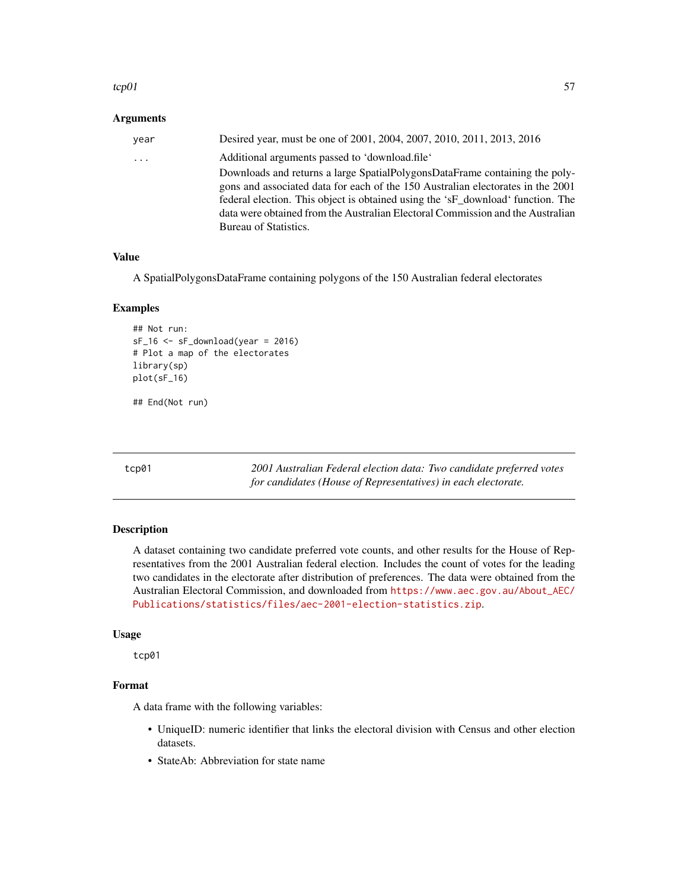### Arguments

| | |
|---|---|
| year | Desired year, must be one of 2001, 2004, 2007, 2010, 2011, 2013, 2016 |
| ... | Additional arguments passed to 'download.file' <br> Downloads and returns a large SpatialPolygonsDataFrame containing the polygons and associated data for each of the 150 Australian electorates in the 2001 federal election. This object is obtained using the 'sF_download' function. The data were obtained from the Australian Electoral Commission and the Australian Bureau of Statistics. |

### Value

A SpatialPolygonsDataFrame containing polygons of the 150 Australian federal electorates

### Examples

```
## Not run:
sF_16 <- sF_download(year = 2016)
# Plot a map of the electorates
library(sp)
plot(sF_16)

## End(Not run)
```

---

## tcp01 — *2001 Australian Federal election data: Two candidate preferred votes for candidates (House of Representatives) in each electorate.*

---

### Description

A dataset containing two candidate preferred vote counts, and other results for the House of Representatives from the 2001 Australian federal election. Includes the count of votes for the leading two candidates in the electorate after distribution of preferences. The data were obtained from the Australian Electoral Commission, and downloaded from https://www.aec.gov.au/About_AEC/Publications/statistics/files/aec-2001-election-statistics.zip.

### Usage

```
tcp01
```

### Format

A data frame with the following variables:

- UniqueID: numeric identifier that links the electoral division with Census and other election datasets.
- StateAb: Abbreviation for state name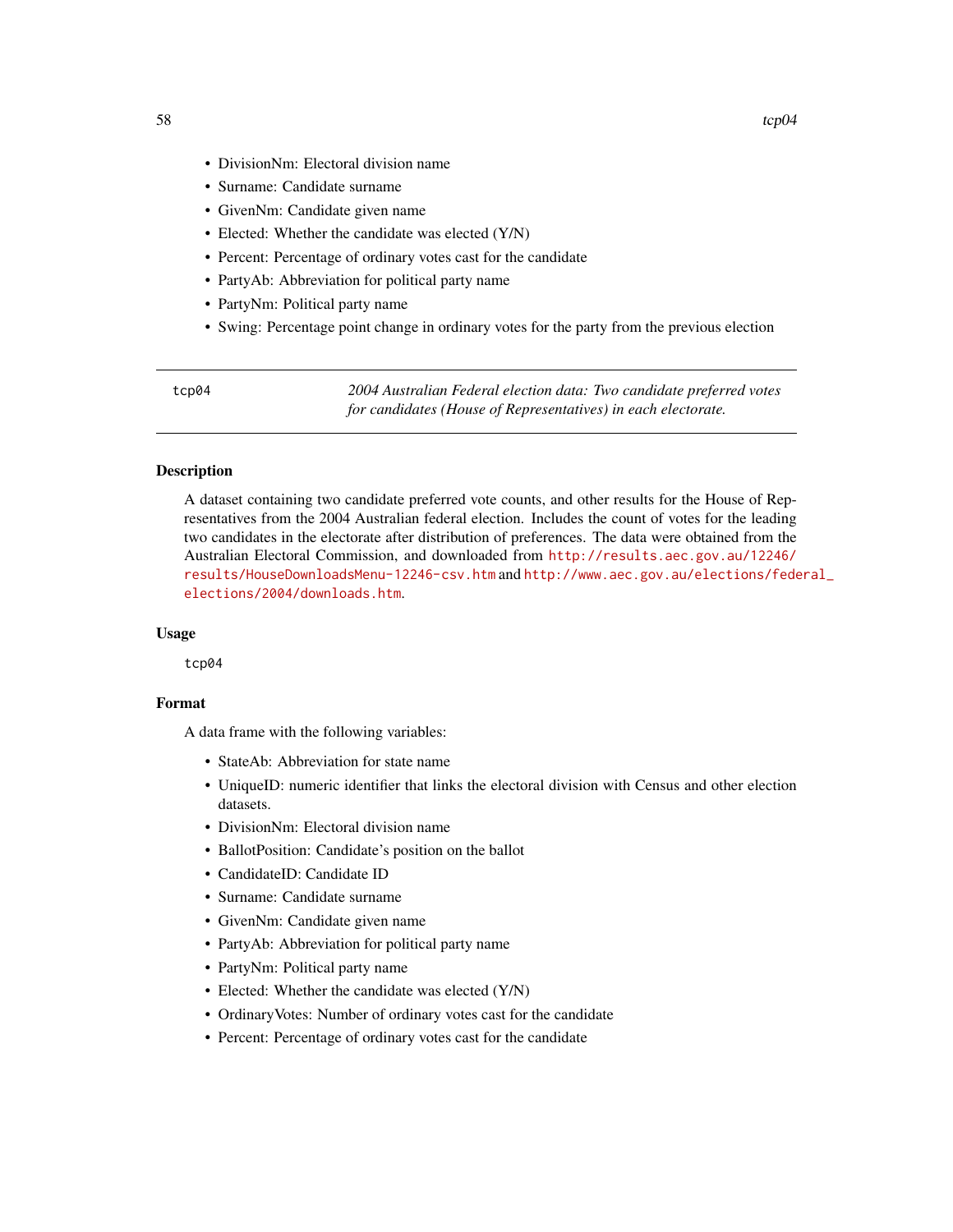- DivisionNm: Electoral division name
- Surname: Candidate surname
- GivenNm: Candidate given name
- Elected: Whether the candidate was elected (Y/N)
- Percent: Percentage of ordinary votes cast for the candidate
- PartyAb: Abbreviation for political party name
- PartyNm: Political party name
- Swing: Percentage point change in ordinary votes for the party from the previous election

---

## tcp04

*2004 Australian Federal election data: Two candidate preferred votes for candidates (House of Representatives) in each electorate.*

---

### Description

A dataset containing two candidate preferred vote counts, and other results for the House of Representatives from the 2004 Australian federal election. Includes the count of votes for the leading two candidates in the electorate after distribution of preferences. The data were obtained from the Australian Electoral Commission, and downloaded from http://results.aec.gov.au/12246/results/HouseDownloadsMenu-12246-csv.htm and http://www.aec.gov.au/elections/federal_elections/2004/downloads.htm.

### Usage

```
tcp04
```

### Format

A data frame with the following variables:

- StateAb: Abbreviation for state name
- UniqueID: numeric identifier that links the electoral division with Census and other election datasets.
- DivisionNm: Electoral division name
- BallotPosition: Candidate's position on the ballot
- CandidateID: Candidate ID
- Surname: Candidate surname
- GivenNm: Candidate given name
- PartyAb: Abbreviation for political party name
- PartyNm: Political party name
- Elected: Whether the candidate was elected (Y/N)
- OrdinaryVotes: Number of ordinary votes cast for the candidate
- Percent: Percentage of ordinary votes cast for the candidate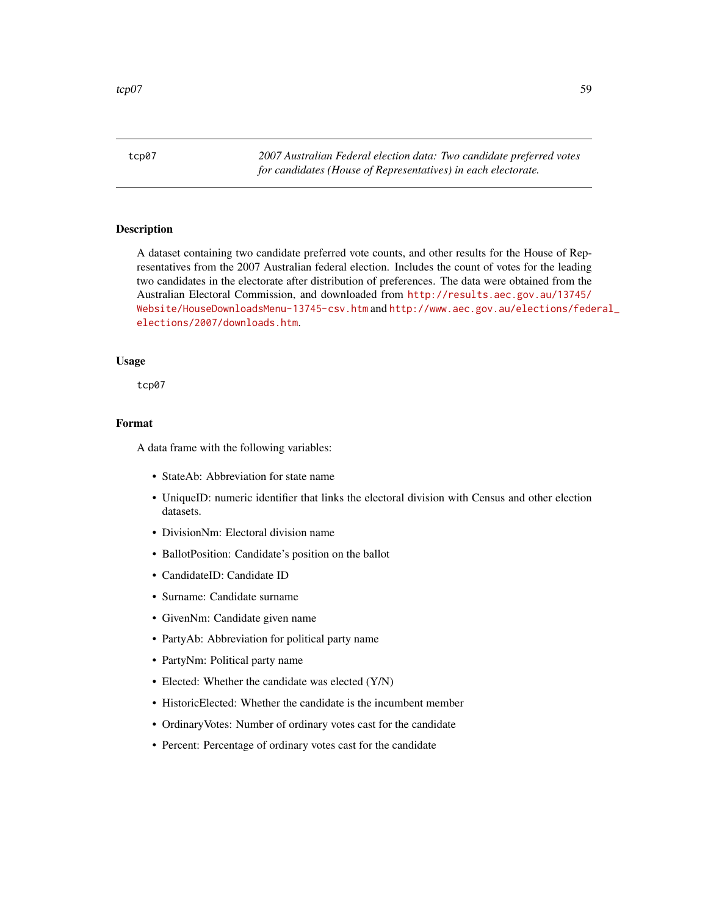# tcp07 — *2007 Australian Federal election data: Two candidate preferred votes for candidates (House of Representatives) in each electorate.*

## Description

A dataset containing two candidate preferred vote counts, and other results for the House of Representatives from the 2007 Australian federal election. Includes the count of votes for the leading two candidates in the electorate after distribution of preferences. The data were obtained from the Australian Electoral Commission, and downloaded from http://results.aec.gov.au/13745/Website/HouseDownloadsMenu-13745-csv.htm and http://www.aec.gov.au/elections/federal_elections/2007/downloads.htm.

## Usage

```
tcp07
```

## Format

A data frame with the following variables:

- StateAb: Abbreviation for state name
- UniqueID: numeric identifier that links the electoral division with Census and other election datasets.
- DivisionNm: Electoral division name
- BallotPosition: Candidate's position on the ballot
- CandidateID: Candidate ID
- Surname: Candidate surname
- GivenNm: Candidate given name
- PartyAb: Abbreviation for political party name
- PartyNm: Political party name
- Elected: Whether the candidate was elected (Y/N)
- HistoricElected: Whether the candidate is the incumbent member
- OrdinaryVotes: Number of ordinary votes cast for the candidate
- Percent: Percentage of ordinary votes cast for the candidate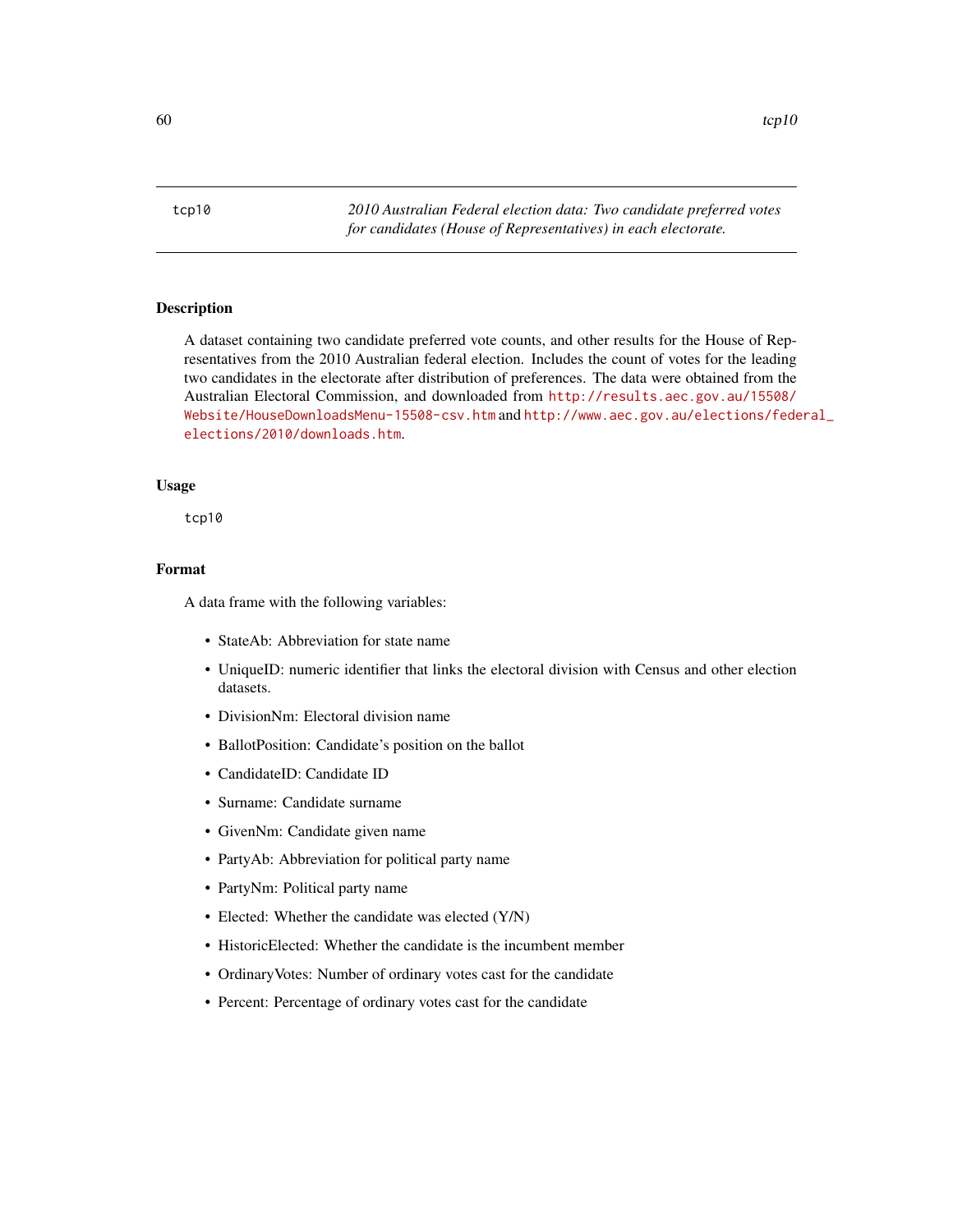# tcp10

*2010 Australian Federal election data: Two candidate preferred votes for candidates (House of Representatives) in each electorate.*

## Description

A dataset containing two candidate preferred vote counts, and other results for the House of Representatives from the 2010 Australian federal election. Includes the count of votes for the leading two candidates in the electorate after distribution of preferences. The data were obtained from the Australian Electoral Commission, and downloaded from http://results.aec.gov.au/15508/Website/HouseDownloadsMenu-15508-csv.htm and http://www.aec.gov.au/elections/federal_elections/2010/downloads.htm.

## Usage

```
tcp10
```

## Format

A data frame with the following variables:

- StateAb: Abbreviation for state name
- UniqueID: numeric identifier that links the electoral division with Census and other election datasets.
- DivisionNm: Electoral division name
- BallotPosition: Candidate's position on the ballot
- CandidateID: Candidate ID
- Surname: Candidate surname
- GivenNm: Candidate given name
- PartyAb: Abbreviation for political party name
- PartyNm: Political party name
- Elected: Whether the candidate was elected (Y/N)
- HistoricElected: Whether the candidate is the incumbent member
- OrdinaryVotes: Number of ordinary votes cast for the candidate
- Percent: Percentage of ordinary votes cast for the candidate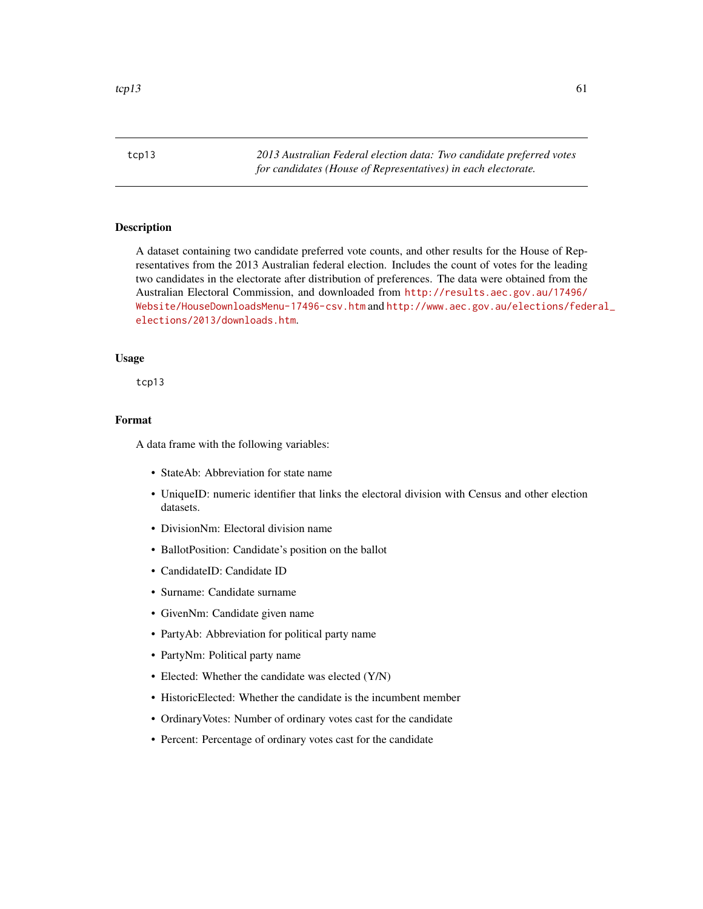tcp13 — *2013 Australian Federal election data: Two candidate preferred votes for candidates (House of Representatives) in each electorate.*

## Description

A dataset containing two candidate preferred vote counts, and other results for the House of Representatives from the 2013 Australian federal election. Includes the count of votes for the leading two candidates in the electorate after distribution of preferences. The data were obtained from the Australian Electoral Commission, and downloaded from http://results.aec.gov.au/17496/Website/HouseDownloadsMenu-17496-csv.htm and http://www.aec.gov.au/elections/federal_elections/2013/downloads.htm.

## Usage

```
tcp13
```

## Format

A data frame with the following variables:

- StateAb: Abbreviation for state name
- UniqueID: numeric identifier that links the electoral division with Census and other election datasets.
- DivisionNm: Electoral division name
- BallotPosition: Candidate's position on the ballot
- CandidateID: Candidate ID
- Surname: Candidate surname
- GivenNm: Candidate given name
- PartyAb: Abbreviation for political party name
- PartyNm: Political party name
- Elected: Whether the candidate was elected (Y/N)
- HistoricElected: Whether the candidate is the incumbent member
- OrdinaryVotes: Number of ordinary votes cast for the candidate
- Percent: Percentage of ordinary votes cast for the candidate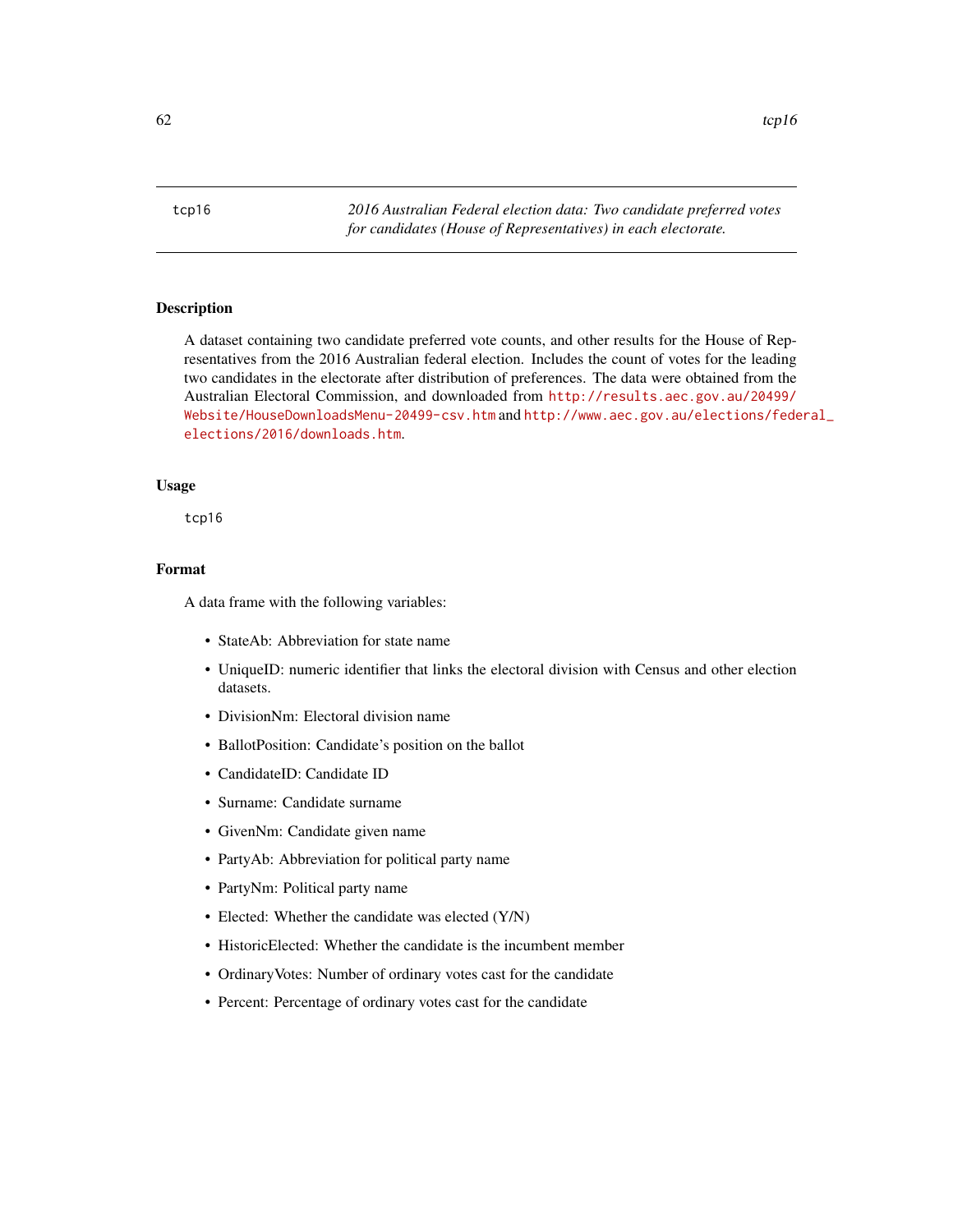tcp16 — *2016 Australian Federal election data: Two candidate preferred votes for candidates (House of Representatives) in each electorate.*

## Description

A dataset containing two candidate preferred vote counts, and other results for the House of Representatives from the 2016 Australian federal election. Includes the count of votes for the leading two candidates in the electorate after distribution of preferences. The data were obtained from the Australian Electoral Commission, and downloaded from http://results.aec.gov.au/20499/Website/HouseDownloadsMenu-20499-csv.htm and http://www.aec.gov.au/elections/federal_elections/2016/downloads.htm.

## Usage

```
tcp16
```

## Format

A data frame with the following variables:

- StateAb: Abbreviation for state name
- UniqueID: numeric identifier that links the electoral division with Census and other election datasets.
- DivisionNm: Electoral division name
- BallotPosition: Candidate's position on the ballot
- CandidateID: Candidate ID
- Surname: Candidate surname
- GivenNm: Candidate given name
- PartyAb: Abbreviation for political party name
- PartyNm: Political party name
- Elected: Whether the candidate was elected (Y/N)
- HistoricElected: Whether the candidate is the incumbent member
- OrdinaryVotes: Number of ordinary votes cast for the candidate
- Percent: Percentage of ordinary votes cast for the candidate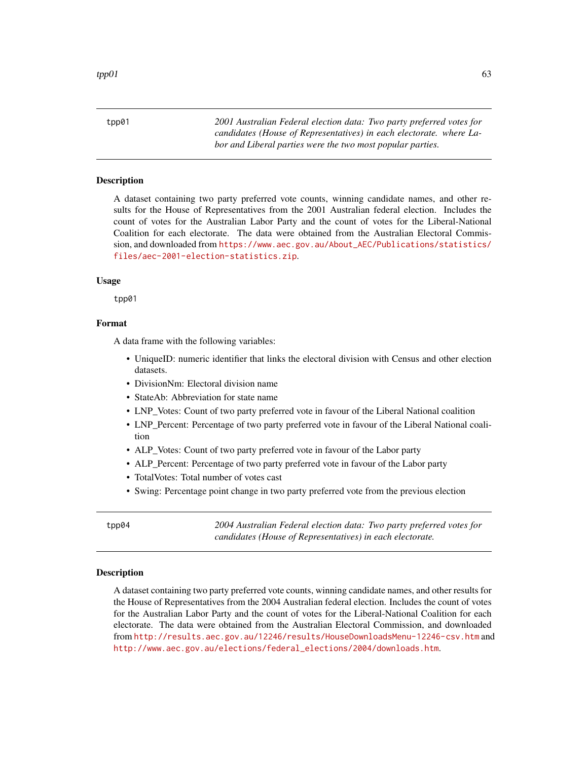## tpp01

*2001 Australian Federal election data: Two party preferred votes for candidates (House of Representatives) in each electorate. where Labor and Liberal parties were the two most popular parties.*

### Description

A dataset containing two party preferred vote counts, winning candidate names, and other results for the House of Representatives from the 2001 Australian federal election. Includes the count of votes for the Australian Labor Party and the count of votes for the Liberal-National Coalition for each electorate. The data were obtained from the Australian Electoral Commission, and downloaded from https://www.aec.gov.au/About_AEC/Publications/statistics/files/aec-2001-election-statistics.zip.

### Usage

```
tpp01
```

### Format

A data frame with the following variables:

- UniqueID: numeric identifier that links the electoral division with Census and other election datasets.
- DivisionNm: Electoral division name
- StateAb: Abbreviation for state name
- LNP_Votes: Count of two party preferred vote in favour of the Liberal National coalition
- LNP_Percent: Percentage of two party preferred vote in favour of the Liberal National coalition
- ALP_Votes: Count of two party preferred vote in favour of the Labor party
- ALP_Percent: Percentage of two party preferred vote in favour of the Labor party
- TotalVotes: Total number of votes cast
- Swing: Percentage point change in two party preferred vote from the previous election

## tpp04

*2004 Australian Federal election data: Two party preferred votes for candidates (House of Representatives) in each electorate.*

### Description

A dataset containing two party preferred vote counts, winning candidate names, and other results for the House of Representatives from the 2004 Australian federal election. Includes the count of votes for the Australian Labor Party and the count of votes for the Liberal-National Coalition for each electorate. The data were obtained from the Australian Electoral Commission, and downloaded from http://results.aec.gov.au/12246/results/HouseDownloadsMenu-12246-csv.htm and http://www.aec.gov.au/elections/federal_elections/2004/downloads.htm.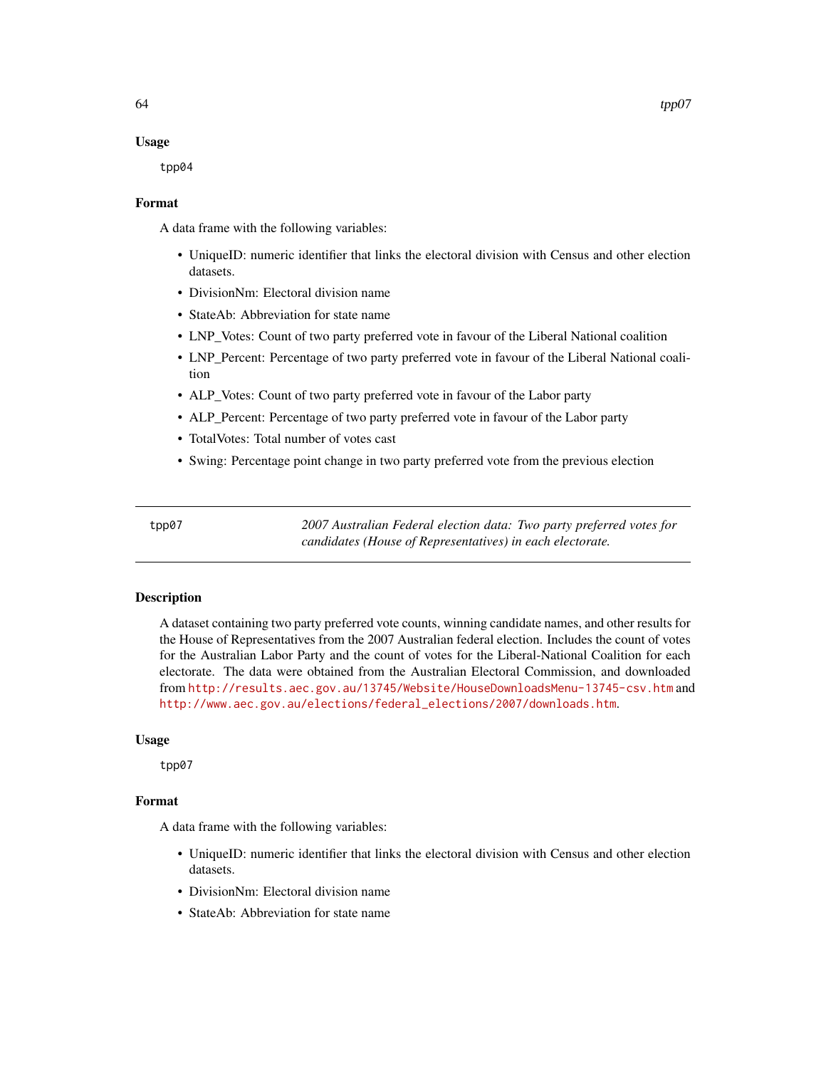### Usage

```
tpp04
```

### Format

A data frame with the following variables:

- UniqueID: numeric identifier that links the electoral division with Census and other election datasets.
- DivisionNm: Electoral division name
- StateAb: Abbreviation for state name
- LNP_Votes: Count of two party preferred vote in favour of the Liberal National coalition
- LNP_Percent: Percentage of two party preferred vote in favour of the Liberal National coalition
- ALP_Votes: Count of two party preferred vote in favour of the Labor party
- ALP_Percent: Percentage of two party preferred vote in favour of the Labor party
- TotalVotes: Total number of votes cast
- Swing: Percentage point change in two party preferred vote from the previous election

---

## tpp07 — *2007 Australian Federal election data: Two party preferred votes for candidates (House of Representatives) in each electorate.*

---

### Description

A dataset containing two party preferred vote counts, winning candidate names, and other results for the House of Representatives from the 2007 Australian federal election. Includes the count of votes for the Australian Labor Party and the count of votes for the Liberal-National Coalition for each electorate. The data were obtained from the Australian Electoral Commission, and downloaded from http://results.aec.gov.au/13745/Website/HouseDownloadsMenu-13745-csv.htm and http://www.aec.gov.au/elections/federal_elections/2007/downloads.htm.

### Usage

```
tpp07
```

### Format

A data frame with the following variables:

- UniqueID: numeric identifier that links the electoral division with Census and other election datasets.
- DivisionNm: Electoral division name
- StateAb: Abbreviation for state name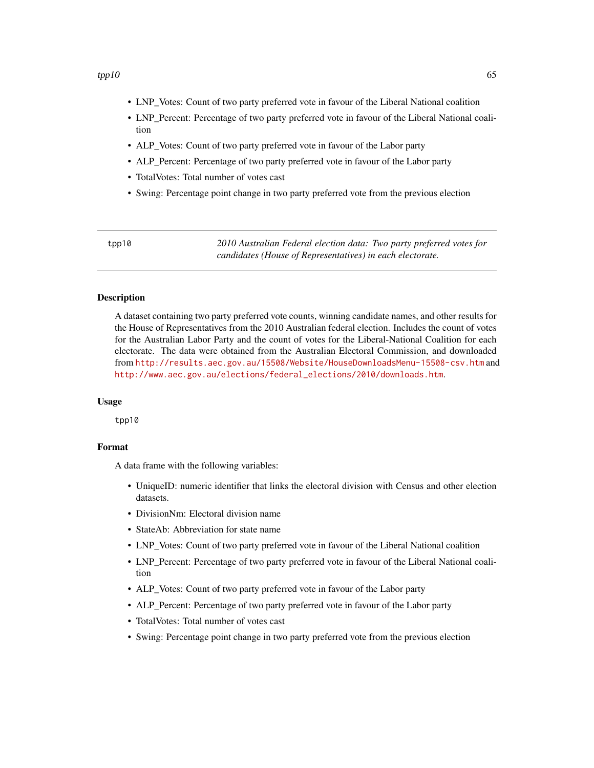- LNP_Votes: Count of two party preferred vote in favour of the Liberal National coalition
- LNP_Percent: Percentage of two party preferred vote in favour of the Liberal National coalition
- ALP_Votes: Count of two party preferred vote in favour of the Labor party
- ALP_Percent: Percentage of two party preferred vote in favour of the Labor party
- TotalVotes: Total number of votes cast
- Swing: Percentage point change in two party preferred vote from the previous election

---

`tpp10` *2010 Australian Federal election data: Two party preferred votes for candidates (House of Representatives) in each electorate.*

---

### Description

A dataset containing two party preferred vote counts, winning candidate names, and other results for the House of Representatives from the 2010 Australian federal election. Includes the count of votes for the Australian Labor Party and the count of votes for the Liberal-National Coalition for each electorate. The data were obtained from the Australian Electoral Commission, and downloaded from `http://results.aec.gov.au/15508/Website/HouseDownloadsMenu-15508-csv.htm` and `http://www.aec.gov.au/elections/federal_elections/2010/downloads.htm`.

### Usage

```
tpp10
```

### Format

A data frame with the following variables:

- UniqueID: numeric identifier that links the electoral division with Census and other election datasets.
- DivisionNm: Electoral division name
- StateAb: Abbreviation for state name
- LNP_Votes: Count of two party preferred vote in favour of the Liberal National coalition
- LNP_Percent: Percentage of two party preferred vote in favour of the Liberal National coalition
- ALP_Votes: Count of two party preferred vote in favour of the Labor party
- ALP_Percent: Percentage of two party preferred vote in favour of the Labor party
- TotalVotes: Total number of votes cast
- Swing: Percentage point change in two party preferred vote from the previous election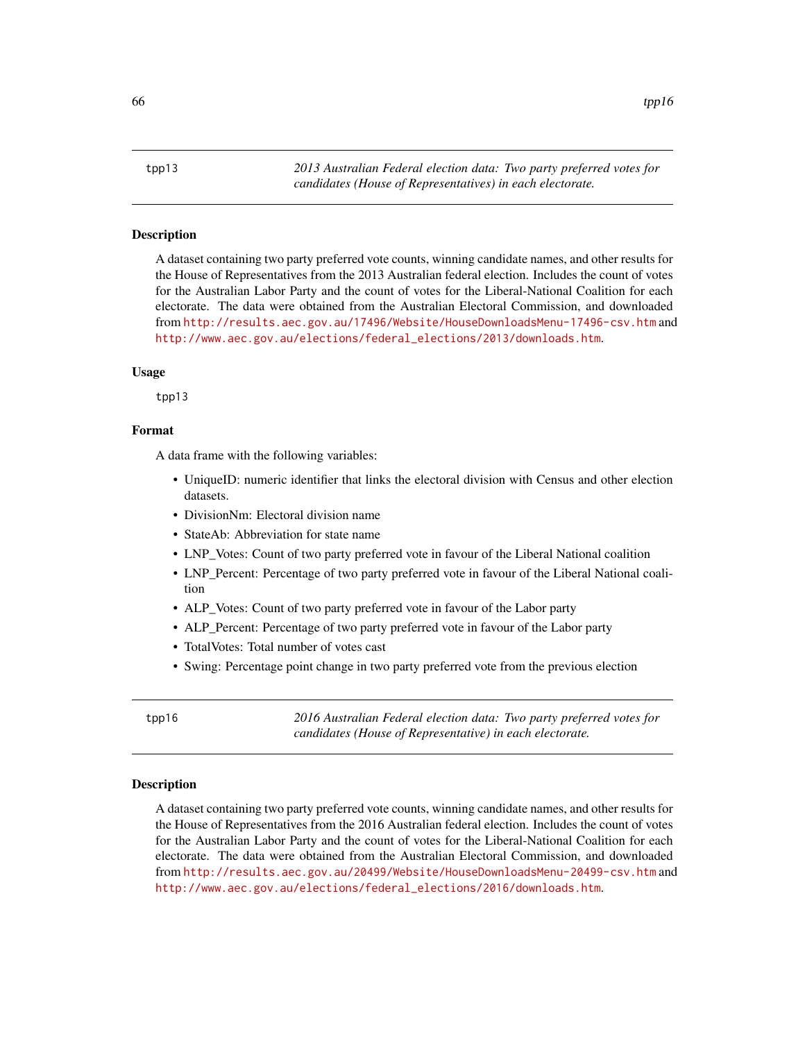## tpp13 — *2013 Australian Federal election data: Two party preferred votes for candidates (House of Representatives) in each electorate.*

### Description

A dataset containing two party preferred vote counts, winning candidate names, and other results for the House of Representatives from the 2013 Australian federal election. Includes the count of votes for the Australian Labor Party and the count of votes for the Liberal-National Coalition for each electorate. The data were obtained from the Australian Electoral Commission, and downloaded from http://results.aec.gov.au/17496/Website/HouseDownloadsMenu-17496-csv.htm and http://www.aec.gov.au/elections/federal_elections/2013/downloads.htm.

### Usage

```
tpp13
```

### Format

A data frame with the following variables:

- UniqueID: numeric identifier that links the electoral division with Census and other election datasets.
- DivisionNm: Electoral division name
- StateAb: Abbreviation for state name
- LNP_Votes: Count of two party preferred vote in favour of the Liberal National coalition
- LNP_Percent: Percentage of two party preferred vote in favour of the Liberal National coalition
- ALP_Votes: Count of two party preferred vote in favour of the Labor party
- ALP_Percent: Percentage of two party preferred vote in favour of the Labor party
- TotalVotes: Total number of votes cast
- Swing: Percentage point change in two party preferred vote from the previous election

## tpp16 — *2016 Australian Federal election data: Two party preferred votes for candidates (House of Representative) in each electorate.*

### Description

A dataset containing two party preferred vote counts, winning candidate names, and other results for the House of Representatives from the 2016 Australian federal election. Includes the count of votes for the Australian Labor Party and the count of votes for the Liberal-National Coalition for each electorate. The data were obtained from the Australian Electoral Commission, and downloaded from http://results.aec.gov.au/20499/Website/HouseDownloadsMenu-20499-csv.htm and http://www.aec.gov.au/elections/federal_elections/2016/downloads.htm.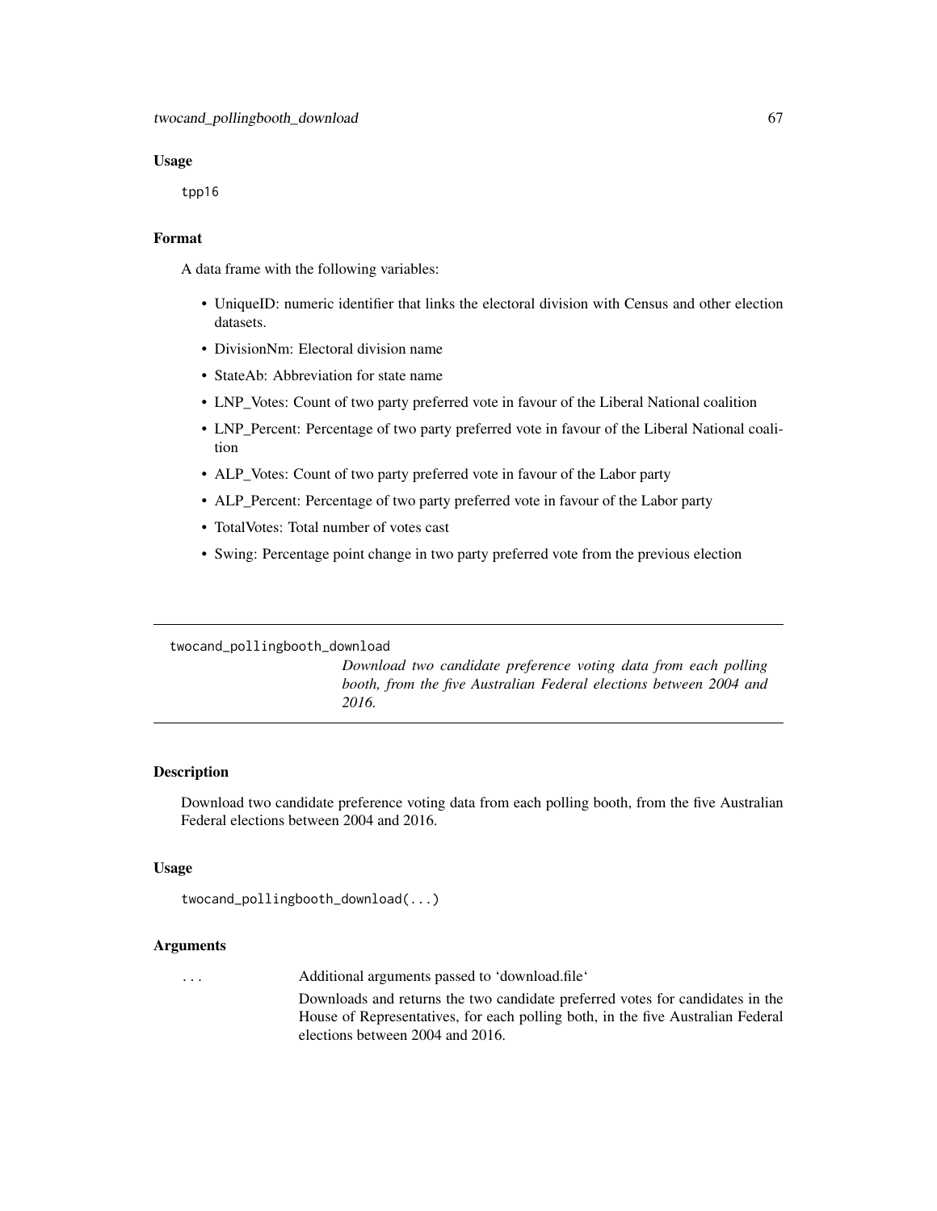### Usage

```
tpp16
```

### Format

A data frame with the following variables:

- UniqueID: numeric identifier that links the electoral division with Census and other election datasets.
- DivisionNm: Electoral division name
- StateAb: Abbreviation for state name
- LNP_Votes: Count of two party preferred vote in favour of the Liberal National coalition
- LNP_Percent: Percentage of two party preferred vote in favour of the Liberal National coalition
- ALP_Votes: Count of two party preferred vote in favour of the Labor party
- ALP_Percent: Percentage of two party preferred vote in favour of the Labor party
- TotalVotes: Total number of votes cast
- Swing: Percentage point change in two party preferred vote from the previous election

---

## twocand_pollingbooth_download

*Download two candidate preference voting data from each polling booth, from the five Australian Federal elections between 2004 and 2016.*

---

### Description

Download two candidate preference voting data from each polling booth, from the five Australian Federal elections between 2004 and 2016.

### Usage

```
twocand_pollingbooth_download(...)
```

### Arguments

| | |
|---|---|
| ... | Additional arguments passed to 'download.file' <br> Downloads and returns the two candidate preferred votes for candidates in the House of Representatives, for each polling both, in the five Australian Federal elections between 2004 and 2016. |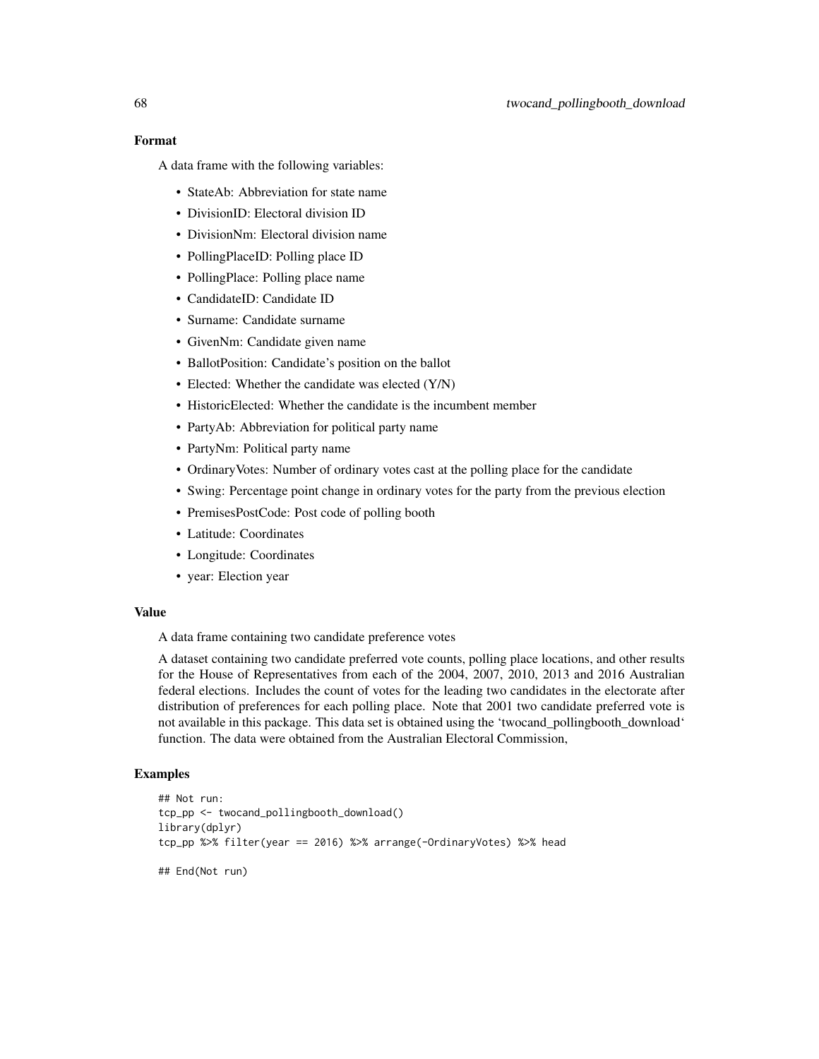### Format

A data frame with the following variables:

- StateAb: Abbreviation for state name
- DivisionID: Electoral division ID
- DivisionNm: Electoral division name
- PollingPlaceID: Polling place ID
- PollingPlace: Polling place name
- CandidateID: Candidate ID
- Surname: Candidate surname
- GivenNm: Candidate given name
- BallotPosition: Candidate's position on the ballot
- Elected: Whether the candidate was elected (Y/N)
- HistoricElected: Whether the candidate is the incumbent member
- PartyAb: Abbreviation for political party name
- PartyNm: Political party name
- OrdinaryVotes: Number of ordinary votes cast at the polling place for the candidate
- Swing: Percentage point change in ordinary votes for the party from the previous election
- PremisesPostCode: Post code of polling booth
- Latitude: Coordinates
- Longitude: Coordinates
- year: Election year

### Value

A data frame containing two candidate preference votes

A dataset containing two candidate preferred vote counts, polling place locations, and other results for the House of Representatives from each of the 2004, 2007, 2010, 2013 and 2016 Australian federal elections. Includes the count of votes for the leading two candidates in the electorate after distribution of preferences for each polling place. Note that 2001 two candidate preferred vote is not available in this package. This data set is obtained using the 'twocand_pollingbooth_download' function. The data were obtained from the Australian Electoral Commission,

### Examples

```
## Not run:
tcp_pp <- twocand_pollingbooth_download()
library(dplyr)
tcp_pp %>% filter(year == 2016) %>% arrange(-OrdinaryVotes) %>% head

## End(Not run)
```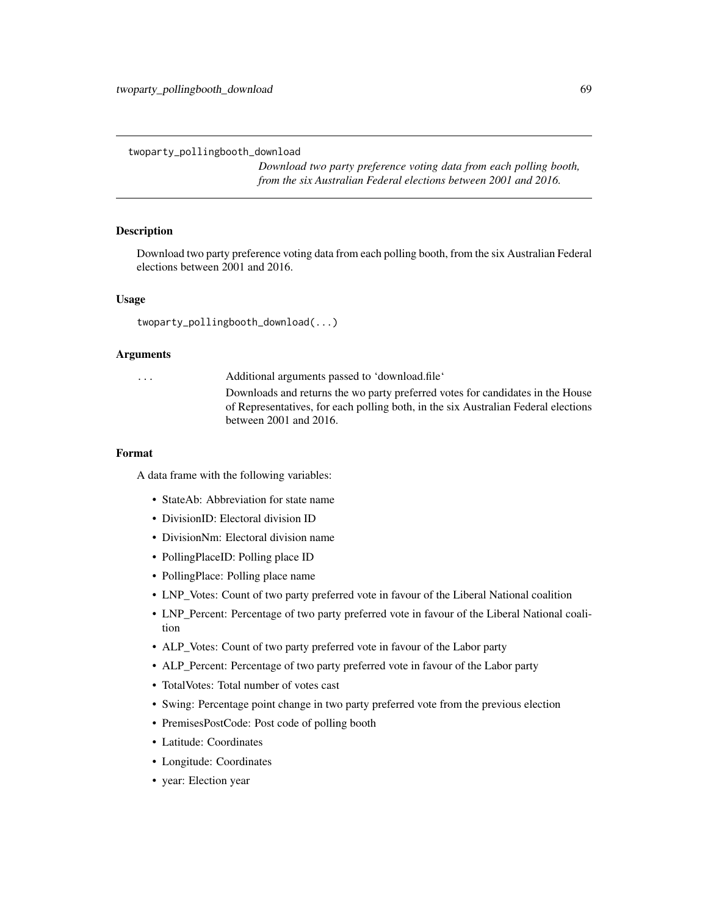`twoparty_pollingbooth_download`

*Download two party preference voting data from each polling booth, from the six Australian Federal elections between 2001 and 2016.*

## Description

Download two party preference voting data from each polling booth, from the six Australian Federal elections between 2001 and 2016.

## Usage

```
twoparty_pollingbooth_download(...)
```

## Arguments

| | |
|---|---|
| ... | Additional arguments passed to 'download.file' |
| | Downloads and returns the wo party preferred votes for candidates in the House of Representatives, for each polling both, in the six Australian Federal elections between 2001 and 2016. |

## Format

A data frame with the following variables:

- StateAb: Abbreviation for state name
- DivisionID: Electoral division ID
- DivisionNm: Electoral division name
- PollingPlaceID: Polling place ID
- PollingPlace: Polling place name
- LNP_Votes: Count of two party preferred vote in favour of the Liberal National coalition
- LNP_Percent: Percentage of two party preferred vote in favour of the Liberal National coalition
- ALP_Votes: Count of two party preferred vote in favour of the Labor party
- ALP_Percent: Percentage of two party preferred vote in favour of the Labor party
- TotalVotes: Total number of votes cast
- Swing: Percentage point change in two party preferred vote from the previous election
- PremisesPostCode: Post code of polling booth
- Latitude: Coordinates
- Longitude: Coordinates
- year: Election year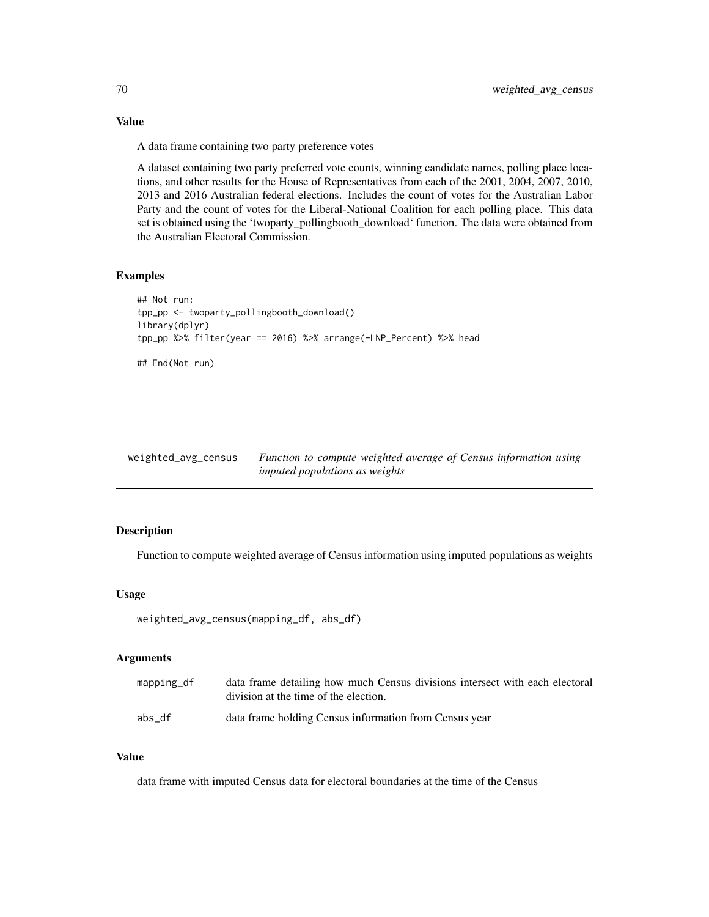### Value

A data frame containing two party preference votes

A dataset containing two party preferred vote counts, winning candidate names, polling place locations, and other results for the House of Representatives from each of the 2001, 2004, 2007, 2010, 2013 and 2016 Australian federal elections. Includes the count of votes for the Australian Labor Party and the count of votes for the Liberal-National Coalition for each polling place. This data set is obtained using the 'twoparty_pollingbooth_download' function. The data were obtained from the Australian Electoral Commission.

### Examples

```
## Not run:
tpp_pp <- twoparty_pollingbooth_download()
library(dplyr)
tpp_pp %>% filter(year == 2016) %>% arrange(-LNP_Percent) %>% head

## End(Not run)
```

---

## weighted_avg_census — *Function to compute weighted average of Census information using imputed populations as weights*

---

### Description

Function to compute weighted average of Census information using imputed populations as weights

### Usage

```
weighted_avg_census(mapping_df, abs_df)
```

### Arguments

| | |
|---|---|
| mapping_df | data frame detailing how much Census divisions intersect with each electoral division at the time of the election. |
| abs_df | data frame holding Census information from Census year |

### Value

data frame with imputed Census data for electoral boundaries at the time of the Census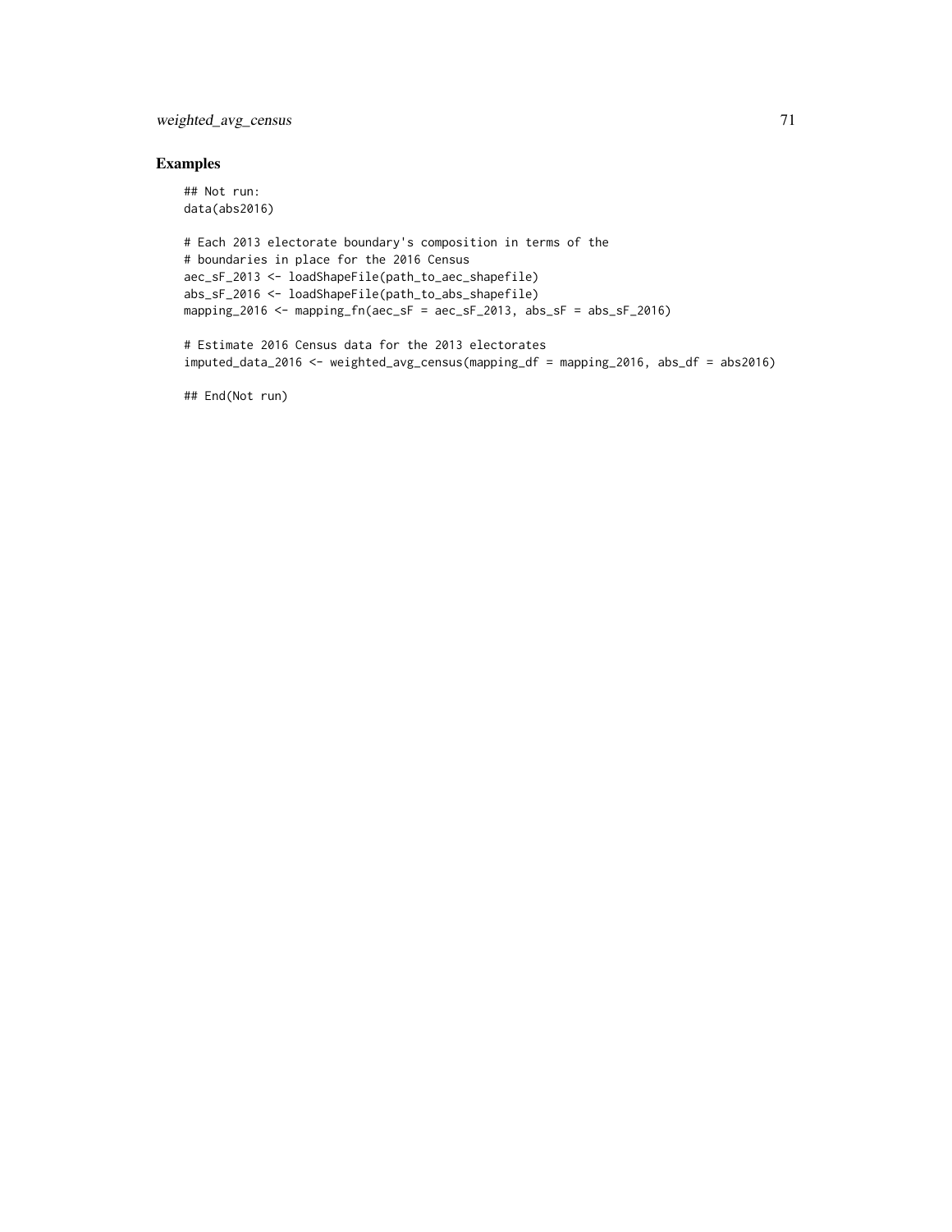## Examples

```
## Not run:
data(abs2016)

# Each 2013 electorate boundary's composition in terms of the
# boundaries in place for the 2016 Census
aec_sF_2013 <- loadShapeFile(path_to_aec_shapefile)
abs_sF_2016 <- loadShapeFile(path_to_abs_shapefile)
mapping_2016 <- mapping_fn(aec_sF = aec_sF_2013, abs_sF = abs_sF_2016)

# Estimate 2016 Census data for the 2013 electorates
imputed_data_2016 <- weighted_avg_census(mapping_df = mapping_2016, abs_df = abs2016)

## End(Not run)
```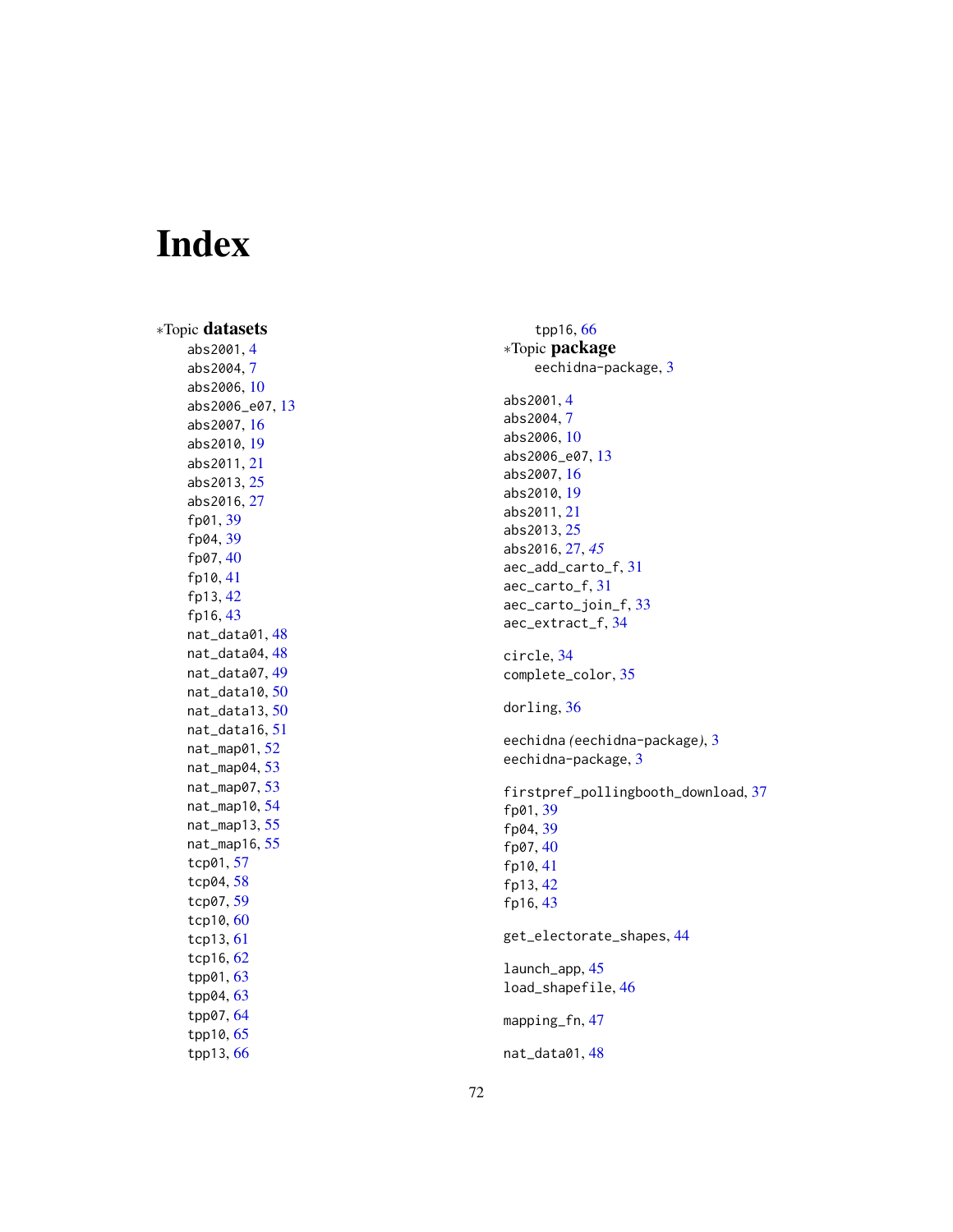# Index

*Topic **datasets**

abs2001, 4
abs2004, 7
abs2006, 10
abs2006_e07, 13
abs2007, 16
abs2010, 19
abs2011, 21
abs2013, 25
abs2016, 27
fp01, 39
fp04, 39
fp07, 40
fp10, 41
fp13, 42
fp16, 43
nat_data01, 48
nat_data04, 48
nat_data07, 49
nat_data10, 50
nat_data13, 50
nat_data16, 51
nat_map01, 52
nat_map04, 53
nat_map07, 53
nat_map10, 54
nat_map13, 55
nat_map16, 55
tcp01, 57
tcp04, 58
tcp07, 59
tcp10, 60
tcp13, 61
tcp16, 62
tpp01, 63
tpp04, 63
tpp07, 64
tpp10, 65
tpp13, 66
tpp16, 66

*Topic **package**

eechidna-package, 3

abs2001, 4
abs2004, 7
abs2006, 10
abs2006_e07, 13
abs2007, 16
abs2010, 19
abs2011, 21
abs2013, 25
abs2016, 27, *45*
aec_add_carto_f, 31
aec_carto_f, 31
aec_carto_join_f, 33
aec_extract_f, 34

circle, 34
complete_color, 35

dorling, 36

eechidna *(eechidna-package)*, 3
eechidna-package, 3

firstpref_pollingbooth_download, 37
fp01, 39
fp04, 39
fp07, 40
fp10, 41
fp13, 42
fp16, 43

get_electorate_shapes, 44

launch_app, 45
load_shapefile, 46

mapping_fn, 47

nat_data01, 48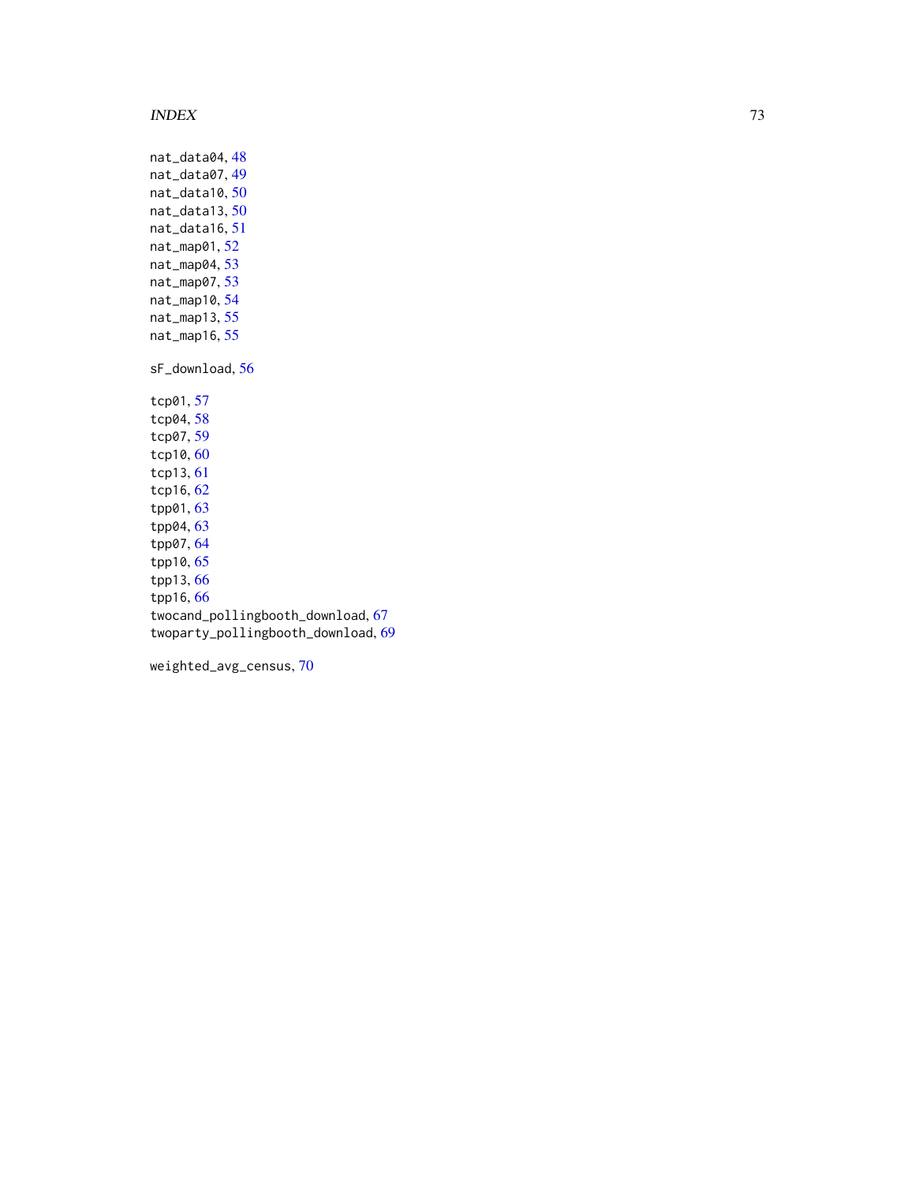nat_data04, 48
nat_data07, 49
nat_data10, 50
nat_data13, 50
nat_data16, 51
nat_map01, 52
nat_map04, 53
nat_map07, 53
nat_map10, 54
nat_map13, 55
nat_map16, 55

sF_download, 56

tcp01, 57
tcp04, 58
tcp07, 59
tcp10, 60
tcp13, 61
tcp16, 62
tpp01, 63
tpp04, 63
tpp07, 64
tpp10, 65
tpp13, 66
tpp16, 66
twocand_pollingbooth_download, 67
twoparty_pollingbooth_download, 69

weighted_avg_census, 70